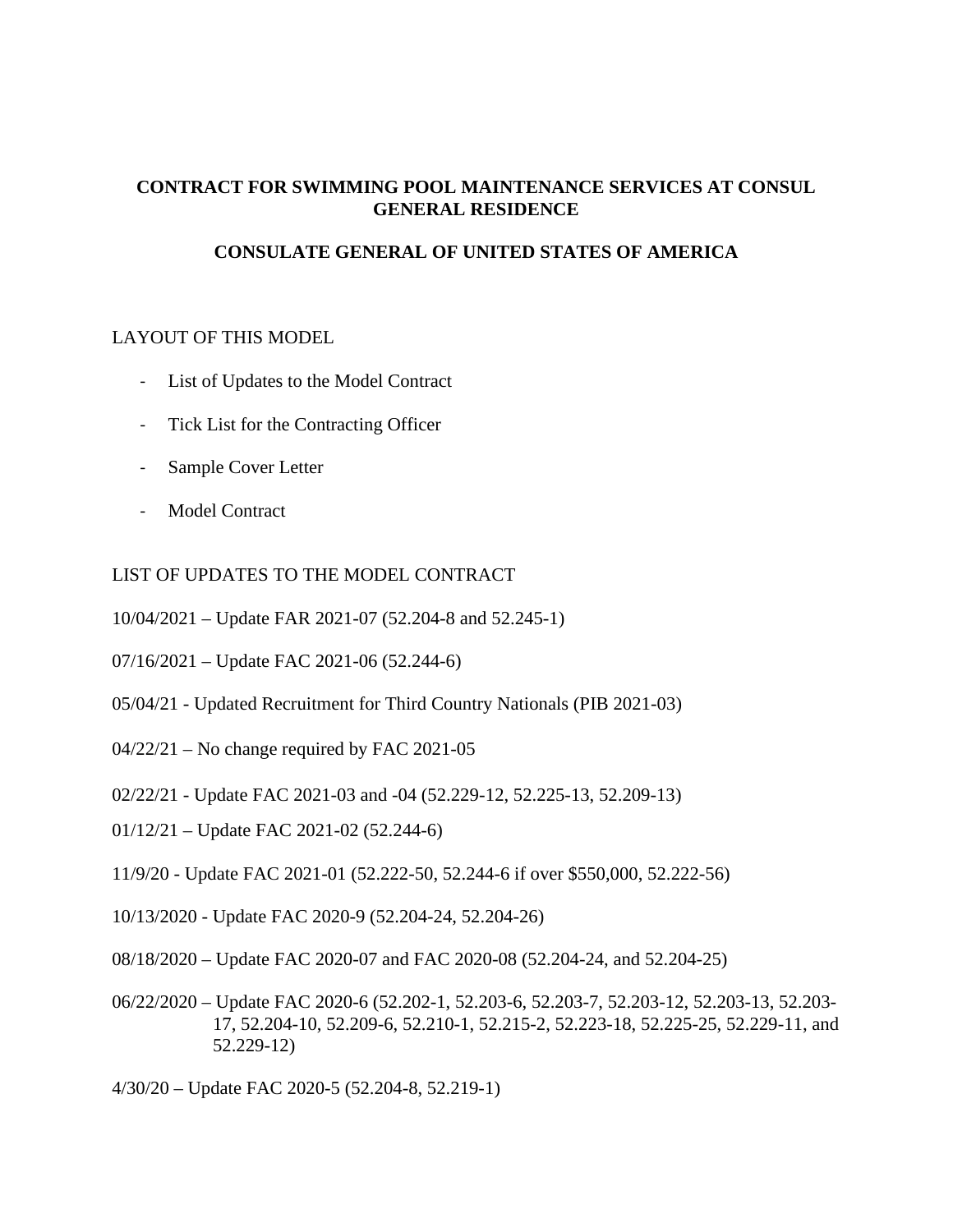**CONTRACT FOR SWIMMING POOL MAINTENANCE SERVICES AT CONSUL GENERAL RESIDENCE**

**CONSULATE GENERAL OF UNITED STATES OF AMERICA**

LAYOUT OF THIS MODEL

- List of Updates to the Model Contract
- Tick List for the Contracting Officer
- Sample Cover Letter
- Model Contract

LIST OF UPDATES TO THE MODEL CONTRACT

10/04/2021 – Update FAR 2021-07 (52.204-8 and 52.245-1)

07/16/2021 – Update FAC 2021-06 (52.244-6)

05/04/21 - Updated Recruitment for Third Country Nationals (PIB 2021-03)

04/22/21 – No change required by FAC 2021-05

02/22/21 - Update FAC 2021-03 and -04 (52.229-12, 52.225-13, 52.209-13)

01/12/21 – Update FAC 2021-02 (52.244-6)

11/9/20 - Update FAC 2021-01 (52.222-50, 52.244-6 if over $550,000, 52.222-56)

10/13/2020 - Update FAC 2020-9 (52.204-24, 52.204-26)

08/18/2020 – Update FAC 2020-07 and FAC 2020-08 (52.204-24, and 52.204-25)

06/22/2020 – Update FAC 2020-6 (52.202-1, 52.203-6, 52.203-7, 52.203-12, 52.203-13, 52.203-17, 52.204-10, 52.209-6, 52.210-1, 52.215-2, 52.223-18, 52.225-25, 52.229-11, and 52.229-12)

4/30/20 – Update FAC 2020-5 (52.204-8, 52.219-1)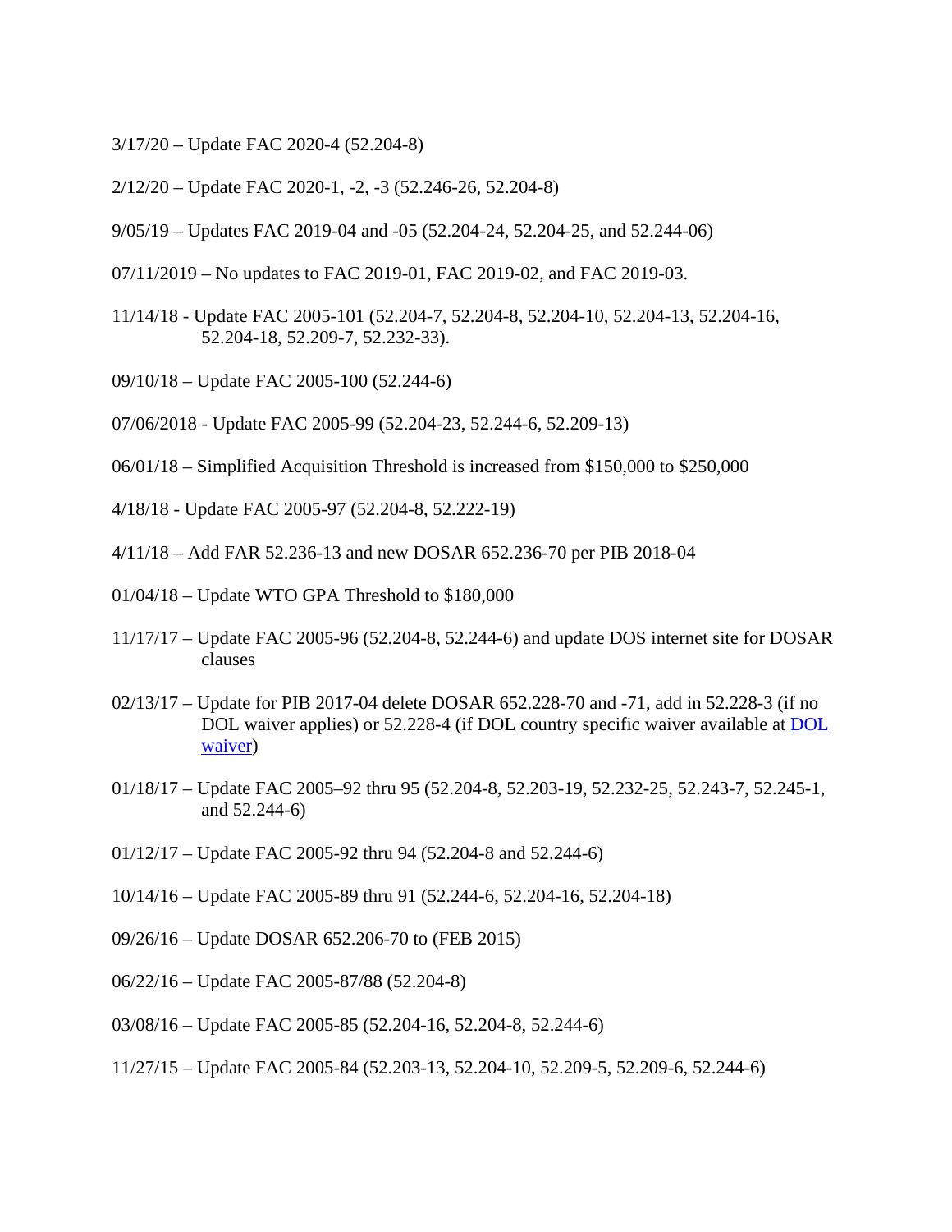3/17/20 – Update FAC 2020-4 (52.204-8)

2/12/20 – Update FAC 2020-1, -2, -3 (52.246-26, 52.204-8)

9/05/19 – Updates FAC 2019-04 and -05 (52.204-24, 52.204-25, and 52.244-06)

07/11/2019 – No updates to FAC 2019-01, FAC 2019-02, and FAC 2019-03.

11/14/18 - Update FAC 2005-101 (52.204-7, 52.204-8, 52.204-10, 52.204-13, 52.204-16, 52.204-18, 52.209-7, 52.232-33).

09/10/18 – Update FAC 2005-100 (52.244-6)

07/06/2018 - Update FAC 2005-99 (52.204-23, 52.244-6, 52.209-13)

06/01/18 – Simplified Acquisition Threshold is increased from $150,000 to $250,000

4/18/18 - Update FAC 2005-97 (52.204-8, 52.222-19)

4/11/18 – Add FAR 52.236-13 and new DOSAR 652.236-70 per PIB 2018-04

01/04/18 – Update WTO GPA Threshold to $180,000

11/17/17 – Update FAC 2005-96 (52.204-8, 52.244-6) and update DOS internet site for DOSAR clauses

02/13/17 – Update for PIB 2017-04 delete DOSAR 652.228-70 and -71, add in 52.228-3 (if no DOL waiver applies) or 52.228-4 (if DOL country specific waiver available at DOL waiver)

01/18/17 – Update FAC 2005–92 thru 95 (52.204-8, 52.203-19, 52.232-25, 52.243-7, 52.245-1, and 52.244-6)

01/12/17 – Update FAC 2005-92 thru 94 (52.204-8 and 52.244-6)

10/14/16 – Update FAC 2005-89 thru 91 (52.244-6, 52.204-16, 52.204-18)

09/26/16 – Update DOSAR 652.206-70 to (FEB 2015)

06/22/16 – Update FAC 2005-87/88 (52.204-8)

03/08/16 – Update FAC 2005-85 (52.204-16, 52.204-8, 52.244-6)

11/27/15 – Update FAC 2005-84 (52.203-13, 52.204-10, 52.209-5, 52.209-6, 52.244-6)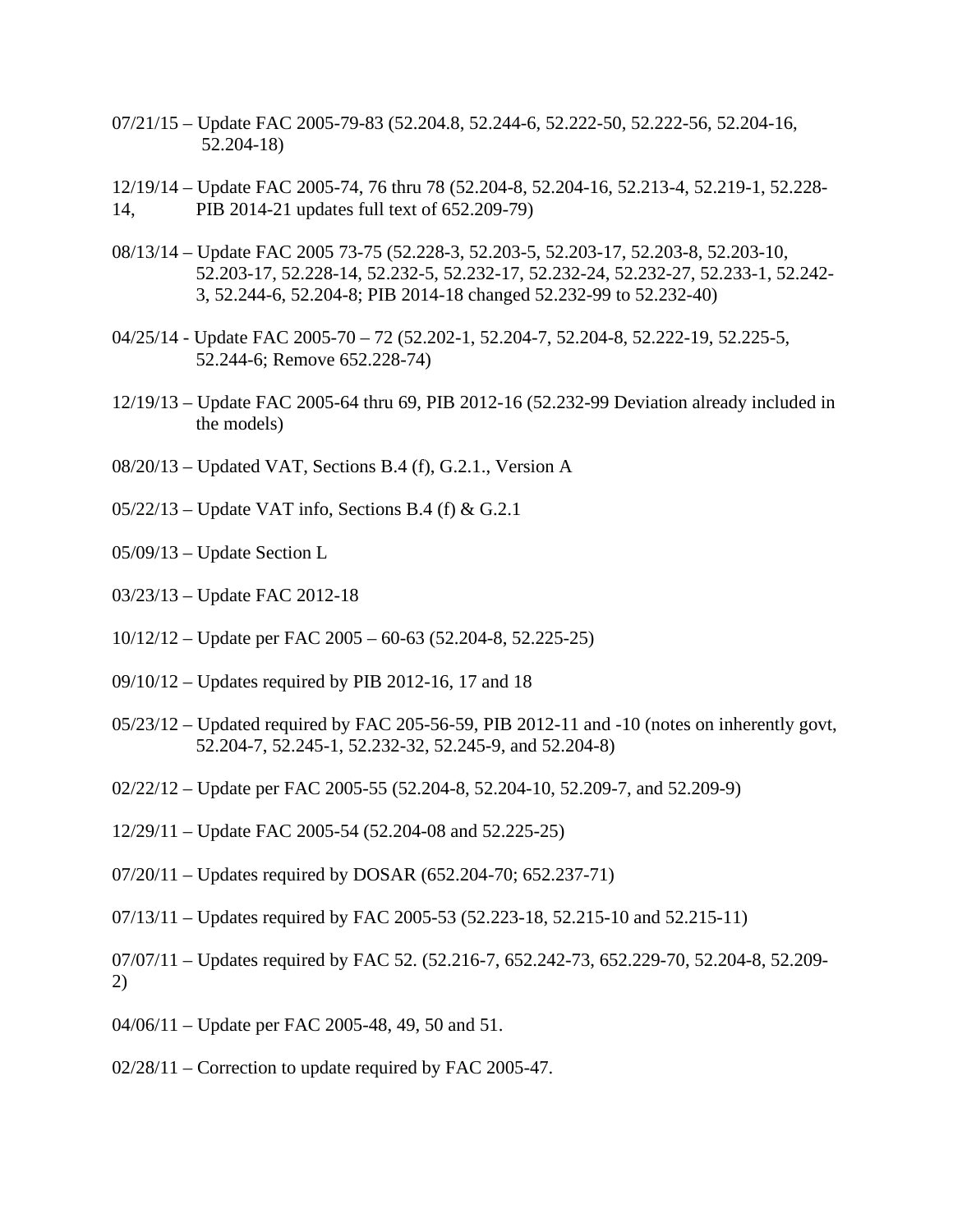07/21/15 – Update FAC 2005-79-83 (52.204.8, 52.244-6, 52.222-50, 52.222-56, 52.204-16, 52.204-18)

12/19/14 – Update FAC 2005-74, 76 thru 78 (52.204-8, 52.204-16, 52.213-4, 52.219-1, 52.228-14, PIB 2014-21 updates full text of 652.209-79)

08/13/14 – Update FAC 2005 73-75 (52.228-3, 52.203-5, 52.203-17, 52.203-8, 52.203-10, 52.203-17, 52.228-14, 52.232-5, 52.232-17, 52.232-24, 52.232-27, 52.233-1, 52.242-3, 52.244-6, 52.204-8; PIB 2014-18 changed 52.232-99 to 52.232-40)

04/25/14 - Update FAC 2005-70 – 72 (52.202-1, 52.204-7, 52.204-8, 52.222-19, 52.225-5, 52.244-6; Remove 652.228-74)

12/19/13 – Update FAC 2005-64 thru 69, PIB 2012-16 (52.232-99 Deviation already included in the models)

08/20/13 – Updated VAT, Sections B.4 (f), G.2.1., Version A

05/22/13 – Update VAT info, Sections B.4 (f) & G.2.1

05/09/13 – Update Section L

03/23/13 – Update FAC 2012-18

10/12/12 – Update per FAC 2005 – 60-63 (52.204-8, 52.225-25)

09/10/12 – Updates required by PIB 2012-16, 17 and 18

05/23/12 – Updated required by FAC 205-56-59, PIB 2012-11 and -10 (notes on inherently govt, 52.204-7, 52.245-1, 52.232-32, 52.245-9, and 52.204-8)

02/22/12 – Update per FAC 2005-55 (52.204-8, 52.204-10, 52.209-7, and 52.209-9)

12/29/11 – Update FAC 2005-54 (52.204-08 and 52.225-25)

07/20/11 – Updates required by DOSAR (652.204-70; 652.237-71)

07/13/11 – Updates required by FAC 2005-53 (52.223-18, 52.215-10 and 52.215-11)

07/07/11 – Updates required by FAC 52. (52.216-7, 652.242-73, 652.229-70, 52.204-8, 52.209-2)

04/06/11 – Update per FAC 2005-48, 49, 50 and 51.

02/28/11 – Correction to update required by FAC 2005-47.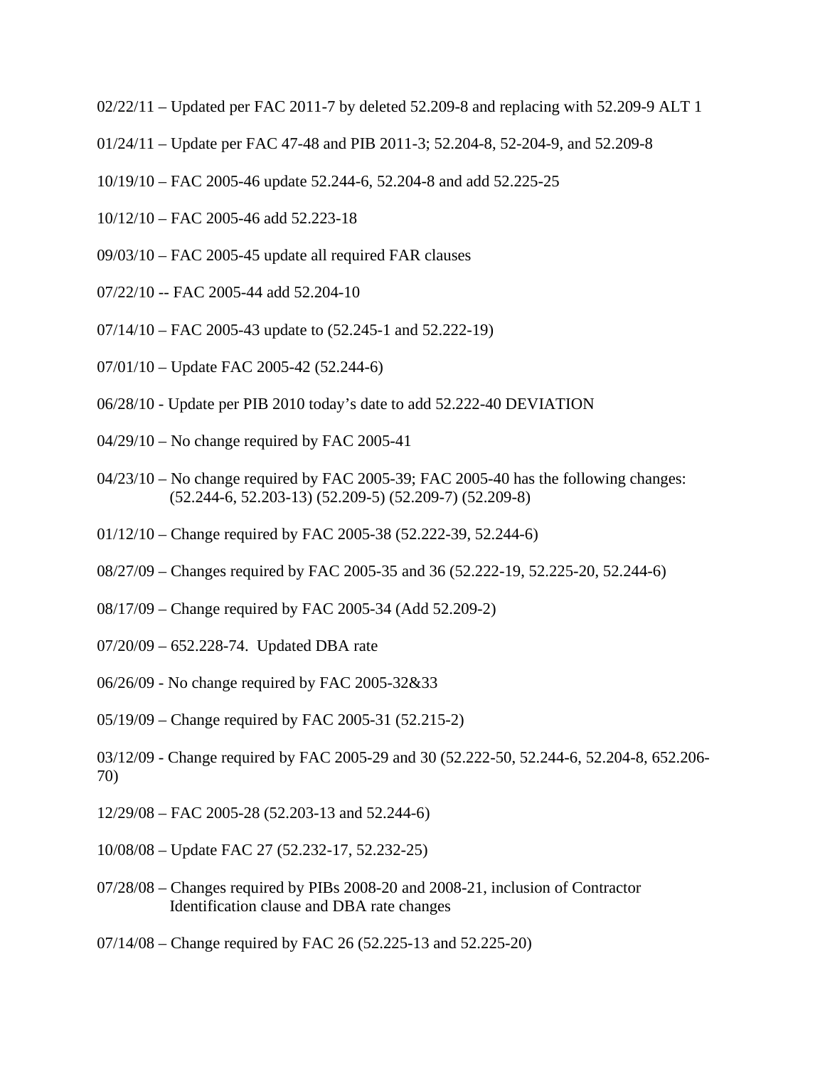02/22/11 – Updated per FAC 2011-7 by deleted 52.209-8 and replacing with 52.209-9 ALT 1

01/24/11 – Update per FAC 47-48 and PIB 2011-3; 52.204-8, 52-204-9, and 52.209-8

10/19/10 – FAC 2005-46 update 52.244-6, 52.204-8 and add 52.225-25

10/12/10 – FAC 2005-46 add 52.223-18

09/03/10 – FAC 2005-45 update all required FAR clauses

07/22/10 -- FAC 2005-44 add 52.204-10

07/14/10 – FAC 2005-43 update to (52.245-1 and 52.222-19)

07/01/10 – Update FAC 2005-42 (52.244-6)

06/28/10 - Update per PIB 2010 today's date to add 52.222-40 DEVIATION

04/29/10 – No change required by FAC 2005-41

04/23/10 – No change required by FAC 2005-39; FAC 2005-40 has the following changes: (52.244-6, 52.203-13) (52.209-5) (52.209-7) (52.209-8)

01/12/10 – Change required by FAC 2005-38 (52.222-39, 52.244-6)

08/27/09 – Changes required by FAC 2005-35 and 36 (52.222-19, 52.225-20, 52.244-6)

08/17/09 – Change required by FAC 2005-34 (Add 52.209-2)

07/20/09 – 652.228-74. Updated DBA rate

06/26/09 - No change required by FAC 2005-32&33

05/19/09 – Change required by FAC 2005-31 (52.215-2)

03/12/09 - Change required by FAC 2005-29 and 30 (52.222-50, 52.244-6, 52.204-8, 652.206-70)

12/29/08 – FAC 2005-28 (52.203-13 and 52.244-6)

10/08/08 – Update FAC 27 (52.232-17, 52.232-25)

07/28/08 – Changes required by PIBs 2008-20 and 2008-21, inclusion of Contractor Identification clause and DBA rate changes

07/14/08 – Change required by FAC 26 (52.225-13 and 52.225-20)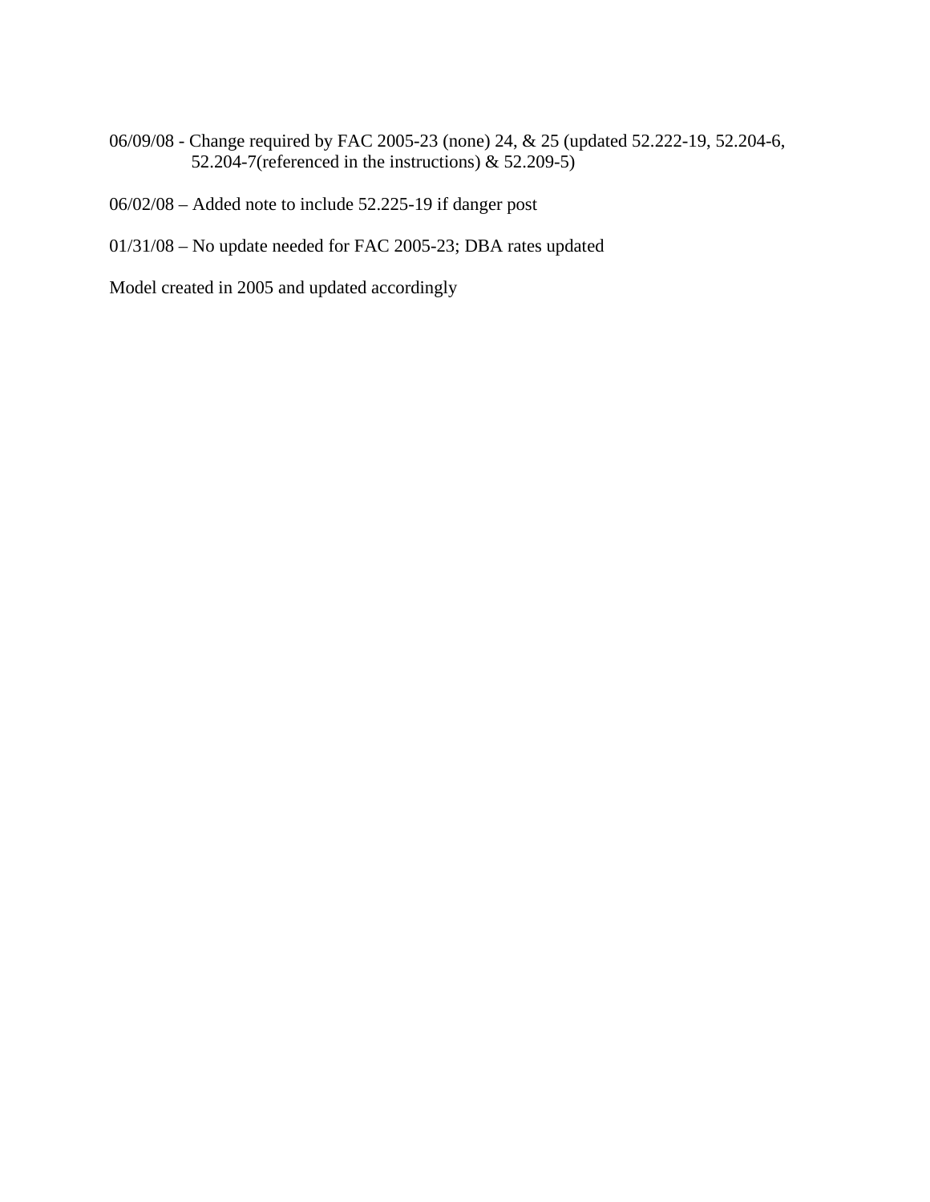06/09/08 - Change required by FAC 2005-23 (none) 24, & 25 (updated 52.222-19, 52.204-6, 52.204-7(referenced in the instructions) & 52.209-5)

06/02/08 – Added note to include 52.225-19 if danger post

01/31/08 – No update needed for FAC 2005-23; DBA rates updated

Model created in 2005 and updated accordingly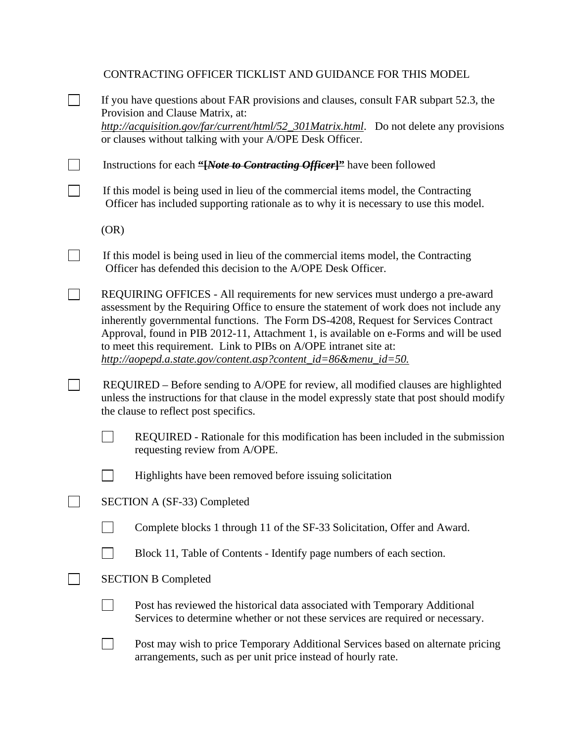CONTRACTING OFFICER TICKLIST AND GUIDANCE FOR THIS MODEL

- [ ] If you have questions about FAR provisions and clauses, consult FAR subpart 52.3, the Provision and Clause Matrix, at: *http://acquisition.gov/far/current/html/52_301Matrix.html*. Do not delete any provisions or clauses without talking with your A/OPE Desk Officer.

- [ ] Instructions for each **"[*~~Note to Contracting Officer~~*]"** have been followed

- [ ] If this model is being used in lieu of the commercial items model, the Contracting Officer has included supporting rationale as to why it is necessary to use this model.

(OR)

- [ ] If this model is being used in lieu of the commercial items model, the Contracting Officer has defended this decision to the A/OPE Desk Officer.

- [ ] REQUIRING OFFICES - All requirements for new services must undergo a pre-award assessment by the Requiring Office to ensure the statement of work does not include any inherently governmental functions. The Form DS-4208, Request for Services Contract Approval, found in PIB 2012-11, Attachment 1, is available on e-Forms and will be used to meet this requirement. Link to PIBs on A/OPE intranet site at: *http://aopepd.a.state.gov/content.asp?content_id=86&menu_id=50.*

- [ ] REQUIRED – Before sending to A/OPE for review, all modified clauses are highlighted unless the instructions for that clause in the model expressly state that post should modify the clause to reflect post specifics.
    - [ ] REQUIRED - Rationale for this modification has been included in the submission requesting review from A/OPE.
    - [ ] Highlights have been removed before issuing solicitation

- [ ] SECTION A (SF-33) Completed
    - [ ] Complete blocks 1 through 11 of the SF-33 Solicitation, Offer and Award.
    - [ ] Block 11, Table of Contents - Identify page numbers of each section.

- [ ] SECTION B Completed
    - [ ] Post has reviewed the historical data associated with Temporary Additional Services to determine whether or not these services are required or necessary.
    - [ ] Post may wish to price Temporary Additional Services based on alternate pricing arrangements, such as per unit price instead of hourly rate.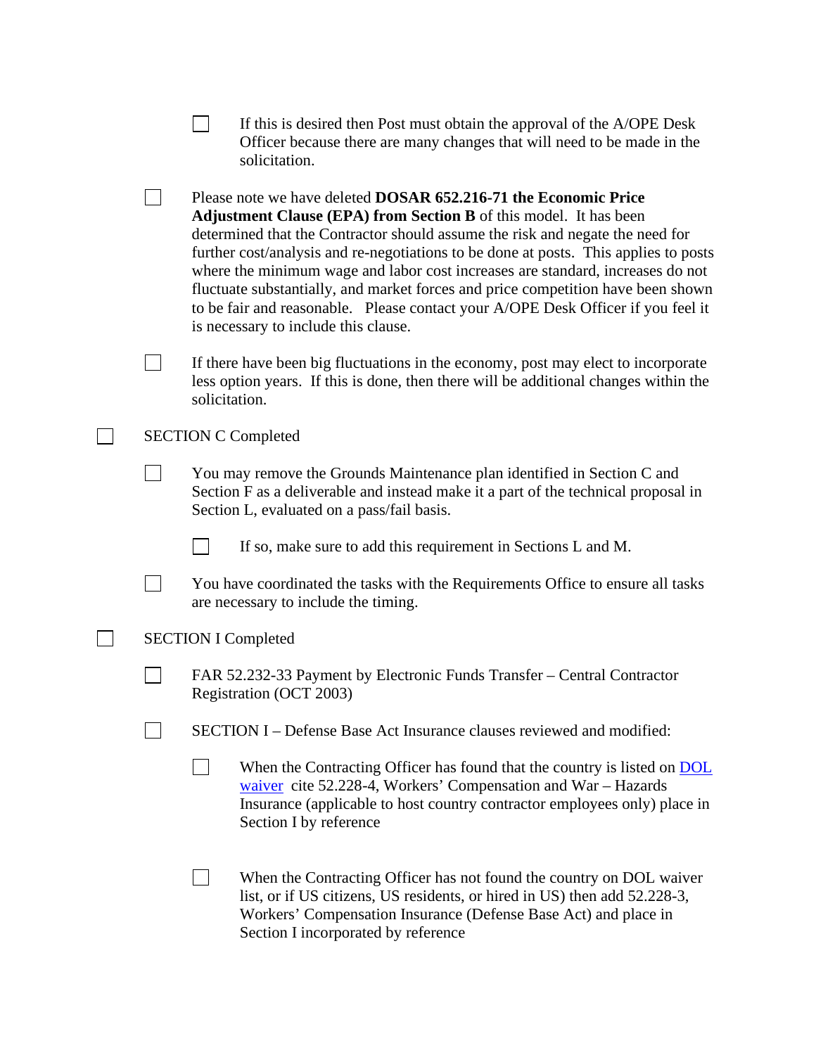- [ ] If this is desired then Post must obtain the approval of the A/OPE Desk Officer because there are many changes that will need to be made in the solicitation.

- [ ] Please note we have deleted **DOSAR 652.216-71 the Economic Price Adjustment Clause (EPA) from Section B** of this model. It has been determined that the Contractor should assume the risk and negate the need for further cost/analysis and re-negotiations to be done at posts. This applies to posts where the minimum wage and labor cost increases are standard, increases do not fluctuate substantially, and market forces and price competition have been shown to be fair and reasonable. Please contact your A/OPE Desk Officer if you feel it is necessary to include this clause.

- [ ] If there have been big fluctuations in the economy, post may elect to incorporate less option years. If this is done, then there will be additional changes within the solicitation.

- [ ] SECTION C Completed

  - [ ] You may remove the Grounds Maintenance plan identified in Section C and Section F as a deliverable and instead make it a part of the technical proposal in Section L, evaluated on a pass/fail basis.

    - [ ] If so, make sure to add this requirement in Sections L and M.

  - [ ] You have coordinated the tasks with the Requirements Office to ensure all tasks are necessary to include the timing.

- [ ] SECTION I Completed

  - [ ] FAR 52.232-33 Payment by Electronic Funds Transfer – Central Contractor Registration (OCT 2003)

  - [ ] SECTION I – Defense Base Act Insurance clauses reviewed and modified:

    - [ ] When the Contracting Officer has found that the country is listed on DOL waiver cite 52.228-4, Workers' Compensation and War – Hazards Insurance (applicable to host country contractor employees only) place in Section I by reference

    - [ ] When the Contracting Officer has not found the country on DOL waiver list, or if US citizens, US residents, or hired in US) then add 52.228-3, Workers' Compensation Insurance (Defense Base Act) and place in Section I incorporated by reference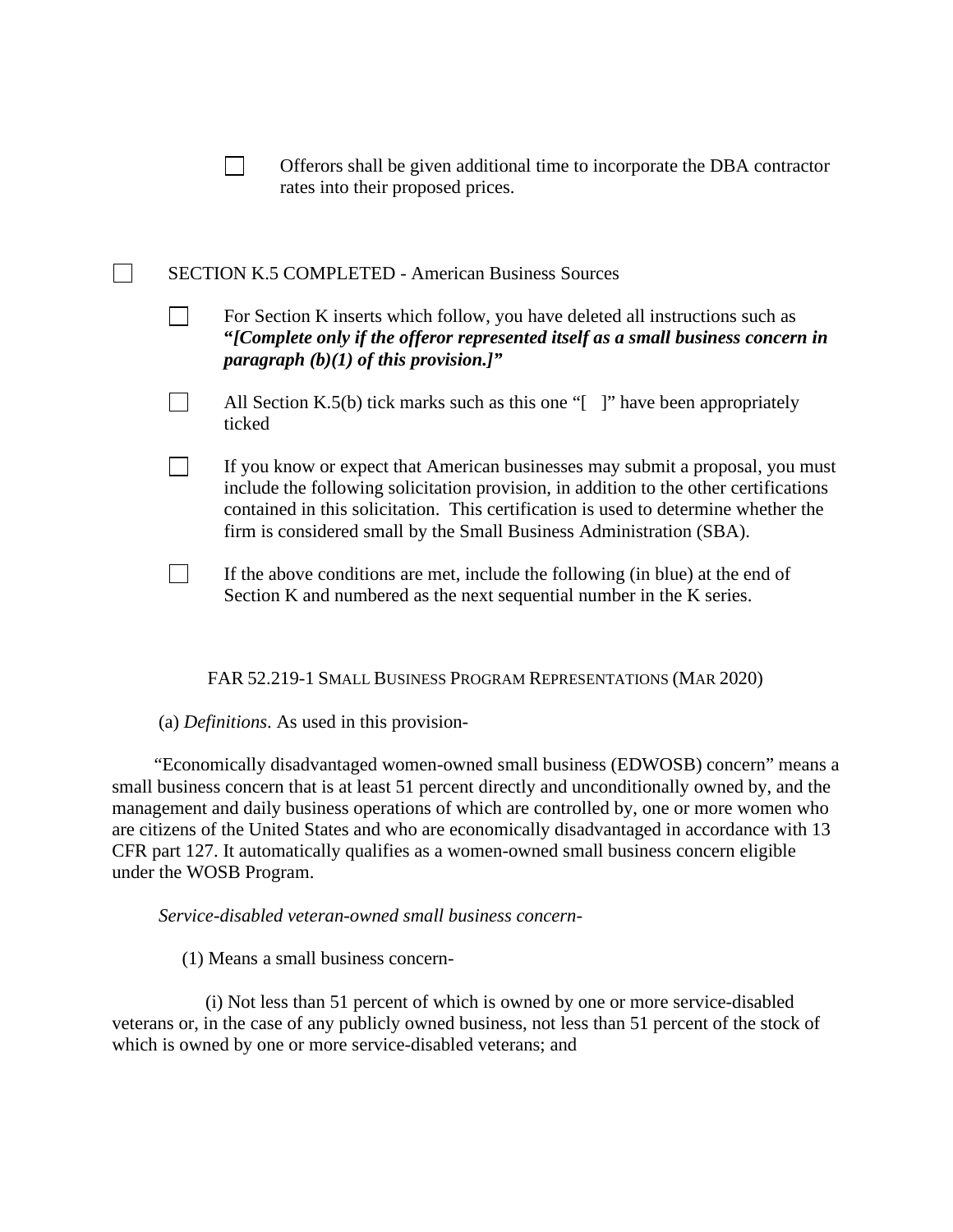- [ ] Offerors shall be given additional time to incorporate the DBA contractor rates into their proposed prices.

- [ ] SECTION K.5 COMPLETED - American Business Sources

  - [ ] For Section K inserts which follow, you have deleted all instructions such as ***"[Complete only if the offeror represented itself as a small business concern in paragraph (b)(1) of this provision.]"***

  - [ ] All Section K.5(b) tick marks such as this one "[ ]" have been appropriately ticked

  - [ ] If you know or expect that American businesses may submit a proposal, you must include the following solicitation provision, in addition to the other certifications contained in this solicitation. This certification is used to determine whether the firm is considered small by the Small Business Administration (SBA).

  - [ ] If the above conditions are met, include the following (in blue) at the end of Section K and numbered as the next sequential number in the K series.

FAR 52.219-1 SMALL BUSINESS PROGRAM REPRESENTATIONS (MAR 2020)

(a) *Definitions*. As used in this provision-

"Economically disadvantaged women-owned small business (EDWOSB) concern" means a small business concern that is at least 51 percent directly and unconditionally owned by, and the management and daily business operations of which are controlled by, one or more women who are citizens of the United States and who are economically disadvantaged in accordance with 13 CFR part 127. It automatically qualifies as a women-owned small business concern eligible under the WOSB Program.

*Service-disabled veteran-owned small business concern-*

(1) Means a small business concern-

(i) Not less than 51 percent of which is owned by one or more service-disabled veterans or, in the case of any publicly owned business, not less than 51 percent of the stock of which is owned by one or more service-disabled veterans; and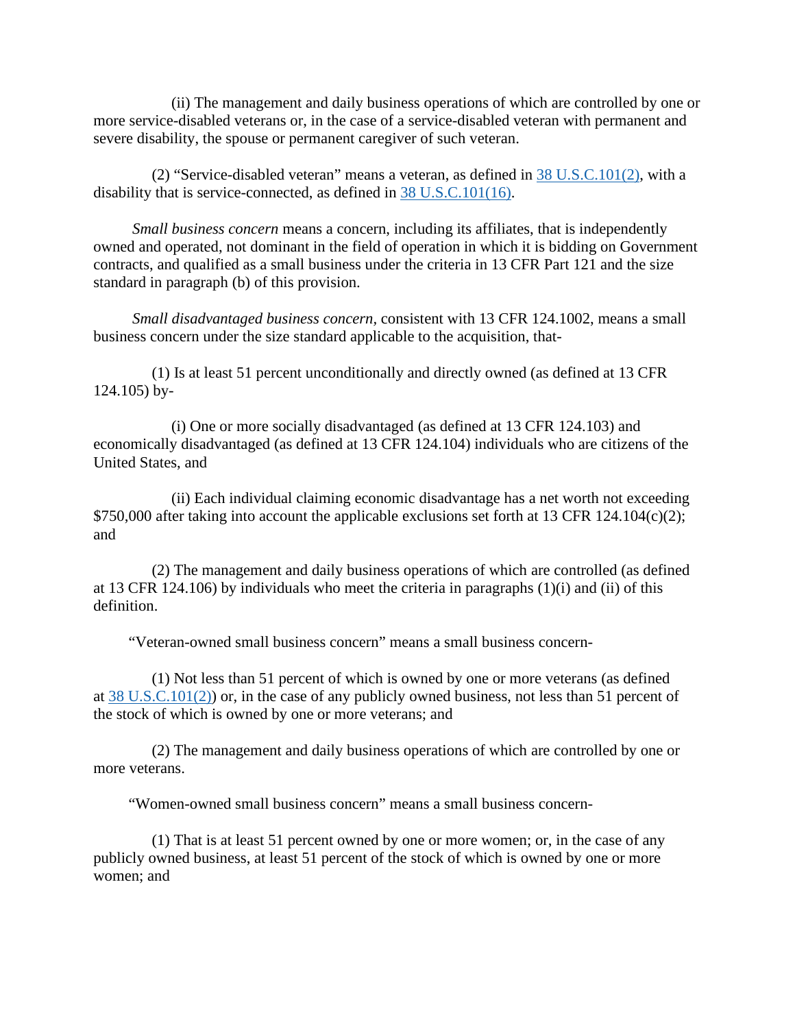(ii) The management and daily business operations of which are controlled by one or more service-disabled veterans or, in the case of a service-disabled veteran with permanent and severe disability, the spouse or permanent caregiver of such veteran.

(2) "Service-disabled veteran" means a veteran, as defined in [38 U.S.C.101(2)](), with a disability that is service-connected, as defined in [38 U.S.C.101(16)]().

*Small business concern* means a concern, including its affiliates, that is independently owned and operated, not dominant in the field of operation in which it is bidding on Government contracts, and qualified as a small business under the criteria in 13 CFR Part 121 and the size standard in paragraph (b) of this provision.

*Small disadvantaged business concern*, consistent with 13 CFR 124.1002, means a small business concern under the size standard applicable to the acquisition, that-

(1) Is at least 51 percent unconditionally and directly owned (as defined at 13 CFR 124.105) by-

(i) One or more socially disadvantaged (as defined at 13 CFR 124.103) and economically disadvantaged (as defined at 13 CFR 124.104) individuals who are citizens of the United States, and

(ii) Each individual claiming economic disadvantage has a net worth not exceeding $750,000 after taking into account the applicable exclusions set forth at 13 CFR 124.104(c)(2); and

(2) The management and daily business operations of which are controlled (as defined at 13 CFR 124.106) by individuals who meet the criteria in paragraphs (1)(i) and (ii) of this definition.

"Veteran-owned small business concern" means a small business concern-

(1) Not less than 51 percent of which is owned by one or more veterans (as defined at [38 U.S.C.101(2)]()) or, in the case of any publicly owned business, not less than 51 percent of the stock of which is owned by one or more veterans; and

(2) The management and daily business operations of which are controlled by one or more veterans.

"Women-owned small business concern" means a small business concern-

(1) That is at least 51 percent owned by one or more women; or, in the case of any publicly owned business, at least 51 percent of the stock of which is owned by one or more women; and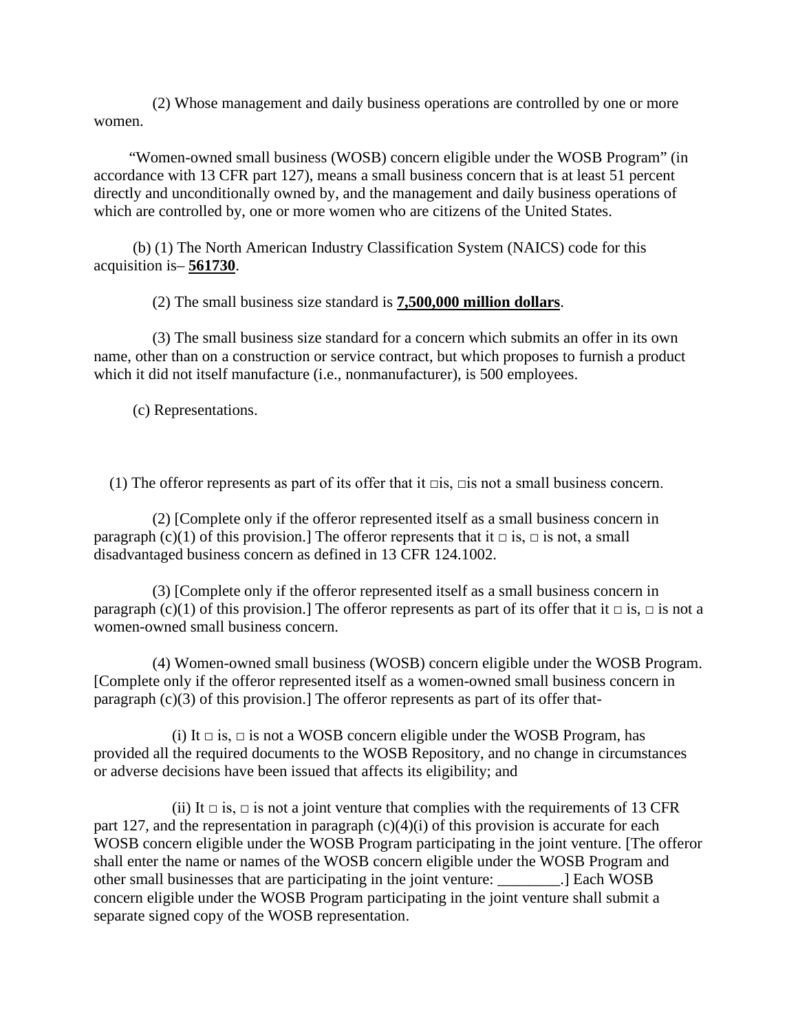(2) Whose management and daily business operations are controlled by one or more women.

"Women-owned small business (WOSB) concern eligible under the WOSB Program" (in accordance with 13 CFR part 127), means a small business concern that is at least 51 percent directly and unconditionally owned by, and the management and daily business operations of which are controlled by, one or more women who are citizens of the United States.

(b) (1) The North American Industry Classification System (NAICS) code for this acquisition is– **561730**.

(2) The small business size standard is **7,500,000 million dollars**.

(3) The small business size standard for a concern which submits an offer in its own name, other than on a construction or service contract, but which proposes to furnish a product which it did not itself manufacture (i.e., nonmanufacturer), is 500 employees.

(c) Representations.

(1) The offeror represents as part of its offer that it □is, □is not a small business concern.

(2) [Complete only if the offeror represented itself as a small business concern in paragraph (c)(1) of this provision.] The offeror represents that it □ is, □ is not, a small disadvantaged business concern as defined in 13 CFR 124.1002.

(3) [Complete only if the offeror represented itself as a small business concern in paragraph (c)(1) of this provision.] The offeror represents as part of its offer that it □ is, □ is not a women-owned small business concern.

(4) Women-owned small business (WOSB) concern eligible under the WOSB Program. [Complete only if the offeror represented itself as a women-owned small business concern in paragraph (c)(3) of this provision.] The offeror represents as part of its offer that-

(i) It □ is, □ is not a WOSB concern eligible under the WOSB Program, has provided all the required documents to the WOSB Repository, and no change in circumstances or adverse decisions have been issued that affects its eligibility; and

(ii) It □ is, □ is not a joint venture that complies with the requirements of 13 CFR part 127, and the representation in paragraph (c)(4)(i) of this provision is accurate for each WOSB concern eligible under the WOSB Program participating in the joint venture. [The offeror shall enter the name or names of the WOSB concern eligible under the WOSB Program and other small businesses that are participating in the joint venture: ________.] Each WOSB concern eligible under the WOSB Program participating in the joint venture shall submit a separate signed copy of the WOSB representation.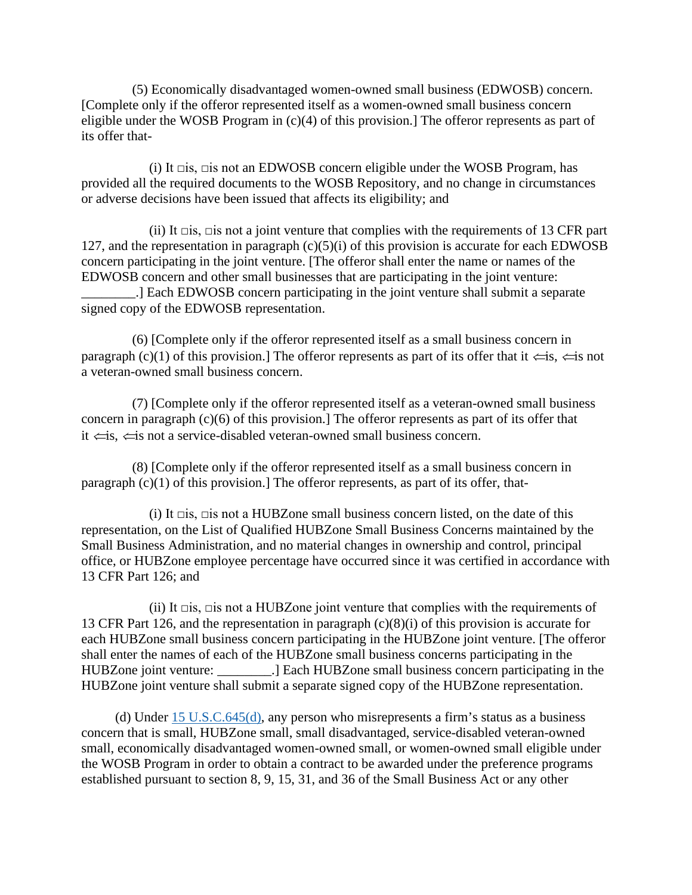(5) Economically disadvantaged women-owned small business (EDWOSB) concern. [Complete only if the offeror represented itself as a women-owned small business concern eligible under the WOSB Program in (c)(4) of this provision.] The offeror represents as part of its offer that-

(i) It □is, □is not an EDWOSB concern eligible under the WOSB Program, has provided all the required documents to the WOSB Repository, and no change in circumstances or adverse decisions have been issued that affects its eligibility; and

(ii) It □is, □is not a joint venture that complies with the requirements of 13 CFR part 127, and the representation in paragraph (c)(5)(i) of this provision is accurate for each EDWOSB concern participating in the joint venture. [The offeror shall enter the name or names of the EDWOSB concern and other small businesses that are participating in the joint venture: ________.] Each EDWOSB concern participating in the joint venture shall submit a separate signed copy of the EDWOSB representation.

(6) [Complete only if the offeror represented itself as a small business concern in paragraph (c)(1) of this provision.] The offeror represents as part of its offer that it ⇐is, ⇐is not a veteran-owned small business concern.

(7) [Complete only if the offeror represented itself as a veteran-owned small business concern in paragraph (c)(6) of this provision.] The offeror represents as part of its offer that it ⇐is, ⇐is not a service-disabled veteran-owned small business concern.

(8) [Complete only if the offeror represented itself as a small business concern in paragraph (c)(1) of this provision.] The offeror represents, as part of its offer, that-

(i) It □is, □is not a HUBZone small business concern listed, on the date of this representation, on the List of Qualified HUBZone Small Business Concerns maintained by the Small Business Administration, and no material changes in ownership and control, principal office, or HUBZone employee percentage have occurred since it was certified in accordance with 13 CFR Part 126; and

(ii) It □is, □is not a HUBZone joint venture that complies with the requirements of 13 CFR Part 126, and the representation in paragraph (c)(8)(i) of this provision is accurate for each HUBZone small business concern participating in the HUBZone joint venture. [The offeror shall enter the names of each of the HUBZone small business concerns participating in the HUBZone joint venture: ________.] Each HUBZone small business concern participating in the HUBZone joint venture shall submit a separate signed copy of the HUBZone representation.

(d) Under 15 U.S.C.645(d), any person who misrepresents a firm's status as a business concern that is small, HUBZone small, small disadvantaged, service-disabled veteran-owned small, economically disadvantaged women-owned small, or women-owned small eligible under the WOSB Program in order to obtain a contract to be awarded under the preference programs established pursuant to section 8, 9, 15, 31, and 36 of the Small Business Act or any other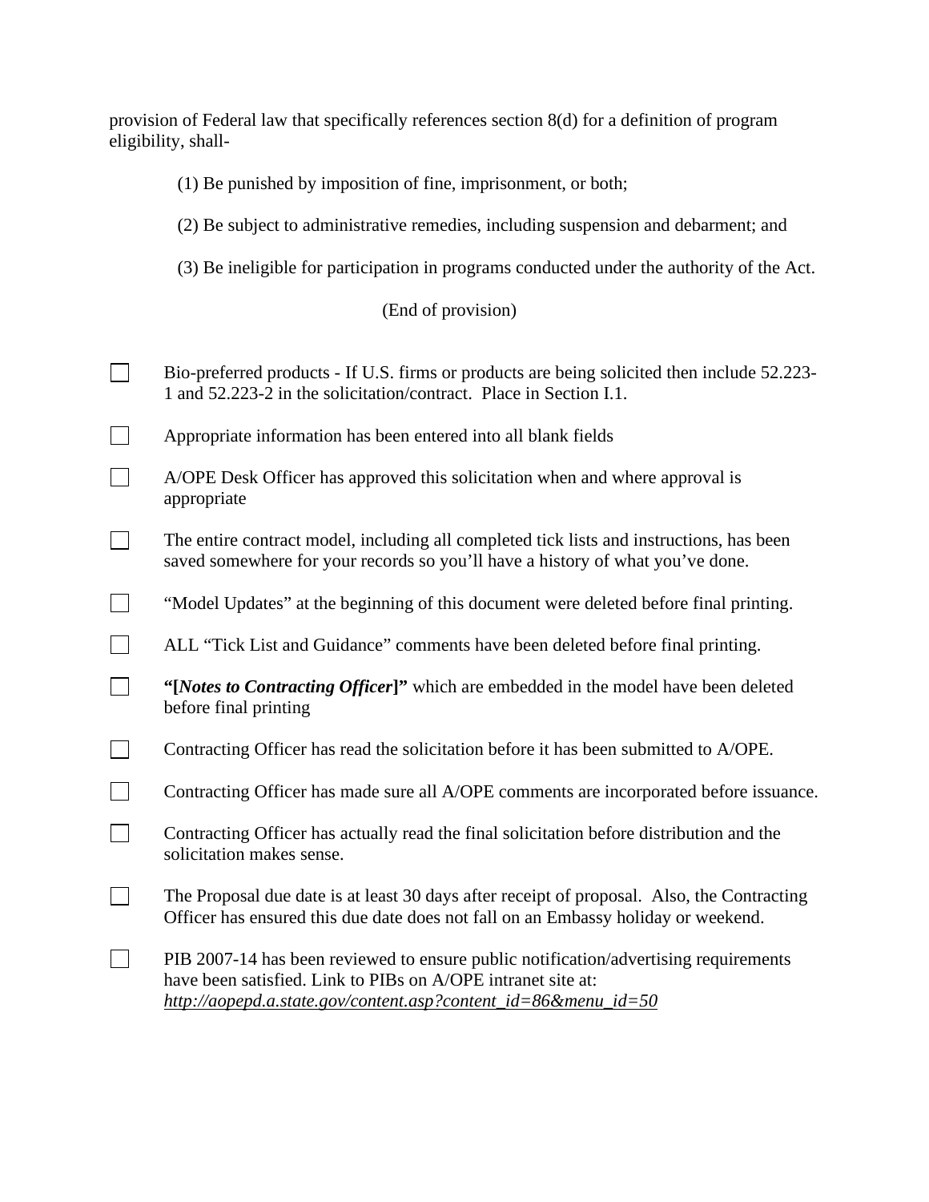provision of Federal law that specifically references section 8(d) for a definition of program eligibility, shall-

(1) Be punished by imposition of fine, imprisonment, or both;

(2) Be subject to administrative remedies, including suspension and debarment; and

(3) Be ineligible for participation in programs conducted under the authority of the Act.

(End of provision)

- ☐ Bio-preferred products - If U.S. firms or products are being solicited then include 52.223-1 and 52.223-2 in the solicitation/contract. Place in Section I.1.
- ☐ Appropriate information has been entered into all blank fields
- ☐ A/OPE Desk Officer has approved this solicitation when and where approval is appropriate
- ☐ The entire contract model, including all completed tick lists and instructions, has been saved somewhere for your records so you'll have a history of what you've done.
- ☐ "Model Updates" at the beginning of this document were deleted before final printing.
- ☐ ALL "Tick List and Guidance" comments have been deleted before final printing.
- ☐ **"[*Notes to Contracting Officer*]"** which are embedded in the model have been deleted before final printing
- ☐ Contracting Officer has read the solicitation before it has been submitted to A/OPE.
- ☐ Contracting Officer has made sure all A/OPE comments are incorporated before issuance.
- ☐ Contracting Officer has actually read the final solicitation before distribution and the solicitation makes sense.
- ☐ The Proposal due date is at least 30 days after receipt of proposal. Also, the Contracting Officer has ensured this due date does not fall on an Embassy holiday or weekend.
- ☐ PIB 2007-14 has been reviewed to ensure public notification/advertising requirements have been satisfied. Link to PIBs on A/OPE intranet site at: *http://aopepd.a.state.gov/content.asp?content_id=86&menu_id=50*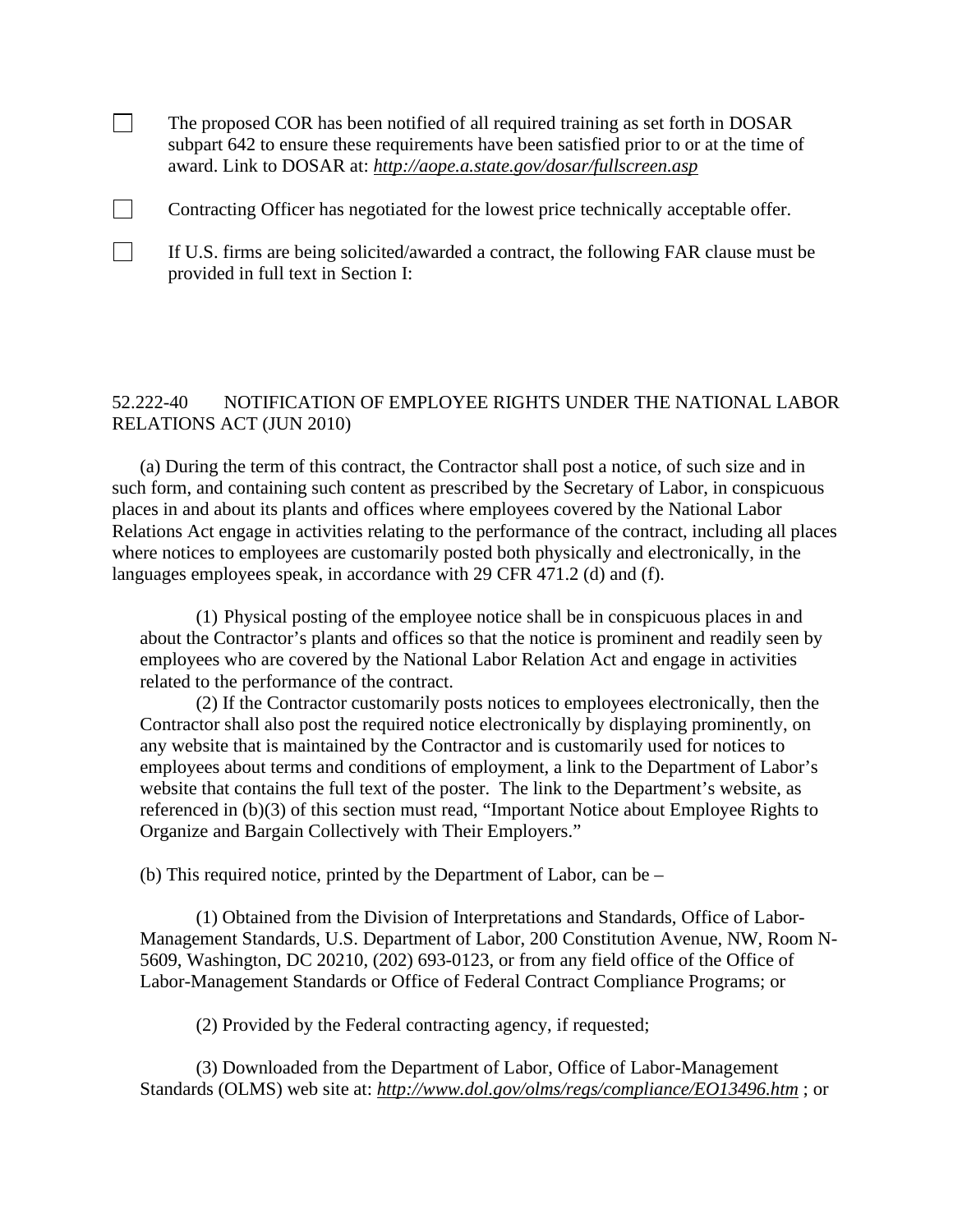- [ ] The proposed COR has been notified of all required training as set forth in DOSAR subpart 642 to ensure these requirements have been satisfied prior to or at the time of award. Link to DOSAR at: *http://aope.a.state.gov/dosar/fullscreen.asp*

- [ ] Contracting Officer has negotiated for the lowest price technically acceptable offer.

- [ ] If U.S. firms are being solicited/awarded a contract, the following FAR clause must be provided in full text in Section I:

52.222-40 NOTIFICATION OF EMPLOYEE RIGHTS UNDER THE NATIONAL LABOR RELATIONS ACT (JUN 2010)

(a) During the term of this contract, the Contractor shall post a notice, of such size and in such form, and containing such content as prescribed by the Secretary of Labor, in conspicuous places in and about its plants and offices where employees covered by the National Labor Relations Act engage in activities relating to the performance of the contract, including all places where notices to employees are customarily posted both physically and electronically, in the languages employees speak, in accordance with 29 CFR 471.2 (d) and (f).

(1) Physical posting of the employee notice shall be in conspicuous places in and about the Contractor's plants and offices so that the notice is prominent and readily seen by employees who are covered by the National Labor Relation Act and engage in activities related to the performance of the contract.

(2) If the Contractor customarily posts notices to employees electronically, then the Contractor shall also post the required notice electronically by displaying prominently, on any website that is maintained by the Contractor and is customarily used for notices to employees about terms and conditions of employment, a link to the Department of Labor's website that contains the full text of the poster. The link to the Department's website, as referenced in (b)(3) of this section must read, "Important Notice about Employee Rights to Organize and Bargain Collectively with Their Employers."

(b) This required notice, printed by the Department of Labor, can be –

(1) Obtained from the Division of Interpretations and Standards, Office of Labor-Management Standards, U.S. Department of Labor, 200 Constitution Avenue, NW, Room N-5609, Washington, DC 20210, (202) 693-0123, or from any field office of the Office of Labor-Management Standards or Office of Federal Contract Compliance Programs; or

(2) Provided by the Federal contracting agency, if requested;

(3) Downloaded from the Department of Labor, Office of Labor-Management Standards (OLMS) web site at: *http://www.dol.gov/olms/regs/compliance/EO13496.htm* ; or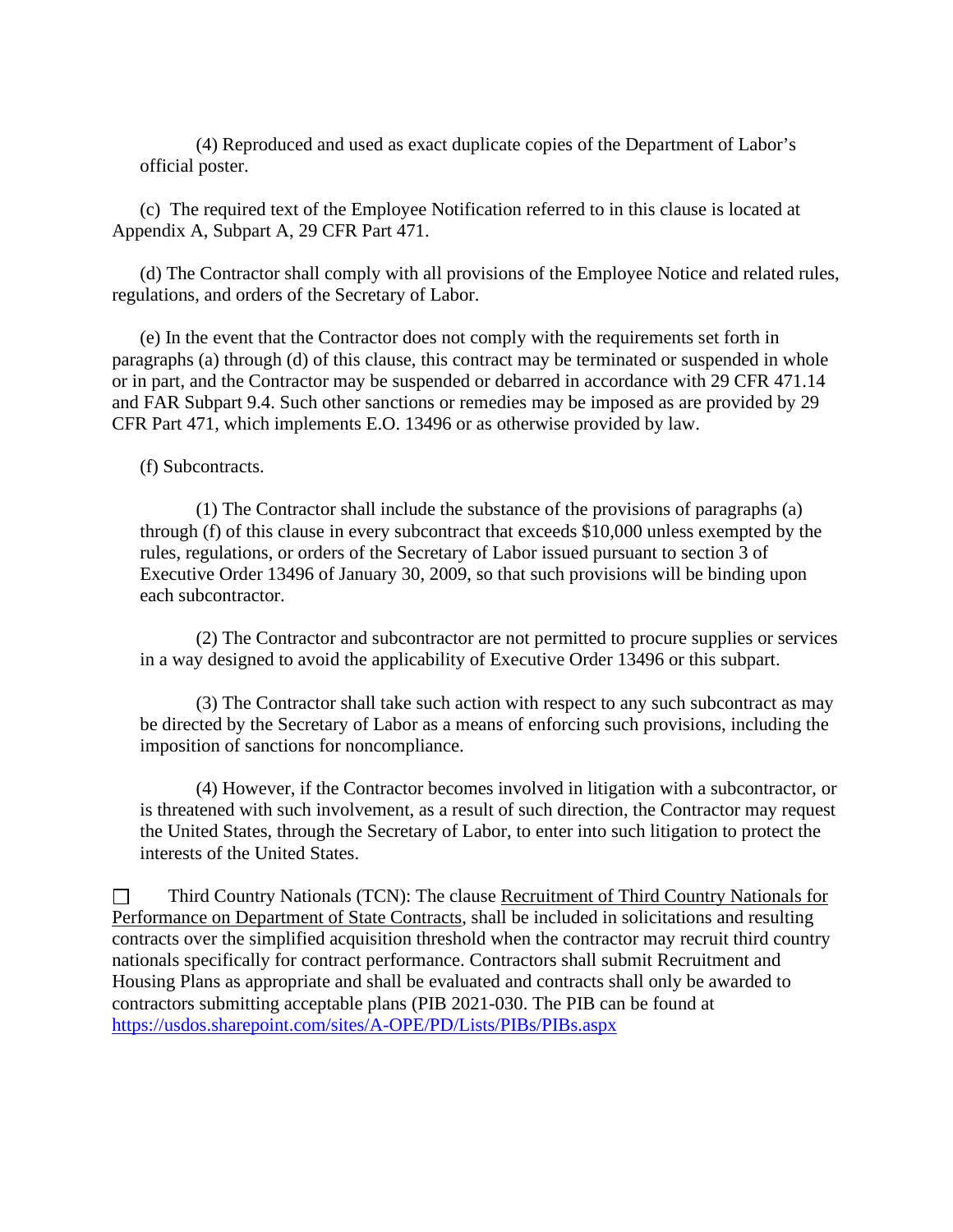(4) Reproduced and used as exact duplicate copies of the Department of Labor's official poster.

(c) The required text of the Employee Notification referred to in this clause is located at Appendix A, Subpart A, 29 CFR Part 471.

(d) The Contractor shall comply with all provisions of the Employee Notice and related rules, regulations, and orders of the Secretary of Labor.

(e) In the event that the Contractor does not comply with the requirements set forth in paragraphs (a) through (d) of this clause, this contract may be terminated or suspended in whole or in part, and the Contractor may be suspended or debarred in accordance with 29 CFR 471.14 and FAR Subpart 9.4. Such other sanctions or remedies may be imposed as are provided by 29 CFR Part 471, which implements E.O. 13496 or as otherwise provided by law.

(f) Subcontracts.

(1) The Contractor shall include the substance of the provisions of paragraphs (a) through (f) of this clause in every subcontract that exceeds $10,000 unless exempted by the rules, regulations, or orders of the Secretary of Labor issued pursuant to section 3 of Executive Order 13496 of January 30, 2009, so that such provisions will be binding upon each subcontractor.

(2) The Contractor and subcontractor are not permitted to procure supplies or services in a way designed to avoid the applicability of Executive Order 13496 or this subpart.

(3) The Contractor shall take such action with respect to any such subcontract as may be directed by the Secretary of Labor as a means of enforcing such provisions, including the imposition of sanctions for noncompliance.

(4) However, if the Contractor becomes involved in litigation with a subcontractor, or is threatened with such involvement, as a result of such direction, the Contractor may request the United States, through the Secretary of Labor, to enter into such litigation to protect the interests of the United States.

☐ Third Country Nationals (TCN): The clause Recruitment of Third Country Nationals for Performance on Department of State Contracts, shall be included in solicitations and resulting contracts over the simplified acquisition threshold when the contractor may recruit third country nationals specifically for contract performance. Contractors shall submit Recruitment and Housing Plans as appropriate and shall be evaluated and contracts shall only be awarded to contractors submitting acceptable plans (PIB 2021-030. The PIB can be found at https://usdos.sharepoint.com/sites/A-OPE/PD/Lists/PIBs/PIBs.aspx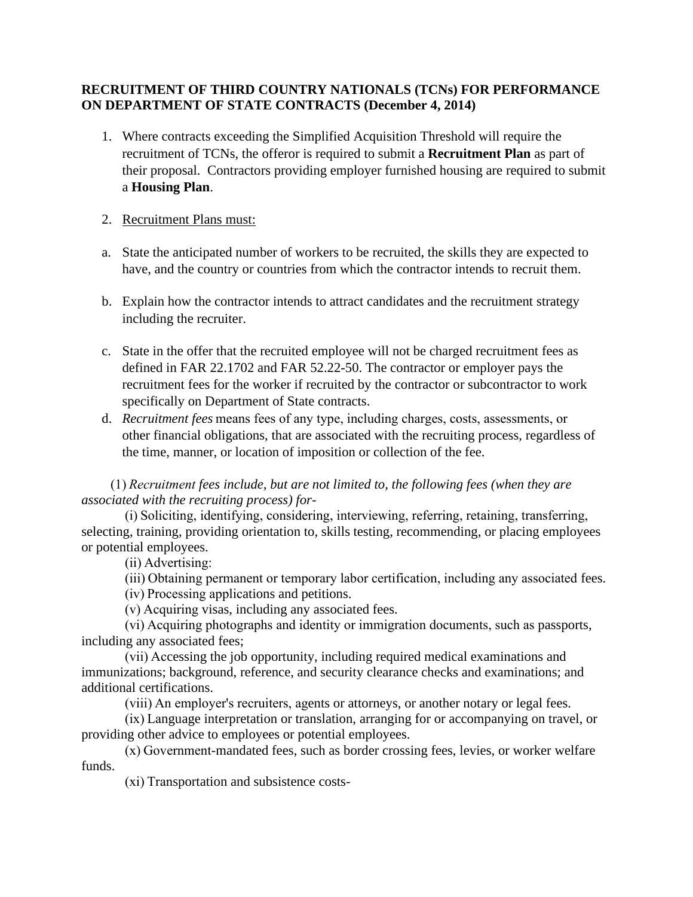**RECRUITMENT OF THIRD COUNTRY NATIONALS (TCNs) FOR PERFORMANCE ON DEPARTMENT OF STATE CONTRACTS (December 4, 2014)**

1. Where contracts exceeding the Simplified Acquisition Threshold will require the recruitment of TCNs, the offeror is required to submit a **Recruitment Plan** as part of their proposal. Contractors providing employer furnished housing are required to submit a **Housing Plan**.

2. Recruitment Plans must:

a. State the anticipated number of workers to be recruited, the skills they are expected to have, and the country or countries from which the contractor intends to recruit them.

b. Explain how the contractor intends to attract candidates and the recruitment strategy including the recruiter.

c. State in the offer that the recruited employee will not be charged recruitment fees as defined in FAR 22.1702 and FAR 52.22-50. The contractor or employer pays the recruitment fees for the worker if recruited by the contractor or subcontractor to work specifically on Department of State contracts.

d. *Recruitment fees* means fees of any type, including charges, costs, assessments, or other financial obligations, that are associated with the recruiting process, regardless of the time, manner, or location of imposition or collection of the fee.

(1) *Recruitment fees include, but are not limited to, the following fees (when they are associated with the recruiting process) for-*

(i) Soliciting, identifying, considering, interviewing, referring, retaining, transferring, selecting, training, providing orientation to, skills testing, recommending, or placing employees or potential employees.

(ii) Advertising:

(iii) Obtaining permanent or temporary labor certification, including any associated fees.

(iv) Processing applications and petitions.

(v) Acquiring visas, including any associated fees.

(vi) Acquiring photographs and identity or immigration documents, such as passports, including any associated fees;

(vii) Accessing the job opportunity, including required medical examinations and immunizations; background, reference, and security clearance checks and examinations; and additional certifications.

(viii) An employer's recruiters, agents or attorneys, or another notary or legal fees.

(ix) Language interpretation or translation, arranging for or accompanying on travel, or providing other advice to employees or potential employees.

(x) Government-mandated fees, such as border crossing fees, levies, or worker welfare funds.

(xi) Transportation and subsistence costs-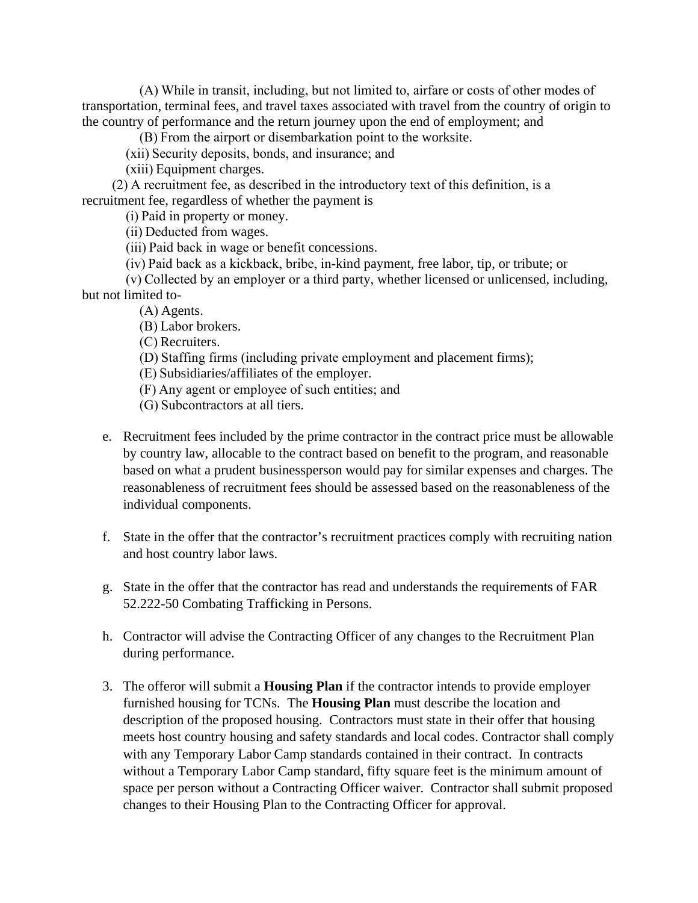(A) While in transit, including, but not limited to, airfare or costs of other modes of transportation, terminal fees, and travel taxes associated with travel from the country of origin to the country of performance and the return journey upon the end of employment; and

(B) From the airport or disembarkation point to the worksite.

(xii) Security deposits, bonds, and insurance; and

(xiii) Equipment charges.

(2) A recruitment fee, as described in the introductory text of this definition, is a recruitment fee, regardless of whether the payment is

(i) Paid in property or money.

(ii) Deducted from wages.

(iii) Paid back in wage or benefit concessions.

(iv) Paid back as a kickback, bribe, in-kind payment, free labor, tip, or tribute; or

(v) Collected by an employer or a third party, whether licensed or unlicensed, including, but not limited to-

(A) Agents.

(B) Labor brokers.

(C) Recruiters.

(D) Staffing firms (including private employment and placement firms);

(E) Subsidiaries/affiliates of the employer.

(F) Any agent or employee of such entities; and

(G) Subcontractors at all tiers.

e. Recruitment fees included by the prime contractor in the contract price must be allowable by country law, allocable to the contract based on benefit to the program, and reasonable based on what a prudent businessperson would pay for similar expenses and charges. The reasonableness of recruitment fees should be assessed based on the reasonableness of the individual components.

f. State in the offer that the contractor's recruitment practices comply with recruiting nation and host country labor laws.

g. State in the offer that the contractor has read and understands the requirements of FAR 52.222-50 Combating Trafficking in Persons.

h. Contractor will advise the Contracting Officer of any changes to the Recruitment Plan during performance.

3. The offeror will submit a **Housing Plan** if the contractor intends to provide employer furnished housing for TCNs. The **Housing Plan** must describe the location and description of the proposed housing. Contractors must state in their offer that housing meets host country housing and safety standards and local codes. Contractor shall comply with any Temporary Labor Camp standards contained in their contract. In contracts without a Temporary Labor Camp standard, fifty square feet is the minimum amount of space per person without a Contracting Officer waiver. Contractor shall submit proposed changes to their Housing Plan to the Contracting Officer for approval.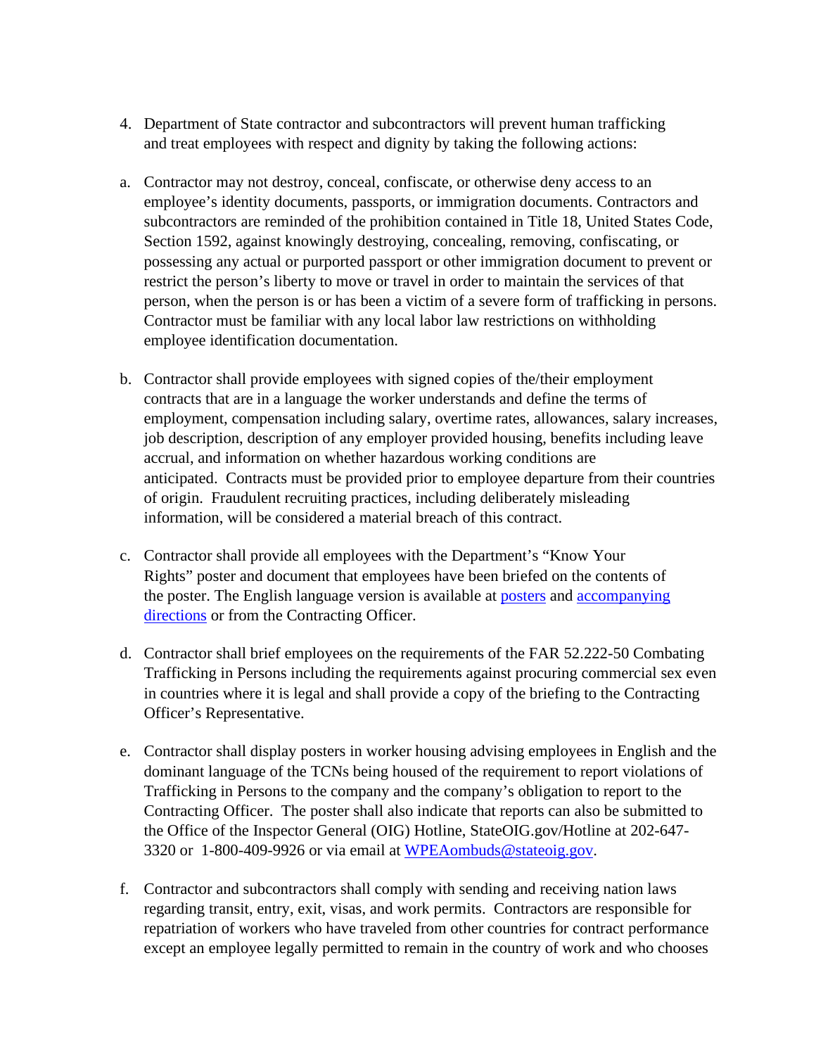4. Department of State contractor and subcontractors will prevent human trafficking and treat employees with respect and dignity by taking the following actions:

a. Contractor may not destroy, conceal, confiscate, or otherwise deny access to an employee's identity documents, passports, or immigration documents. Contractors and subcontractors are reminded of the prohibition contained in Title 18, United States Code, Section 1592, against knowingly destroying, concealing, removing, confiscating, or possessing any actual or purported passport or other immigration document to prevent or restrict the person's liberty to move or travel in order to maintain the services of that person, when the person is or has been a victim of a severe form of trafficking in persons. Contractor must be familiar with any local labor law restrictions on withholding employee identification documentation.

b. Contractor shall provide employees with signed copies of the/their employment contracts that are in a language the worker understands and define the terms of employment, compensation including salary, overtime rates, allowances, salary increases, job description, description of any employer provided housing, benefits including leave accrual, and information on whether hazardous working conditions are anticipated. Contracts must be provided prior to employee departure from their countries of origin. Fraudulent recruiting practices, including deliberately misleading information, will be considered a material breach of this contract.

c. Contractor shall provide all employees with the Department's "Know Your Rights" poster and document that employees have been briefed on the contents of the poster. The English language version is available at [posters] and [accompanying directions] or from the Contracting Officer.

d. Contractor shall brief employees on the requirements of the FAR 52.222-50 Combating Trafficking in Persons including the requirements against procuring commercial sex even in countries where it is legal and shall provide a copy of the briefing to the Contracting Officer's Representative.

e. Contractor shall display posters in worker housing advising employees in English and the dominant language of the TCNs being housed of the requirement to report violations of Trafficking in Persons to the company and the company's obligation to report to the Contracting Officer. The poster shall also indicate that reports can also be submitted to the Office of the Inspector General (OIG) Hotline, StateOIG.gov/Hotline at 202-647-3320 or 1-800-409-9926 or via email at WPEAombuds@stateoig.gov.

f. Contractor and subcontractors shall comply with sending and receiving nation laws regarding transit, entry, exit, visas, and work permits. Contractors are responsible for repatriation of workers who have traveled from other countries for contract performance except an employee legally permitted to remain in the country of work and who chooses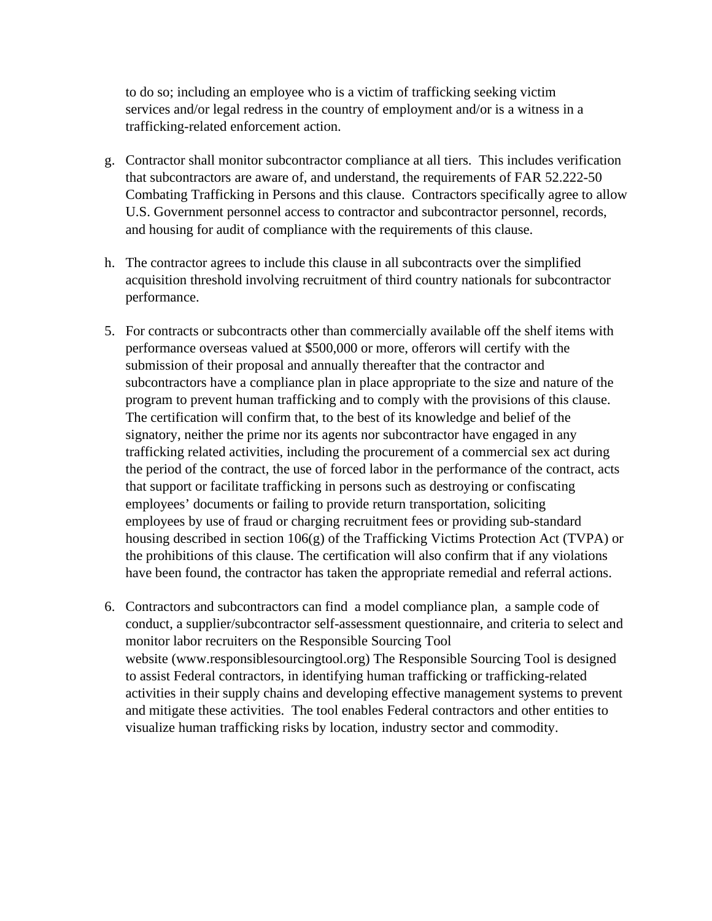to do so; including an employee who is a victim of trafficking seeking victim services and/or legal redress in the country of employment and/or is a witness in a trafficking-related enforcement action.

g. Contractor shall monitor subcontractor compliance at all tiers. This includes verification that subcontractors are aware of, and understand, the requirements of FAR 52.222-50 Combating Trafficking in Persons and this clause. Contractors specifically agree to allow U.S. Government personnel access to contractor and subcontractor personnel, records, and housing for audit of compliance with the requirements of this clause.

h. The contractor agrees to include this clause in all subcontracts over the simplified acquisition threshold involving recruitment of third country nationals for subcontractor performance.

5. For contracts or subcontracts other than commercially available off the shelf items with performance overseas valued at $500,000 or more, offerors will certify with the submission of their proposal and annually thereafter that the contractor and subcontractors have a compliance plan in place appropriate to the size and nature of the program to prevent human trafficking and to comply with the provisions of this clause. The certification will confirm that, to the best of its knowledge and belief of the signatory, neither the prime nor its agents nor subcontractor have engaged in any trafficking related activities, including the procurement of a commercial sex act during the period of the contract, the use of forced labor in the performance of the contract, acts that support or facilitate trafficking in persons such as destroying or confiscating employees' documents or failing to provide return transportation, soliciting employees by use of fraud or charging recruitment fees or providing sub-standard housing described in section 106(g) of the Trafficking Victims Protection Act (TVPA) or the prohibitions of this clause. The certification will also confirm that if any violations have been found, the contractor has taken the appropriate remedial and referral actions.

6. Contractors and subcontractors can find a model compliance plan, a sample code of conduct, a supplier/subcontractor self-assessment questionnaire, and criteria to select and monitor labor recruiters on the Responsible Sourcing Tool website (www.responsiblesourcingtool.org) The Responsible Sourcing Tool is designed to assist Federal contractors, in identifying human trafficking or trafficking-related activities in their supply chains and developing effective management systems to prevent and mitigate these activities. The tool enables Federal contractors and other entities to visualize human trafficking risks by location, industry sector and commodity.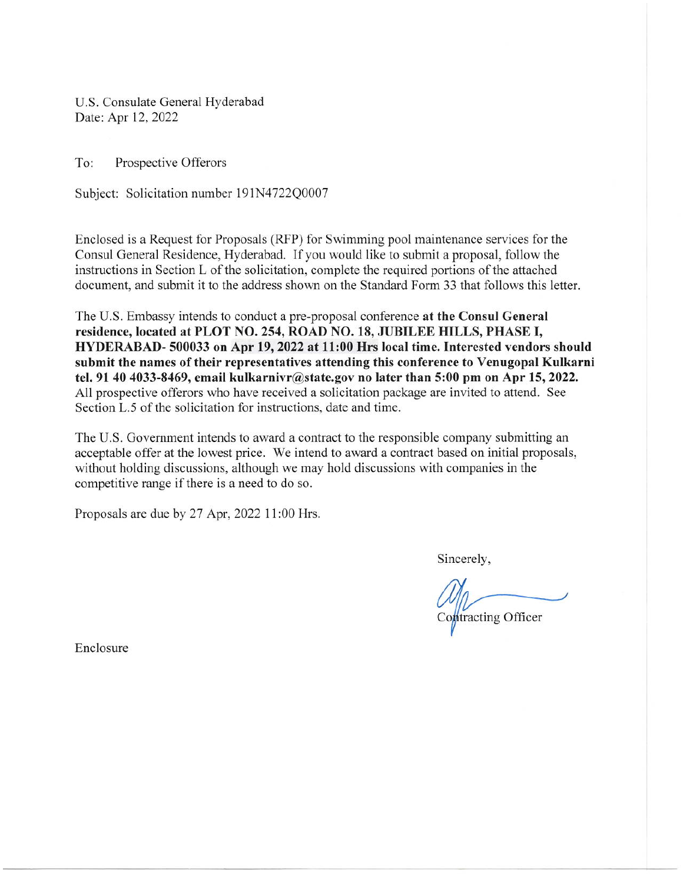U.S. Consulate General Hyderabad
Date: Apr 12, 2022

To: Prospective Offerors

Subject: Solicitation number 191N4722Q0007

Enclosed is a Request for Proposals (RFP) for Swimming pool maintenance services for the Consul General Residence, Hyderabad. If you would like to submit a proposal, follow the instructions in Section L of the solicitation, complete the required portions of the attached document, and submit it to the address shown on the Standard Form 33 that follows this letter.

The U.S. Embassy intends to conduct a pre-proposal conference **at the Consul General residence, located at PLOT NO. 254, ROAD NO. 18, JUBILEE HILLS, PHASE I, HYDERABAD- 500033 on Apr 19, 2022 at 11:00 Hrs local time. Interested vendors should submit the names of their representatives attending this conference to Venugopal Kulkarni tel. 91 40 4033-8469, email kulkarnivr@state.gov no later than 5:00 pm on Apr 15, 2022.** All prospective offerors who have received a solicitation package are invited to attend. See Section L.5 of the solicitation for instructions, date and time.

The U.S. Government intends to award a contract to the responsible company submitting an acceptable offer at the lowest price. We intend to award a contract based on initial proposals, without holding discussions, although we may hold discussions with companies in the competitive range if there is a need to do so.

Proposals are due by 27 Apr, 2022 11:00 Hrs.

Sincerely,

Contracting Officer

Enclosure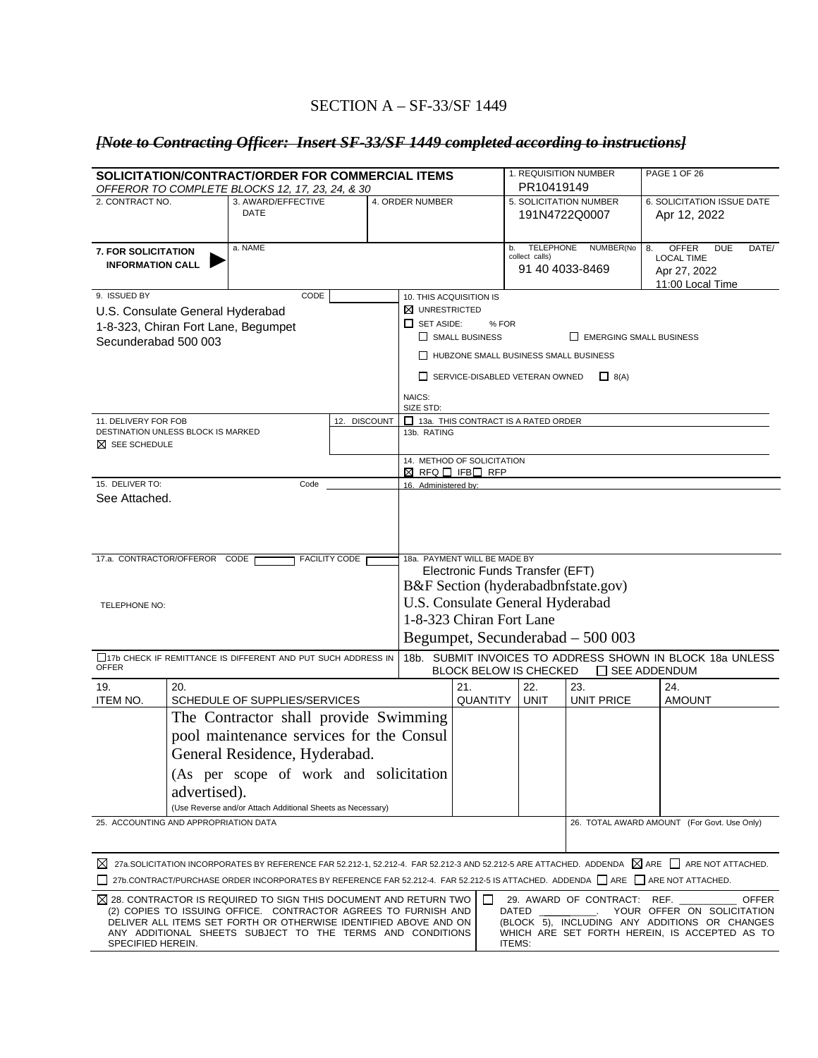## SECTION A – SF-33/SF 1449

***~~[Note to Contracting Officer: Insert SF-33/SF 1449 completed according to instructions]~~***

**SOLICITATION/CONTRACT/ORDER FOR COMMERCIAL ITEMS**
*OFFEROR TO COMPLETE BLOCKS 12, 17, 23, 24, & 30*

| | |
|---|---|
| 1. REQUISITION NUMBER | PR10419149 |
| PAGE 1 OF 26 | |
| 2. CONTRACT NO. | |
| 3. AWARD/EFFECTIVE DATE | |
| 4. ORDER NUMBER | |
| 5. SOLICITATION NUMBER | 191N4722Q0007 |
| 6. SOLICITATION ISSUE DATE | Apr 12, 2022 |
| 7. FOR SOLICITATION INFORMATION CALL ▶ a. NAME | |
| b. TELEPHONE NUMBER(No collect calls) | 91 40 4033-8469 |
| 8. OFFER DUE DATE/ LOCAL TIME | Apr 27, 2022 11:00 Local Time |

**9. ISSUED BY** CODE

U.S. Consulate General Hyderabad
1-8-323, Chiran Fort Lane, Begumpet
Secunderabad 500 003

**10. THIS ACQUISITION IS**

☒ UNRESTRICTED
☐ SET ASIDE: % FOR
☐ SMALL BUSINESS ☐ EMERGING SMALL BUSINESS
☐ HUBZONE SMALL BUSINESS SMALL BUSINESS
☐ SERVICE-DISABLED VETERAN OWNED ☐ 8(A)

NAICS:
SIZE STD:

**11. DELIVERY FOR FOB DESTINATION UNLESS BLOCK IS MARKED**
☒ SEE SCHEDULE

**12. DISCOUNT**

☐ 13a. THIS CONTRACT IS A RATED ORDER
13b. RATING

14. METHOD OF SOLICITATION
☒ RFQ ☐ IFB ☐ RFP

**15. DELIVER TO:** Code
See Attached.

**16. Administered by:**

**17.a. CONTRACTOR/OFFEROR** CODE FACILITY CODE

TELEPHONE NO:

**18a. PAYMENT WILL BE MADE BY**
Electronic Funds Transfer (EFT)
B&F Section (hyderabadbnfstate.gov)
U.S. Consulate General Hyderabad
1-8-323 Chiran Fort Lane
Begumpet, Secunderabad – 500 003

☐ 17b CHECK IF REMITTANCE IS DIFFERENT AND PUT SUCH ADDRESS IN OFFER

18b. SUBMIT INVOICES TO ADDRESS SHOWN IN BLOCK 18a UNLESS BLOCK BELOW IS CHECKED ☐ SEE ADDENDUM

| 19. ITEM NO. | 20. SCHEDULE OF SUPPLIES/SERVICES | 21. QUANTITY | 22. UNIT | 23. UNIT PRICE | 24. AMOUNT |
|---|---|---|---|---|---|
| | The Contractor shall provide Swimming pool maintenance services for the Consul General Residence, Hyderabad. (As per scope of work and solicitation advertised). (Use Reverse and/or Attach Additional Sheets as Necessary) | | | | |

25. ACCOUNTING AND APPROPRIATION DATA

26. TOTAL AWARD AMOUNT (For Govt. Use Only)

☒ 27a.SOLICITATION INCORPORATES BY REFERENCE FAR 52.212-1, 52.212-4. FAR 52.212-3 AND 52.212-5 ARE ATTACHED. ADDENDA ☒ ARE ☐ ARE NOT ATTACHED.

☐ 27b.CONTRACT/PURCHASE ORDER INCORPORATES BY REFERENCE FAR 52.212-4. FAR 52.212-5 IS ATTACHED. ADDENDA ☐ ARE ☐ ARE NOT ATTACHED.

☒ 28. CONTRACTOR IS REQUIRED TO SIGN THIS DOCUMENT AND RETURN TWO (2) COPIES TO ISSUING OFFICE. CONTRACTOR AGREES TO FURNISH AND DELIVER ALL ITEMS SET FORTH OR OTHERWISE IDENTIFIED ABOVE AND ON ANY ADDITIONAL SHEETS SUBJECT TO THE TERMS AND CONDITIONS SPECIFIED HEREIN.

☐ 29. AWARD OF CONTRACT: REF. __________ OFFER DATED __________. YOUR OFFER ON SOLICITATION (BLOCK 5), INCLUDING ANY ADDITIONS OR CHANGES WHICH ARE SET FORTH HEREIN, IS ACCEPTED AS TO ITEMS: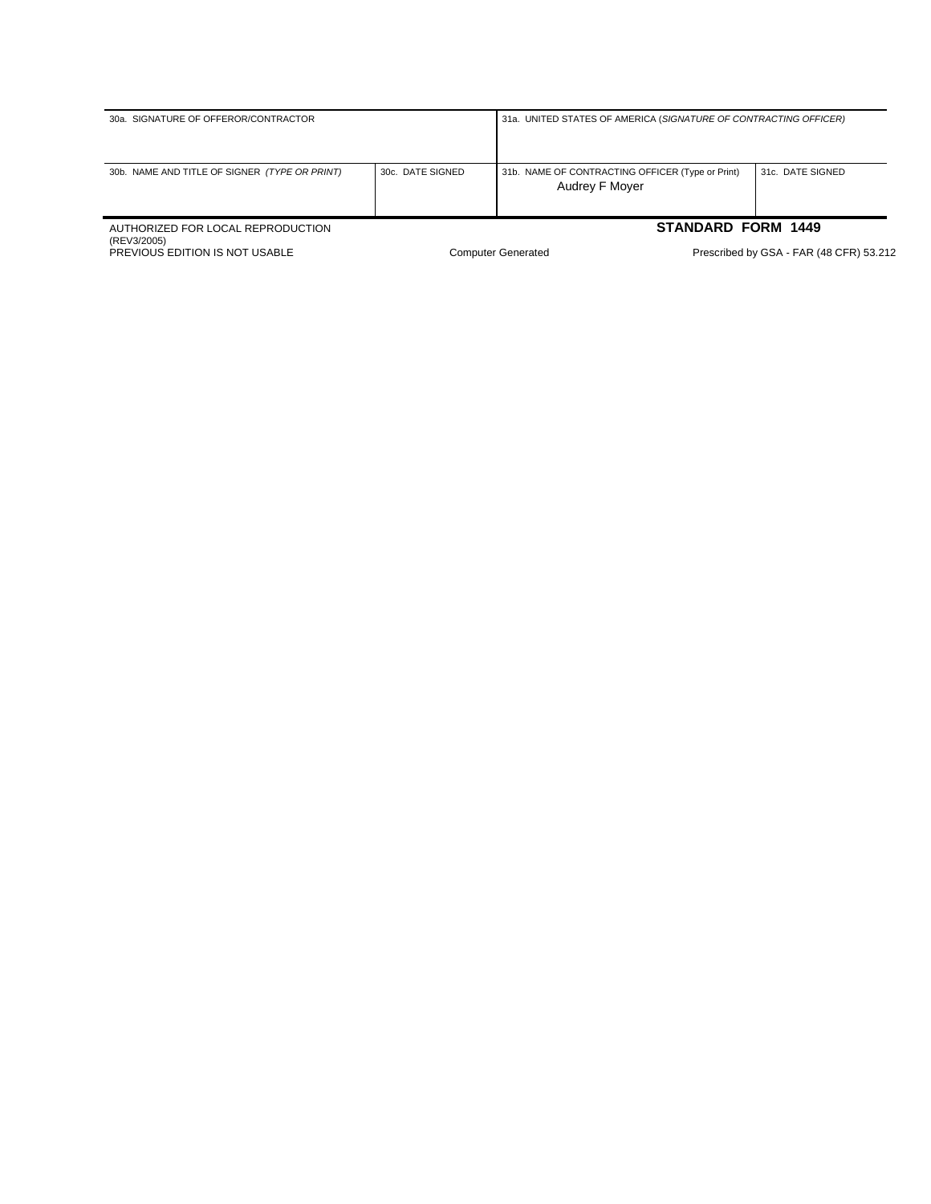| 30a. SIGNATURE OF OFFEROR/CONTRACTOR | | 31a. UNITED STATES OF AMERICA (*SIGNATURE OF CONTRACTING OFFICER)* | |
| --- | --- | --- | --- |
| 30b. NAME AND TITLE OF SIGNER *(TYPE OR PRINT)* | 30c. DATE SIGNED | 31b. NAME OF CONTRACTING OFFICER (Type or Print)<br>Audrey F Moyer | 31c. DATE SIGNED |

AUTHORIZED FOR LOCAL REPRODUCTION
(REV3/2005)
PREVIOUS EDITION IS NOT USABLE

Computer Generated

**STANDARD FORM 1449**

Prescribed by GSA - FAR (48 CFR) 53.212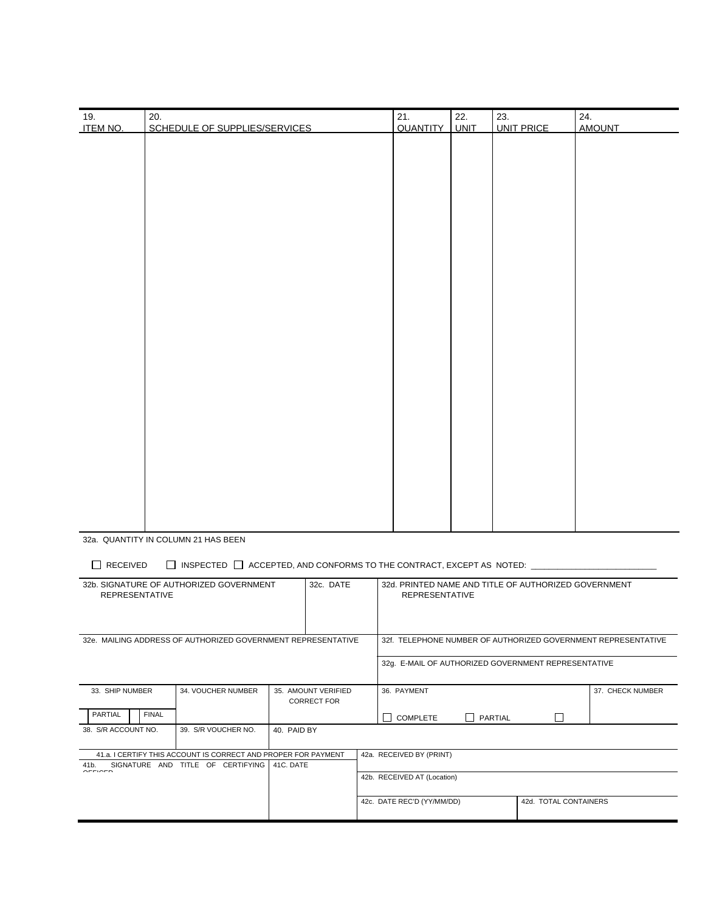| 19. ITEM NO. | 20. SCHEDULE OF SUPPLIES/SERVICES | 21. QUANTITY | 22. UNIT | 23. UNIT PRICE | 24. AMOUNT |
|---|---|---|---|---|---|
| | | | | | |

32a. QUANTITY IN COLUMN 21 HAS BEEN

☐ RECEIVED ☐ INSPECTED ☐ ACCEPTED, AND CONFORMS TO THE CONTRACT, EXCEPT AS NOTED: ___________________________

| 32b. SIGNATURE OF AUTHORIZED GOVERNMENT REPRESENTATIVE | 32c. DATE | 32d. PRINTED NAME AND TITLE OF AUTHORIZED GOVERNMENT REPRESENTATIVE |
|---|---|---|
| | | |

| 32e. MAILING ADDRESS OF AUTHORIZED GOVERNMENT REPRESENTATIVE | 32f. TELEPHONE NUMBER OF AUTHORIZED GOVERNMENT REPRESENTATIVE |
|---|---|
| | 32g. E-MAIL OF AUTHORIZED GOVERNMENT REPRESENTATIVE |

| 33. SHIP NUMBER | 34. VOUCHER NUMBER | 35. AMOUNT VERIFIED CORRECT FOR | 36. PAYMENT | 37. CHECK NUMBER |
|---|---|---|---|---|
| ☐ PARTIAL ☐ FINAL | | | ☐ COMPLETE ☐ PARTIAL ☐ | |

| 38. S/R ACCOUNT NO. | 39. S/R VOUCHER NO. | 40. PAID BY |
|---|---|---|
| | | |

| 41.a. I CERTIFY THIS ACCOUNT IS CORRECT AND PROPER FOR PAYMENT | | 42a. RECEIVED BY (PRINT) | |
|---|---|---|---|
| 41b. SIGNATURE AND TITLE OF CERTIFYING OFFICER | 41C. DATE | 42b. RECEIVED AT (Location) | |
| | | 42c. DATE REC'D (YY/MM/DD) | 42d. TOTAL CONTAINERS |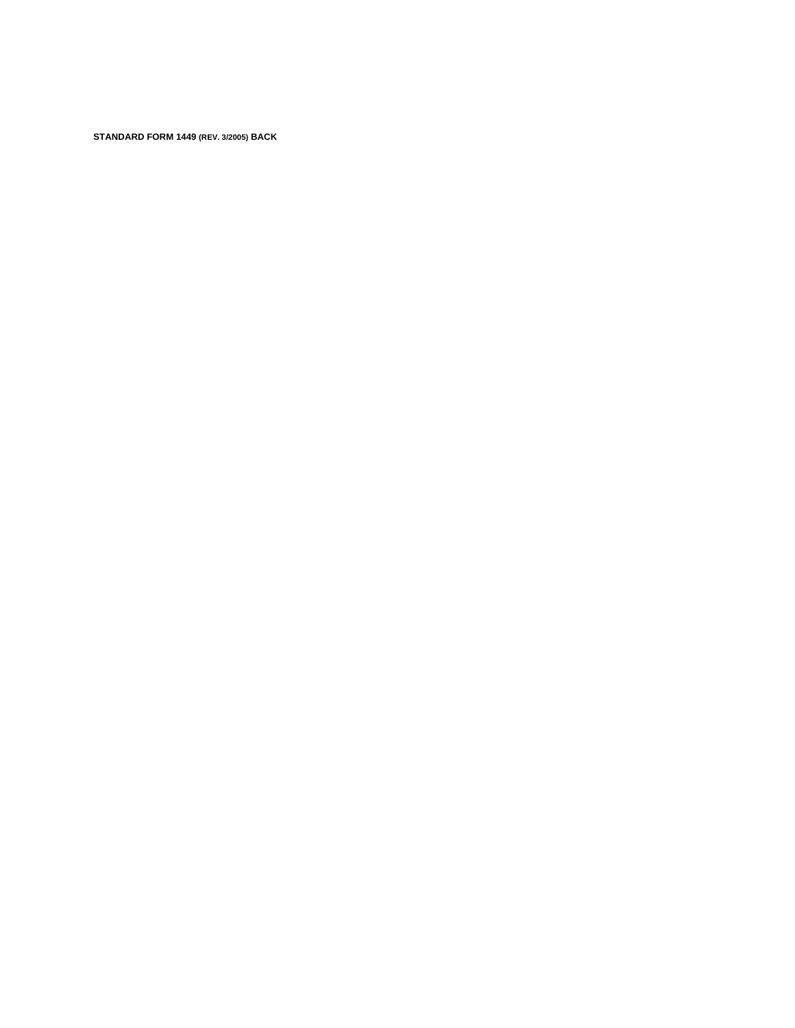**STANDARD FORM 1449 (REV. 3/2005) BACK**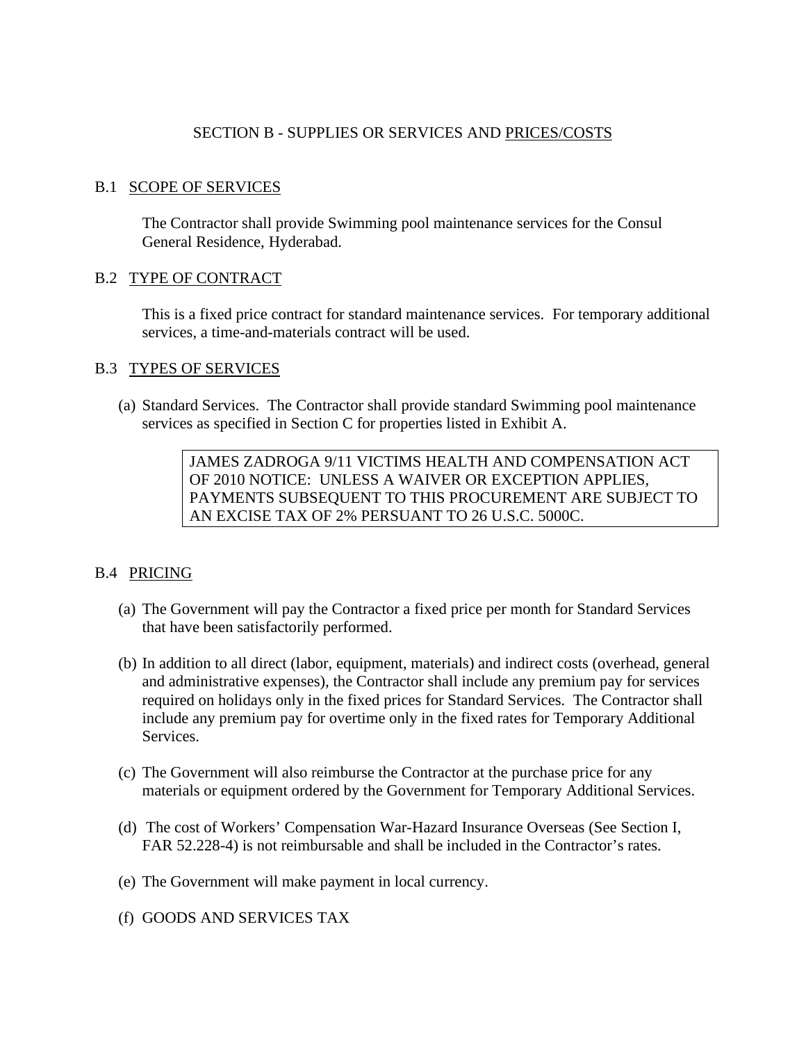## SECTION B - SUPPLIES OR SERVICES AND PRICES/COSTS

### B.1 SCOPE OF SERVICES

The Contractor shall provide Swimming pool maintenance services for the Consul General Residence, Hyderabad.

### B.2 TYPE OF CONTRACT

This is a fixed price contract for standard maintenance services. For temporary additional services, a time-and-materials contract will be used.

### B.3 TYPES OF SERVICES

(a) Standard Services. The Contractor shall provide standard Swimming pool maintenance services as specified in Section C for properties listed in Exhibit A.

| JAMES ZADROGA 9/11 VICTIMS HEALTH AND COMPENSATION ACT OF 2010 NOTICE: UNLESS A WAIVER OR EXCEPTION APPLIES, PAYMENTS SUBSEQUENT TO THIS PROCUREMENT ARE SUBJECT TO AN EXCISE TAX OF 2% PERSUANT TO 26 U.S.C. 5000C. |
|---|

### B.4 PRICING

(a) The Government will pay the Contractor a fixed price per month for Standard Services that have been satisfactorily performed.

(b) In addition to all direct (labor, equipment, materials) and indirect costs (overhead, general and administrative expenses), the Contractor shall include any premium pay for services required on holidays only in the fixed prices for Standard Services. The Contractor shall include any premium pay for overtime only in the fixed rates for Temporary Additional Services.

(c) The Government will also reimburse the Contractor at the purchase price for any materials or equipment ordered by the Government for Temporary Additional Services.

(d) The cost of Workers' Compensation War-Hazard Insurance Overseas (See Section I, FAR 52.228-4) is not reimbursable and shall be included in the Contractor's rates.

(e) The Government will make payment in local currency.

(f) GOODS AND SERVICES TAX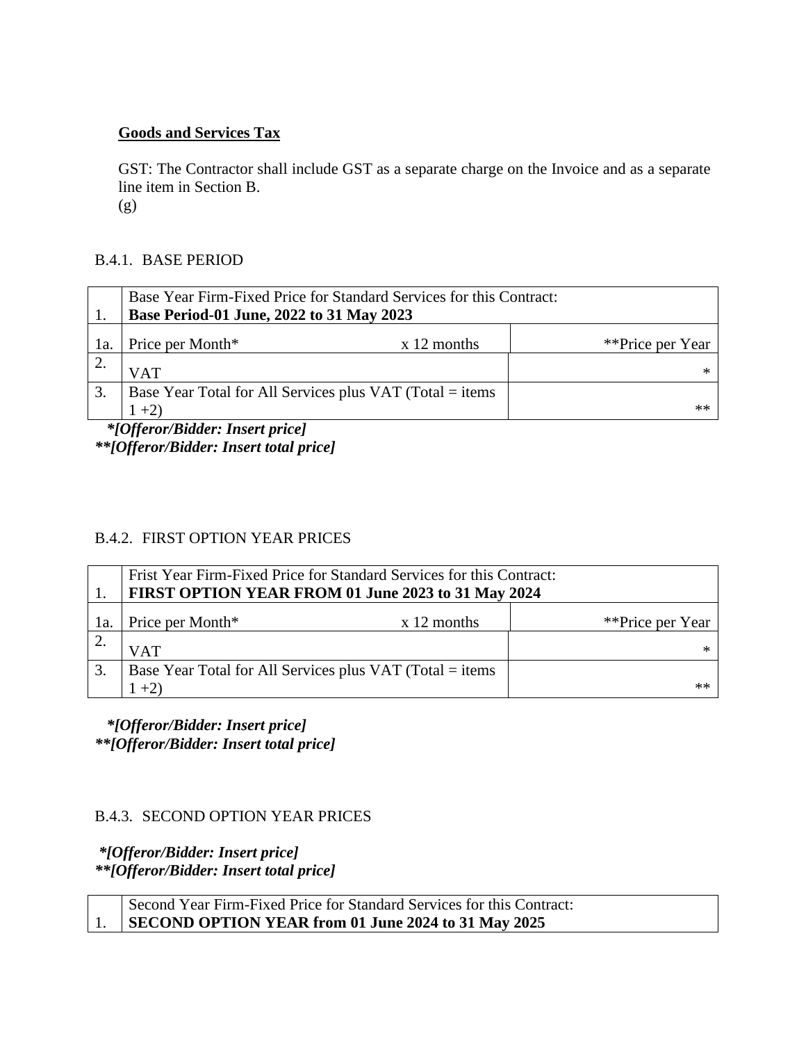**<u>Goods and Services Tax</u>**

GST: The Contractor shall include GST as a separate charge on the Invoice and as a separate line item in Section B.
(g)

B.4.1. BASE PERIOD

| 1. | Base Year Firm-Fixed Price for Standard Services for this Contract: **Base Period-01 June, 2022 to 31 May 2023** | | |
|---|---|---|---|
| 1a. | Price per Month* | x 12 months | **Price per Year |
| 2. | VAT | | * |
| 3. | Base Year Total for All Services plus VAT (Total = items 1 +2) | | ** |

***[Offeror/Bidder: Insert price]***
****[Offeror/Bidder: Insert total price]***

B.4.2. FIRST OPTION YEAR PRICES

| 1. | Frist Year Firm-Fixed Price for Standard Services for this Contract: **FIRST OPTION YEAR FROM 01 June 2023 to 31 May 2024** | | |
|---|---|---|---|
| 1a. | Price per Month* | x 12 months | **Price per Year |
| 2. | VAT | | * |
| 3. | Base Year Total for All Services plus VAT (Total = items 1 +2) | | ** |

***[Offeror/Bidder: Insert price]***
****[Offeror/Bidder: Insert total price]***

B.4.3. SECOND OPTION YEAR PRICES

***[Offeror/Bidder: Insert price]***
****[Offeror/Bidder: Insert total price]***

| 1. | Second Year Firm-Fixed Price for Standard Services for this Contract: **SECOND OPTION YEAR from 01 June 2024 to 31 May 2025** |
|---|---|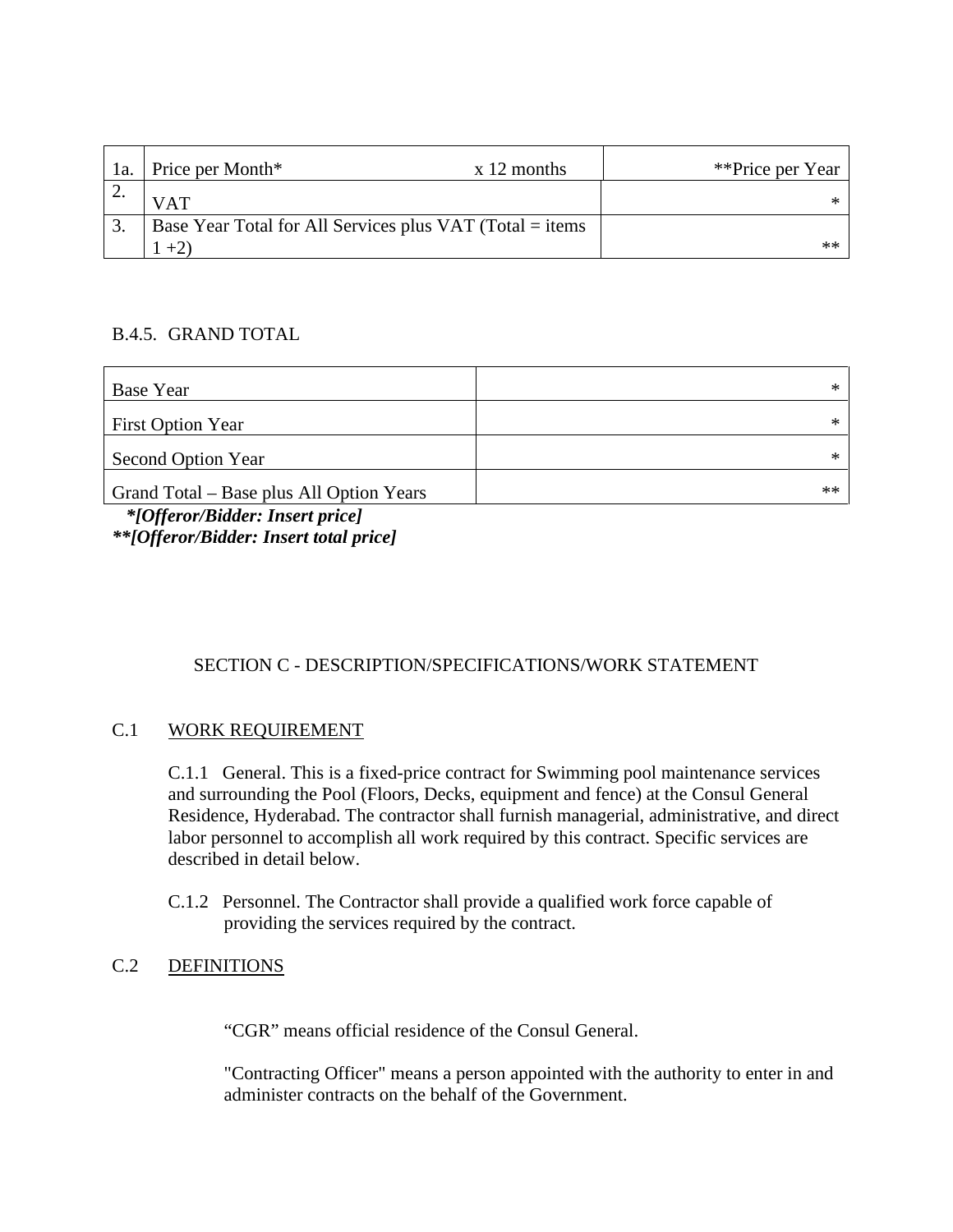| 1a. | Price per Month* x 12 months | **Price per Year |
| --- | --- | --- |
| 2. | VAT | * |
| 3. | Base Year Total for All Services plus VAT (Total = items 1 +2) | ** |

B.4.5. GRAND TOTAL

| Base Year | * |
| --- | --- |
| First Option Year | * |
| Second Option Year | * |
| Grand Total – Base plus All Option Years | ** |

***[Offeror/Bidder: Insert price]***
****[Offeror/Bidder: Insert total price]***

## SECTION C - DESCRIPTION/SPECIFICATIONS/WORK STATEMENT

### C.1 WORK REQUIREMENT

C.1.1 General. This is a fixed-price contract for Swimming pool maintenance services and surrounding the Pool (Floors, Decks, equipment and fence) at the Consul General Residence, Hyderabad. The contractor shall furnish managerial, administrative, and direct labor personnel to accomplish all work required by this contract. Specific services are described in detail below.

C.1.2 Personnel. The Contractor shall provide a qualified work force capable of providing the services required by the contract.

### C.2 DEFINITIONS

"CGR" means official residence of the Consul General.

"Contracting Officer" means a person appointed with the authority to enter in and administer contracts on the behalf of the Government.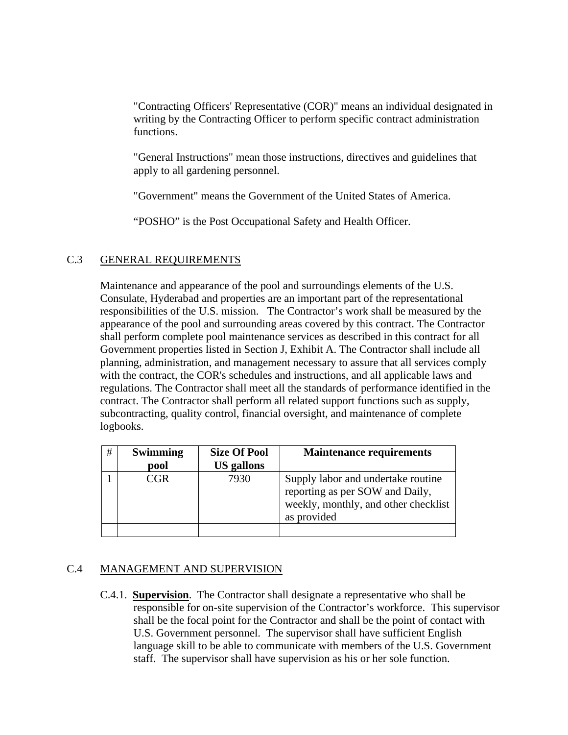"Contracting Officers' Representative (COR)" means an individual designated in writing by the Contracting Officer to perform specific contract administration functions.

"General Instructions" mean those instructions, directives and guidelines that apply to all gardening personnel.

"Government" means the Government of the United States of America.

“POSHO” is the Post Occupational Safety and Health Officer.

## C.3 GENERAL REQUIREMENTS

Maintenance and appearance of the pool and surroundings elements of the U.S. Consulate, Hyderabad and properties are an important part of the representational responsibilities of the U.S. mission. The Contractor’s work shall be measured by the appearance of the pool and surrounding areas covered by this contract. The Contractor shall perform complete pool maintenance services as described in this contract for all Government properties listed in Section J, Exhibit A. The Contractor shall include all planning, administration, and management necessary to assure that all services comply with the contract, the COR's schedules and instructions, and all applicable laws and regulations. The Contractor shall meet all the standards of performance identified in the contract. The Contractor shall perform all related support functions such as supply, subcontracting, quality control, financial oversight, and maintenance of complete logbooks.

| # | Swimming pool | Size Of Pool US gallons | Maintenance requirements |
|---|---|---|---|
| 1 | CGR | 7930 | Supply labor and undertake routine reporting as per SOW and Daily, weekly, monthly, and other checklist as provided |
| | | | |

## C.4 MANAGEMENT AND SUPERVISION

C.4.1. **Supervision**. The Contractor shall designate a representative who shall be responsible for on-site supervision of the Contractor’s workforce. This supervisor shall be the focal point for the Contractor and shall be the point of contact with U.S. Government personnel. The supervisor shall have sufficient English language skill to be able to communicate with members of the U.S. Government staff. The supervisor shall have supervision as his or her sole function.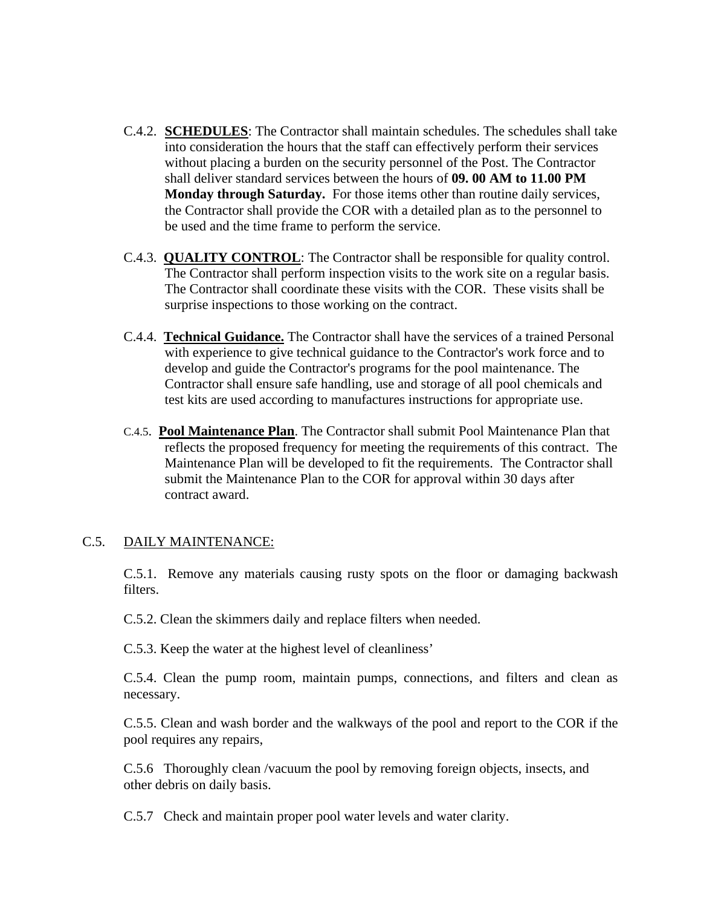C.4.2. **<u>SCHEDULES</u>**: The Contractor shall maintain schedules. The schedules shall take into consideration the hours that the staff can effectively perform their services without placing a burden on the security personnel of the Post. The Contractor shall deliver standard services between the hours of **09. 00 AM to 11.00 PM Monday through Saturday.** For those items other than routine daily services, the Contractor shall provide the COR with a detailed plan as to the personnel to be used and the time frame to perform the service.

C.4.3. **<u>QUALITY CONTROL</u>**: The Contractor shall be responsible for quality control. The Contractor shall perform inspection visits to the work site on a regular basis. The Contractor shall coordinate these visits with the COR. These visits shall be surprise inspections to those working on the contract.

C.4.4. **<u>Technical Guidance.</u>** The Contractor shall have the services of a trained Personal with experience to give technical guidance to the Contractor's work force and to develop and guide the Contractor's programs for the pool maintenance. The Contractor shall ensure safe handling, use and storage of all pool chemicals and test kits are used according to manufactures instructions for appropriate use.

C.4.5. **<u>Pool Maintenance Plan</u>**. The Contractor shall submit Pool Maintenance Plan that reflects the proposed frequency for meeting the requirements of this contract. The Maintenance Plan will be developed to fit the requirements. The Contractor shall submit the Maintenance Plan to the COR for approval within 30 days after contract award.

C.5. <u>DAILY MAINTENANCE:</u>

C.5.1. Remove any materials causing rusty spots on the floor or damaging backwash filters.

C.5.2. Clean the skimmers daily and replace filters when needed.

C.5.3. Keep the water at the highest level of cleanliness'

C.5.4. Clean the pump room, maintain pumps, connections, and filters and clean as necessary.

C.5.5. Clean and wash border and the walkways of the pool and report to the COR if the pool requires any repairs,

C.5.6 Thoroughly clean /vacuum the pool by removing foreign objects, insects, and other debris on daily basis.

C.5.7 Check and maintain proper pool water levels and water clarity.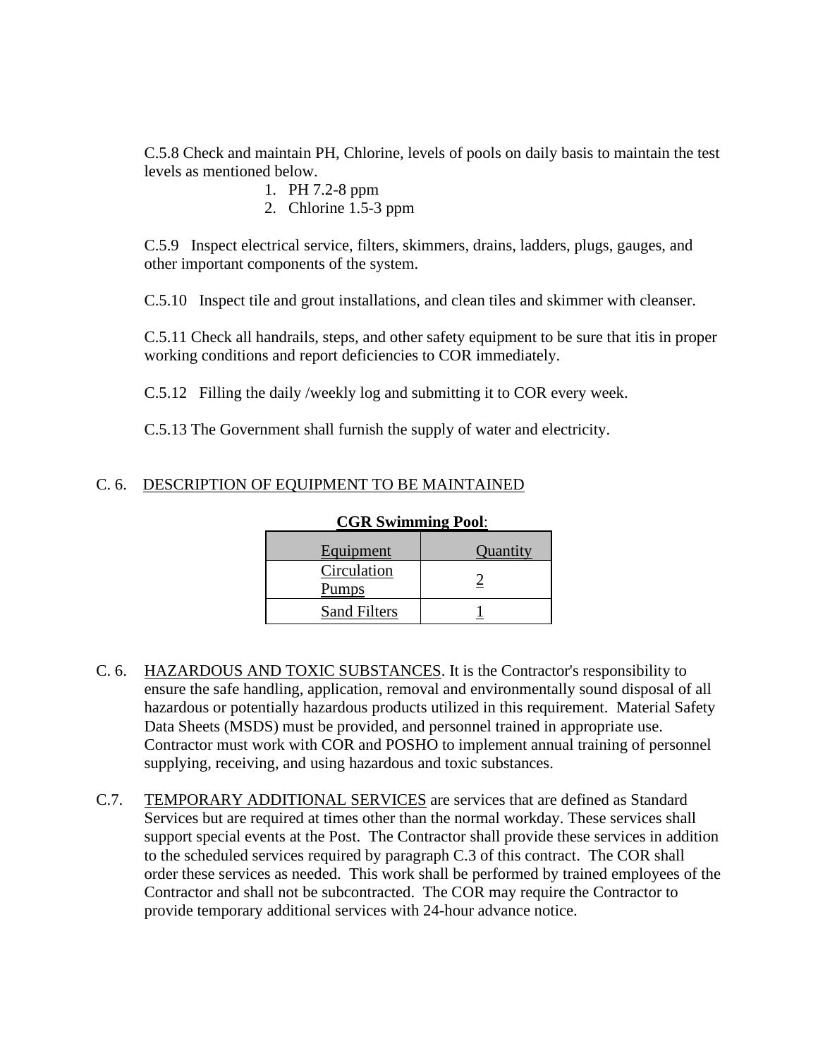C.5.8 Check and maintain PH, Chlorine, levels of pools on daily basis to maintain the test levels as mentioned below.

1. PH 7.2-8 ppm
2. Chlorine 1.5-3 ppm

C.5.9 Inspect electrical service, filters, skimmers, drains, ladders, plugs, gauges, and other important components of the system.

C.5.10 Inspect tile and grout installations, and clean tiles and skimmer with cleanser.

C.5.11 Check all handrails, steps, and other safety equipment to be sure that itis in proper working conditions and report deficiencies to COR immediately.

C.5.12 Filling the daily /weekly log and submitting it to COR every week.

C.5.13 The Government shall furnish the supply of water and electricity.

C. 6. DESCRIPTION OF EQUIPMENT TO BE MAINTAINED

**CGR Swimming Pool**:

| Equipment | Quantity |
| --- | --- |
| Circulation Pumps | 2 |
| Sand Filters | 1 |

C. 6. HAZARDOUS AND TOXIC SUBSTANCES. It is the Contractor's responsibility to ensure the safe handling, application, removal and environmentally sound disposal of all hazardous or potentially hazardous products utilized in this requirement. Material Safety Data Sheets (MSDS) must be provided, and personnel trained in appropriate use. Contractor must work with COR and POSHO to implement annual training of personnel supplying, receiving, and using hazardous and toxic substances.

C.7. TEMPORARY ADDITIONAL SERVICES are services that are defined as Standard Services but are required at times other than the normal workday. These services shall support special events at the Post. The Contractor shall provide these services in addition to the scheduled services required by paragraph C.3 of this contract. The COR shall order these services as needed. This work shall be performed by trained employees of the Contractor and shall not be subcontracted. The COR may require the Contractor to provide temporary additional services with 24-hour advance notice.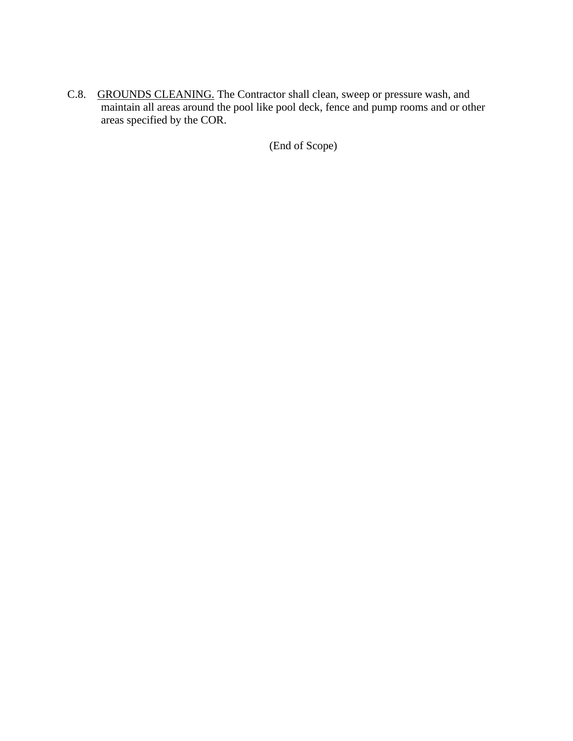C.8. <u>GROUNDS CLEANING.</u> The Contractor shall clean, sweep or pressure wash, and maintain all areas around the pool like pool deck, fence and pump rooms and or other areas specified by the COR.

(End of Scope)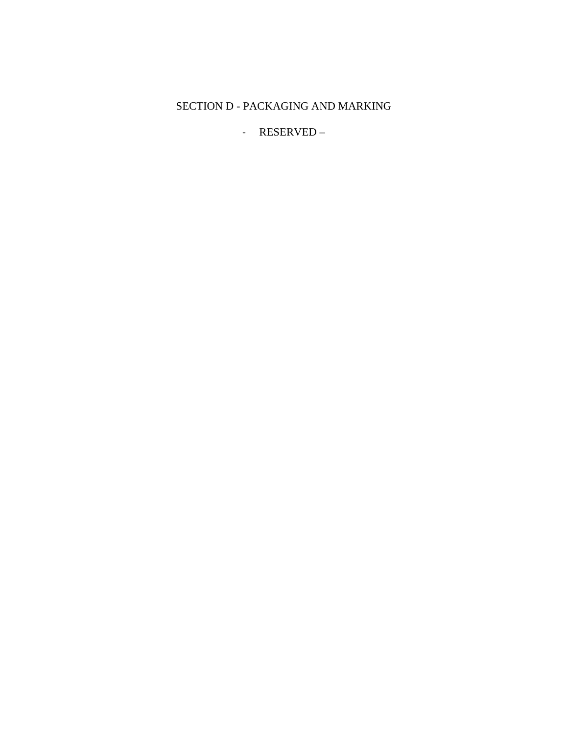# SECTION D - PACKAGING AND MARKING

- RESERVED –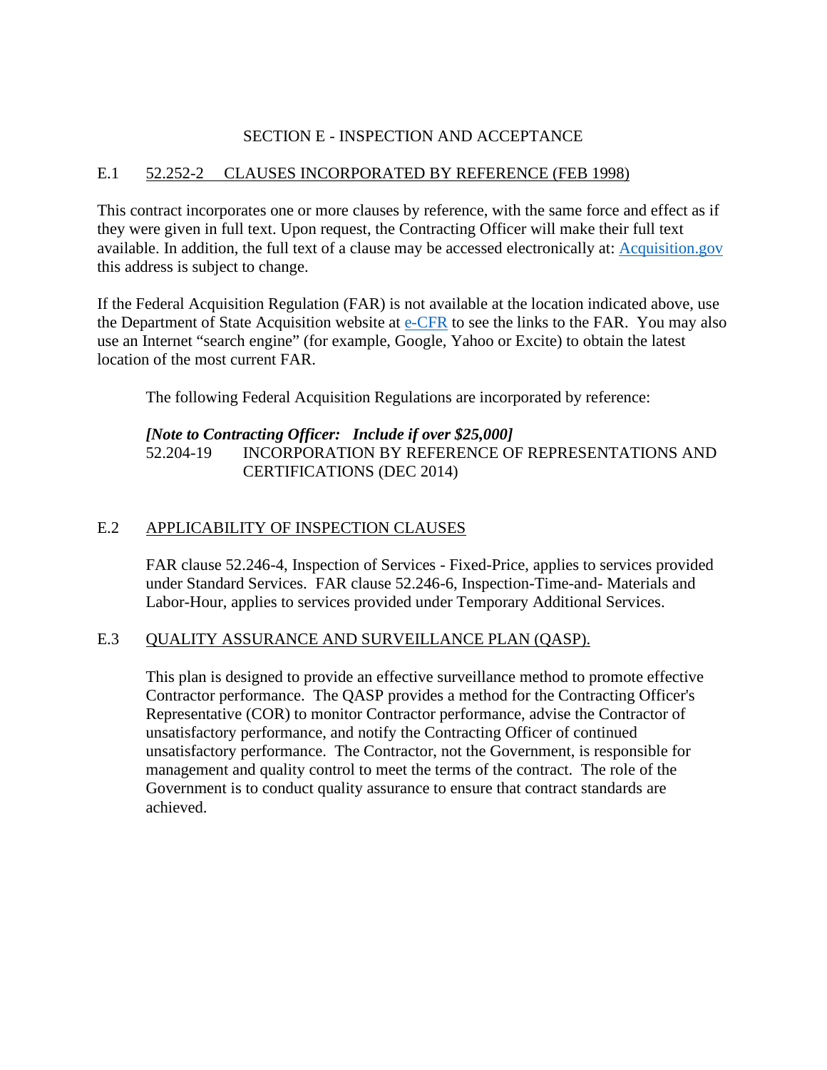## SECTION E - INSPECTION AND ACCEPTANCE

### E.1 52.252-2 CLAUSES INCORPORATED BY REFERENCE (FEB 1998)

This contract incorporates one or more clauses by reference, with the same force and effect as if they were given in full text. Upon request, the Contracting Officer will make their full text available. In addition, the full text of a clause may be accessed electronically at: [Acquisition.gov](Acquisition.gov) this address is subject to change.

If the Federal Acquisition Regulation (FAR) is not available at the location indicated above, use the Department of State Acquisition website at [e-CFR](e-CFR) to see the links to the FAR. You may also use an Internet "search engine" (for example, Google, Yahoo or Excite) to obtain the latest location of the most current FAR.

The following Federal Acquisition Regulations are incorporated by reference:

***[Note to Contracting Officer: Include if over $25,000]***

52.204-19 INCORPORATION BY REFERENCE OF REPRESENTATIONS AND CERTIFICATIONS (DEC 2014)

### E.2 APPLICABILITY OF INSPECTION CLAUSES

FAR clause 52.246-4, Inspection of Services - Fixed-Price, applies to services provided under Standard Services. FAR clause 52.246-6, Inspection-Time-and- Materials and Labor-Hour, applies to services provided under Temporary Additional Services.

### E.3 QUALITY ASSURANCE AND SURVEILLANCE PLAN (QASP).

This plan is designed to provide an effective surveillance method to promote effective Contractor performance. The QASP provides a method for the Contracting Officer's Representative (COR) to monitor Contractor performance, advise the Contractor of unsatisfactory performance, and notify the Contracting Officer of continued unsatisfactory performance. The Contractor, not the Government, is responsible for management and quality control to meet the terms of the contract. The role of the Government is to conduct quality assurance to ensure that contract standards are achieved.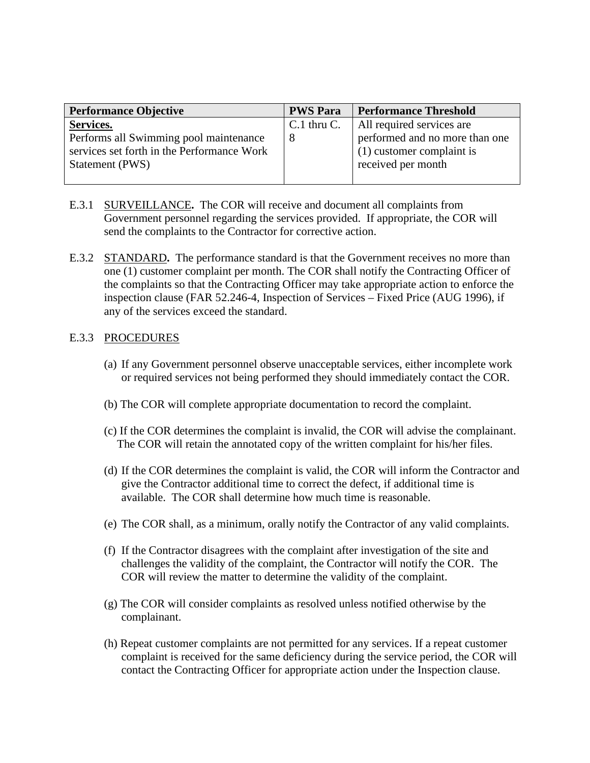| Performance Objective | PWS Para | Performance Threshold |
|---|---|---|
| **Services.**<br>Performs all Swimming pool maintenance services set forth in the Performance Work Statement (PWS) | C.1 thru C. 8 | All required services are performed and no more than one (1) customer complaint is received per month |

E.3.1 SURVEILLANCE**.** The COR will receive and document all complaints from Government personnel regarding the services provided. If appropriate, the COR will send the complaints to the Contractor for corrective action.

E.3.2 STANDARD**.** The performance standard is that the Government receives no more than one (1) customer complaint per month. The COR shall notify the Contracting Officer of the complaints so that the Contracting Officer may take appropriate action to enforce the inspection clause (FAR 52.246-4, Inspection of Services – Fixed Price (AUG 1996), if any of the services exceed the standard.

E.3.3 PROCEDURES

(a) If any Government personnel observe unacceptable services, either incomplete work or required services not being performed they should immediately contact the COR.

(b) The COR will complete appropriate documentation to record the complaint.

(c) If the COR determines the complaint is invalid, the COR will advise the complainant. The COR will retain the annotated copy of the written complaint for his/her files.

(d) If the COR determines the complaint is valid, the COR will inform the Contractor and give the Contractor additional time to correct the defect, if additional time is available. The COR shall determine how much time is reasonable.

(e) The COR shall, as a minimum, orally notify the Contractor of any valid complaints.

(f) If the Contractor disagrees with the complaint after investigation of the site and challenges the validity of the complaint, the Contractor will notify the COR. The COR will review the matter to determine the validity of the complaint.

(g) The COR will consider complaints as resolved unless notified otherwise by the complainant.

(h) Repeat customer complaints are not permitted for any services. If a repeat customer complaint is received for the same deficiency during the service period, the COR will contact the Contracting Officer for appropriate action under the Inspection clause.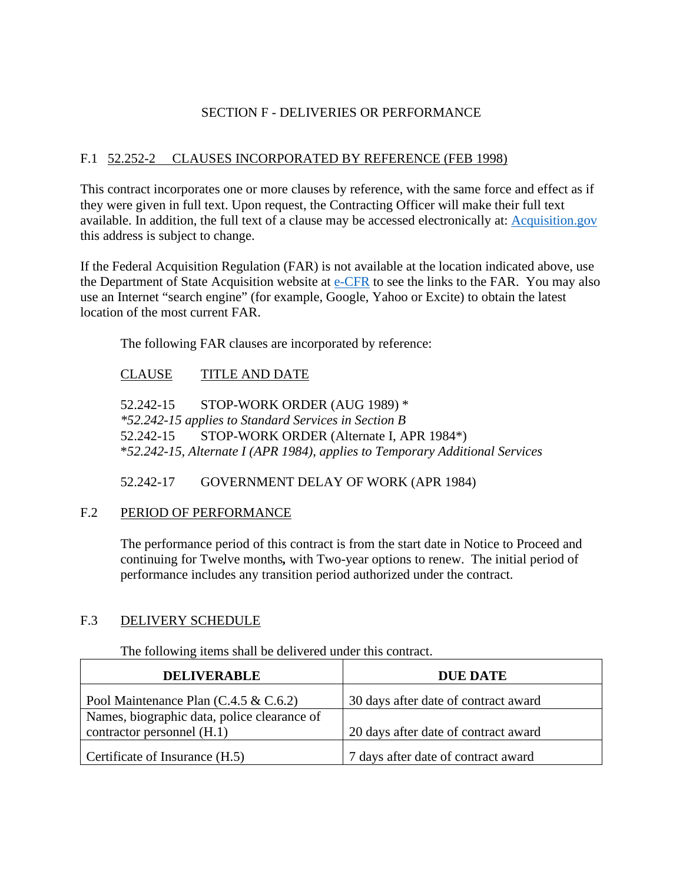# SECTION F - DELIVERIES OR PERFORMANCE

## F.1 52.252-2 CLAUSES INCORPORATED BY REFERENCE (FEB 1998)

This contract incorporates one or more clauses by reference, with the same force and effect as if they were given in full text. Upon request, the Contracting Officer will make their full text available. In addition, the full text of a clause may be accessed electronically at: [Acquisition.gov] this address is subject to change.

If the Federal Acquisition Regulation (FAR) is not available at the location indicated above, use the Department of State Acquisition website at [e-CFR] to see the links to the FAR. You may also use an Internet "search engine" (for example, Google, Yahoo or Excite) to obtain the latest location of the most current FAR.

The following FAR clauses are incorporated by reference:

| CLAUSE | TITLE AND DATE |
|---|---|
| 52.242-15 | STOP-WORK ORDER (AUG 1989) * |

*\*52.242-15 applies to Standard Services in Section B*

| | |
|---|---|
| 52.242-15 | STOP-WORK ORDER (Alternate I, APR 1984*) |

\**52.242-15, Alternate I (APR 1984), applies to Temporary Additional Services*

| | |
|---|---|
| 52.242-17 | GOVERNMENT DELAY OF WORK (APR 1984) |

## F.2 PERIOD OF PERFORMANCE

The performance period of this contract is from the start date in Notice to Proceed and continuing for Twelve months**,** with Two-year options to renew. The initial period of performance includes any transition period authorized under the contract.

## F.3 DELIVERY SCHEDULE

The following items shall be delivered under this contract.

| DELIVERABLE | DUE DATE |
|---|---|
| Pool Maintenance Plan (C.4.5 & C.6.2) | 30 days after date of contract award |
| Names, biographic data, police clearance of contractor personnel (H.1) | 20 days after date of contract award |
| Certificate of Insurance (H.5) | 7 days after date of contract award |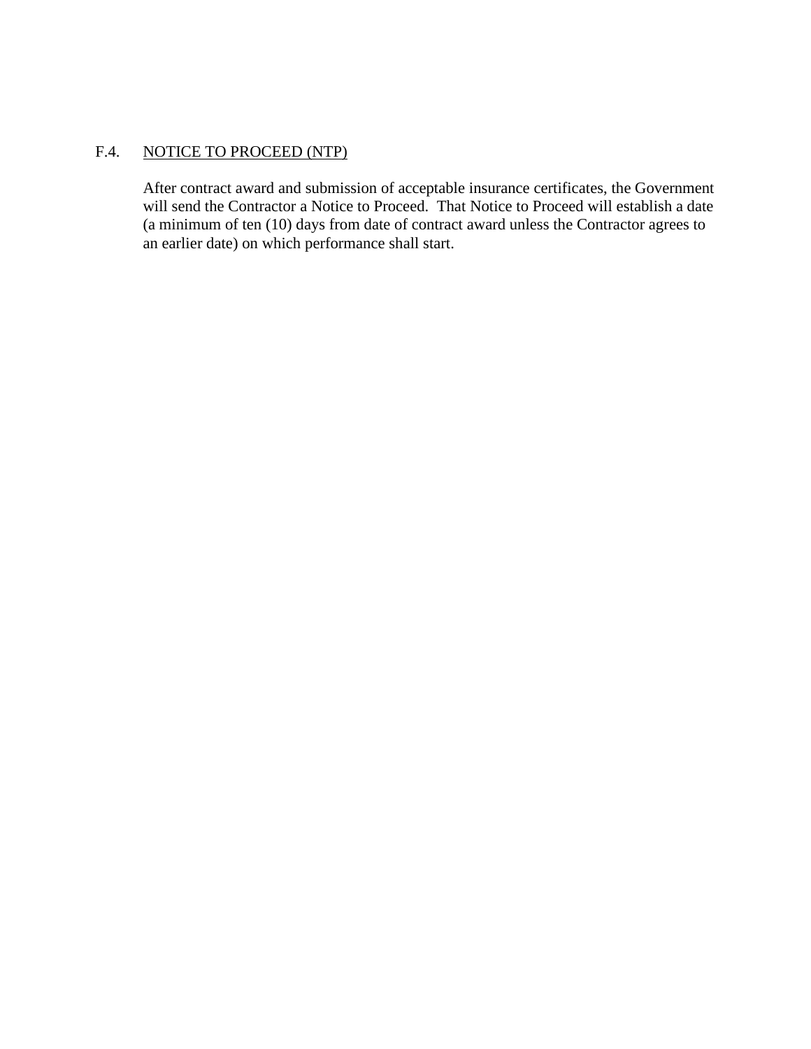### F.4. <u>NOTICE TO PROCEED (NTP)</u>

After contract award and submission of acceptable insurance certificates, the Government will send the Contractor a Notice to Proceed. That Notice to Proceed will establish a date (a minimum of ten (10) days from date of contract award unless the Contractor agrees to an earlier date) on which performance shall start.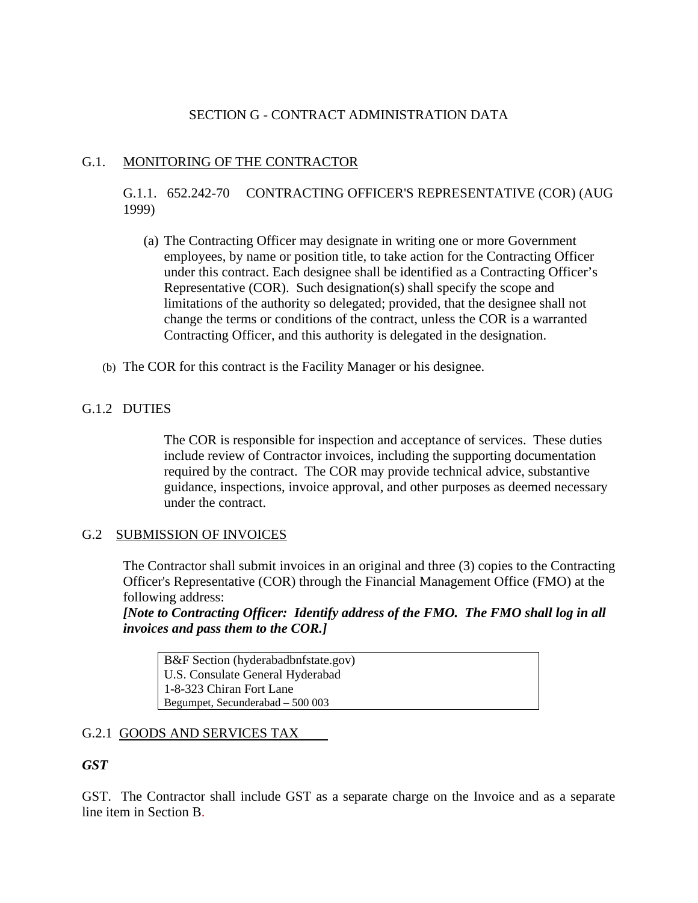# SECTION G - CONTRACT ADMINISTRATION DATA

## G.1. MONITORING OF THE CONTRACTOR

### G.1.1. 652.242-70 CONTRACTING OFFICER'S REPRESENTATIVE (COR) (AUG 1999)

(a) The Contracting Officer may designate in writing one or more Government employees, by name or position title, to take action for the Contracting Officer under this contract. Each designee shall be identified as a Contracting Officer's Representative (COR). Such designation(s) shall specify the scope and limitations of the authority so delegated; provided, that the designee shall not change the terms or conditions of the contract, unless the COR is a warranted Contracting Officer, and this authority is delegated in the designation.

(b) The COR for this contract is the Facility Manager or his designee.

### G.1.2 DUTIES

The COR is responsible for inspection and acceptance of services. These duties include review of Contractor invoices, including the supporting documentation required by the contract. The COR may provide technical advice, substantive guidance, inspections, invoice approval, and other purposes as deemed necessary under the contract.

## G.2 SUBMISSION OF INVOICES

The Contractor shall submit invoices in an original and three (3) copies to the Contracting Officer's Representative (COR) through the Financial Management Office (FMO) at the following address:

***[Note to Contracting Officer: Identify address of the FMO. The FMO shall log in all invoices and pass them to the COR.]***

B&F Section (hyderabadbnfstate.gov)
U.S. Consulate General Hyderabad
1-8-323 Chiran Fort Lane
Begumpet, Secunderabad – 500 003

### G.2.1 GOODS AND SERVICES TAX

***GST***

GST. The Contractor shall include GST as a separate charge on the Invoice and as a separate line item in Section B.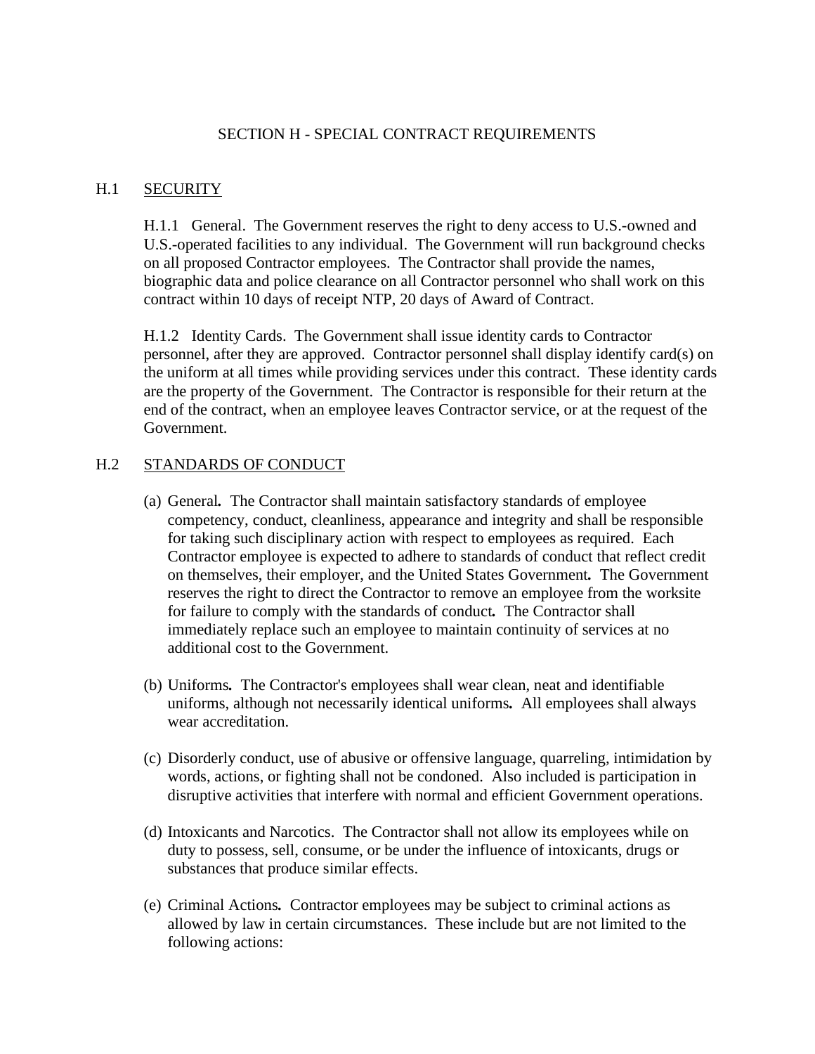# SECTION H - SPECIAL CONTRACT REQUIREMENTS

## H.1 SECURITY

H.1.1 General. The Government reserves the right to deny access to U.S.-owned and U.S.-operated facilities to any individual. The Government will run background checks on all proposed Contractor employees. The Contractor shall provide the names, biographic data and police clearance on all Contractor personnel who shall work on this contract within 10 days of receipt NTP, 20 days of Award of Contract.

H.1.2 Identity Cards. The Government shall issue identity cards to Contractor personnel, after they are approved. Contractor personnel shall display identify card(s) on the uniform at all times while providing services under this contract. These identity cards are the property of the Government. The Contractor is responsible for their return at the end of the contract, when an employee leaves Contractor service, or at the request of the Government.

## H.2 STANDARDS OF CONDUCT

(a) General**.** The Contractor shall maintain satisfactory standards of employee competency, conduct, cleanliness, appearance and integrity and shall be responsible for taking such disciplinary action with respect to employees as required. Each Contractor employee is expected to adhere to standards of conduct that reflect credit on themselves, their employer, and the United States Government**.** The Government reserves the right to direct the Contractor to remove an employee from the worksite for failure to comply with the standards of conduct**.** The Contractor shall immediately replace such an employee to maintain continuity of services at no additional cost to the Government.

(b) Uniforms**.** The Contractor's employees shall wear clean, neat and identifiable uniforms, although not necessarily identical uniforms**.** All employees shall always wear accreditation.

(c) Disorderly conduct, use of abusive or offensive language, quarreling, intimidation by words, actions, or fighting shall not be condoned. Also included is participation in disruptive activities that interfere with normal and efficient Government operations.

(d) Intoxicants and Narcotics. The Contractor shall not allow its employees while on duty to possess, sell, consume, or be under the influence of intoxicants, drugs or substances that produce similar effects.

(e) Criminal Actions**.** Contractor employees may be subject to criminal actions as allowed by law in certain circumstances. These include but are not limited to the following actions: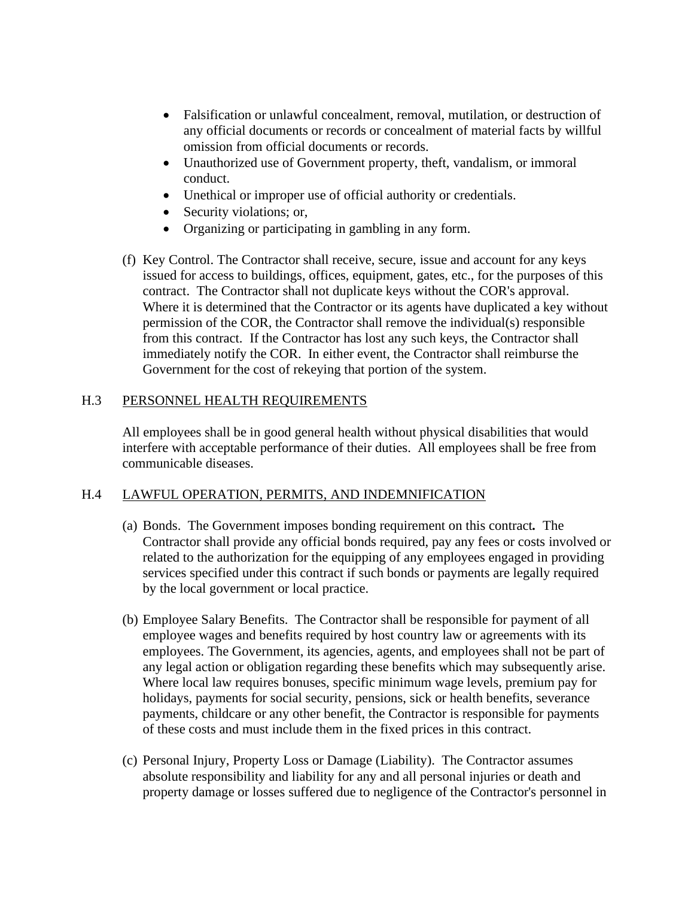- Falsification or unlawful concealment, removal, mutilation, or destruction of any official documents or records or concealment of material facts by willful omission from official documents or records.
- Unauthorized use of Government property, theft, vandalism, or immoral conduct.
- Unethical or improper use of official authority or credentials.
- Security violations; or,
- Organizing or participating in gambling in any form.

(f) Key Control. The Contractor shall receive, secure, issue and account for any keys issued for access to buildings, offices, equipment, gates, etc., for the purposes of this contract. The Contractor shall not duplicate keys without the COR's approval. Where it is determined that the Contractor or its agents have duplicated a key without permission of the COR, the Contractor shall remove the individual(s) responsible from this contract. If the Contractor has lost any such keys, the Contractor shall immediately notify the COR. In either event, the Contractor shall reimburse the Government for the cost of rekeying that portion of the system.

## H.3 PERSONNEL HEALTH REQUIREMENTS

All employees shall be in good general health without physical disabilities that would interfere with acceptable performance of their duties. All employees shall be free from communicable diseases.

## H.4 LAWFUL OPERATION, PERMITS, AND INDEMNIFICATION

(a) Bonds. The Government imposes bonding requirement on this contract**.** The Contractor shall provide any official bonds required, pay any fees or costs involved or related to the authorization for the equipping of any employees engaged in providing services specified under this contract if such bonds or payments are legally required by the local government or local practice.

(b) Employee Salary Benefits. The Contractor shall be responsible for payment of all employee wages and benefits required by host country law or agreements with its employees. The Government, its agencies, agents, and employees shall not be part of any legal action or obligation regarding these benefits which may subsequently arise. Where local law requires bonuses, specific minimum wage levels, premium pay for holidays, payments for social security, pensions, sick or health benefits, severance payments, childcare or any other benefit, the Contractor is responsible for payments of these costs and must include them in the fixed prices in this contract.

(c) Personal Injury, Property Loss or Damage (Liability). The Contractor assumes absolute responsibility and liability for any and all personal injuries or death and property damage or losses suffered due to negligence of the Contractor's personnel in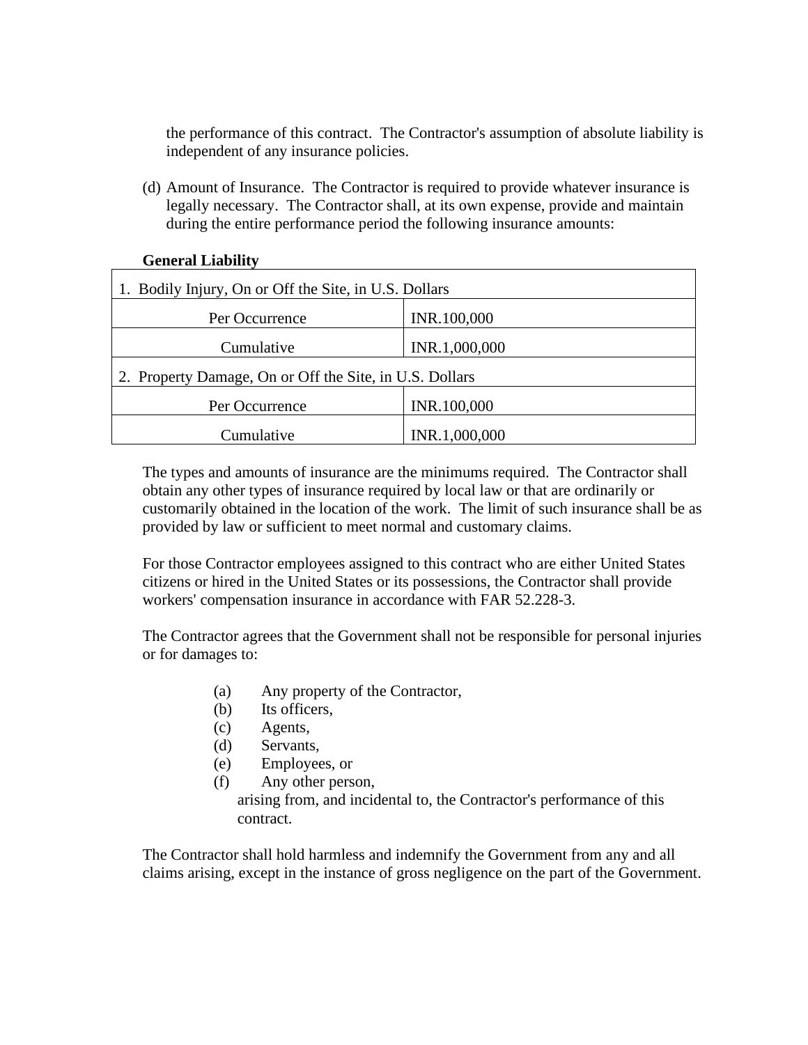the performance of this contract. The Contractor's assumption of absolute liability is independent of any insurance policies.

(d) Amount of Insurance. The Contractor is required to provide whatever insurance is legally necessary. The Contractor shall, at its own expense, provide and maintain during the entire performance period the following insurance amounts:

**General Liability**

| 1. Bodily Injury, On or Off the Site, in U.S. Dollars | |
|---|---|
| Per Occurrence | INR.100,000 |
| Cumulative | INR.1,000,000 |
| 2. Property Damage, On or Off the Site, in U.S. Dollars | |
| Per Occurrence | INR.100,000 |
| Cumulative | INR.1,000,000 |

The types and amounts of insurance are the minimums required. The Contractor shall obtain any other types of insurance required by local law or that are ordinarily or customarily obtained in the location of the work. The limit of such insurance shall be as provided by law or sufficient to meet normal and customary claims.

For those Contractor employees assigned to this contract who are either United States citizens or hired in the United States or its possessions, the Contractor shall provide workers' compensation insurance in accordance with FAR 52.228-3.

The Contractor agrees that the Government shall not be responsible for personal injuries or for damages to:

(a) Any property of the Contractor,
(b) Its officers,
(c) Agents,
(d) Servants,
(e) Employees, or
(f) Any other person,

arising from, and incidental to, the Contractor's performance of this contract.

The Contractor shall hold harmless and indemnify the Government from any and all claims arising, except in the instance of gross negligence on the part of the Government.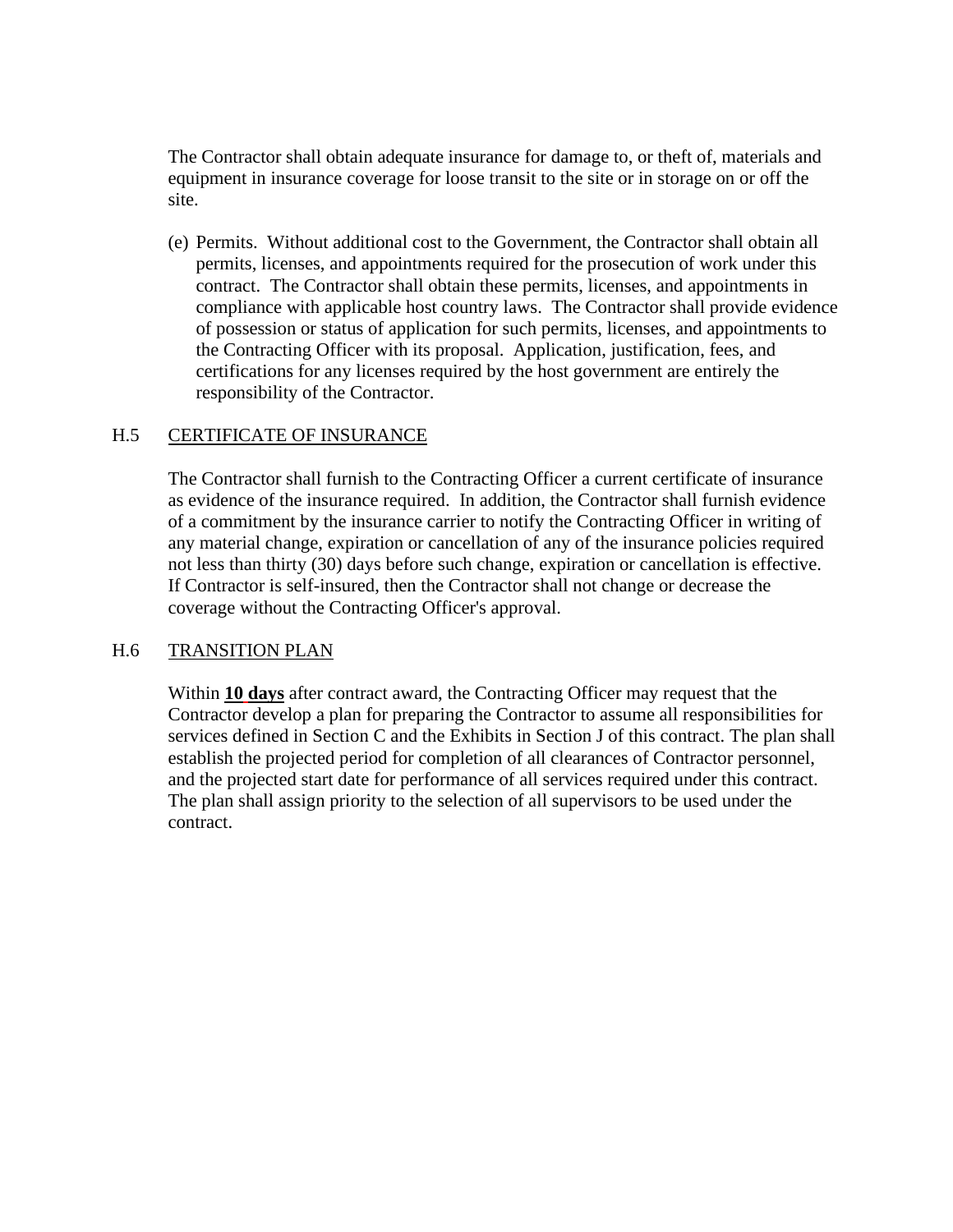The Contractor shall obtain adequate insurance for damage to, or theft of, materials and equipment in insurance coverage for loose transit to the site or in storage on or off the site.

(e) Permits. Without additional cost to the Government, the Contractor shall obtain all permits, licenses, and appointments required for the prosecution of work under this contract. The Contractor shall obtain these permits, licenses, and appointments in compliance with applicable host country laws. The Contractor shall provide evidence of possession or status of application for such permits, licenses, and appointments to the Contracting Officer with its proposal. Application, justification, fees, and certifications for any licenses required by the host government are entirely the responsibility of the Contractor.

## H.5 CERTIFICATE OF INSURANCE

The Contractor shall furnish to the Contracting Officer a current certificate of insurance as evidence of the insurance required. In addition, the Contractor shall furnish evidence of a commitment by the insurance carrier to notify the Contracting Officer in writing of any material change, expiration or cancellation of any of the insurance policies required not less than thirty (30) days before such change, expiration or cancellation is effective. If Contractor is self-insured, then the Contractor shall not change or decrease the coverage without the Contracting Officer's approval.

## H.6 TRANSITION PLAN

Within **10 days** after contract award, the Contracting Officer may request that the Contractor develop a plan for preparing the Contractor to assume all responsibilities for services defined in Section C and the Exhibits in Section J of this contract. The plan shall establish the projected period for completion of all clearances of Contractor personnel, and the projected start date for performance of all services required under this contract. The plan shall assign priority to the selection of all supervisors to be used under the contract.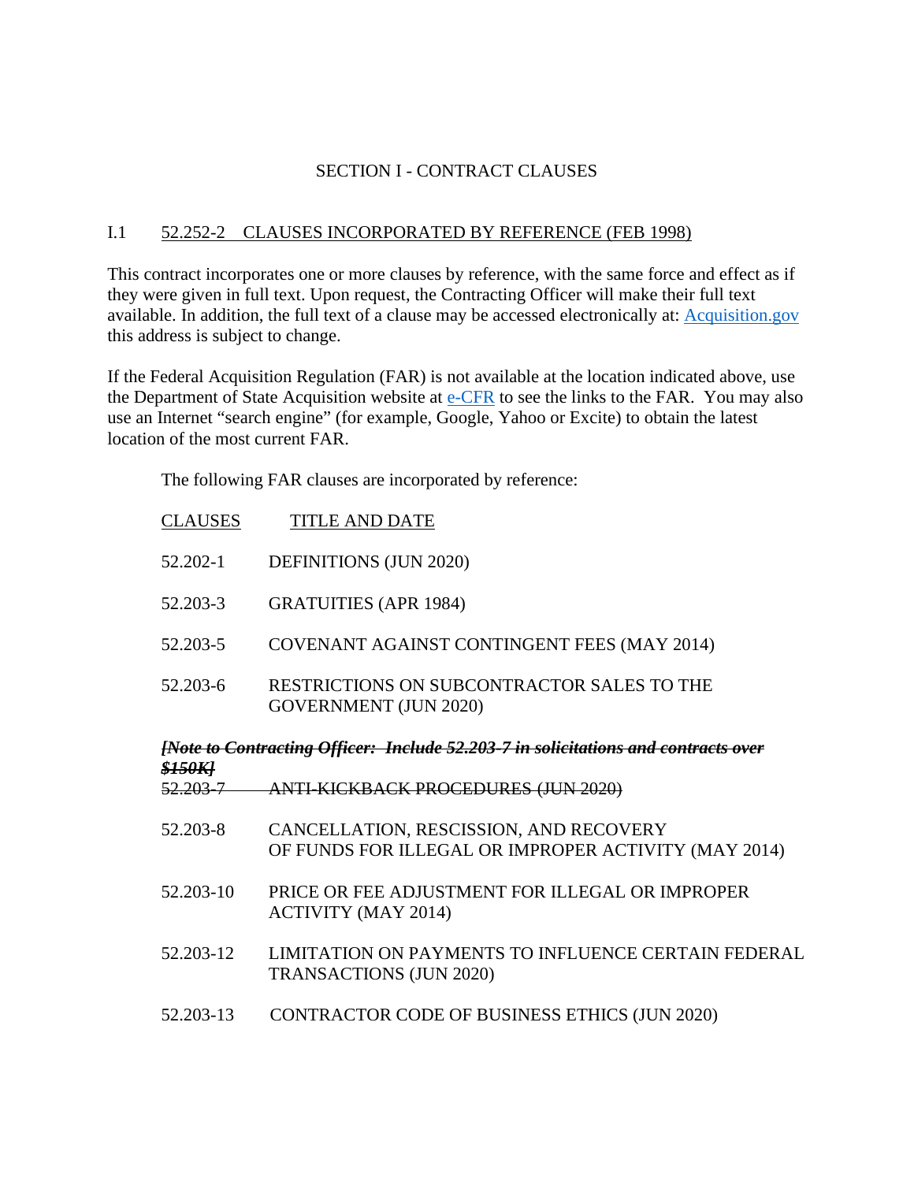## SECTION I - CONTRACT CLAUSES

### I.1 52.252-2 CLAUSES INCORPORATED BY REFERENCE (FEB 1998)

This contract incorporates one or more clauses by reference, with the same force and effect as if they were given in full text. Upon request, the Contracting Officer will make their full text available. In addition, the full text of a clause may be accessed electronically at: Acquisition.gov this address is subject to change.

If the Federal Acquisition Regulation (FAR) is not available at the location indicated above, use the Department of State Acquisition website at e-CFR to see the links to the FAR. You may also use an Internet "search engine" (for example, Google, Yahoo or Excite) to obtain the latest location of the most current FAR.

The following FAR clauses are incorporated by reference:

| CLAUSES | TITLE AND DATE |
|---|---|
| 52.202-1 | DEFINITIONS (JUN 2020) |
| 52.203-3 | GRATUITIES (APR 1984) |
| 52.203-5 | COVENANT AGAINST CONTINGENT FEES (MAY 2014) |
| 52.203-6 | RESTRICTIONS ON SUBCONTRACTOR SALES TO THE GOVERNMENT (JUN 2020) |

~~***[Note to Contracting Officer: Include 52.203-7 in solicitations and contracts over $150K]***~~

| | |
|---|---|
| ~~52.203-7~~ | ~~ANTI-KICKBACK PROCEDURES (JUN 2020)~~ |
| 52.203-8 | CANCELLATION, RESCISSION, AND RECOVERY OF FUNDS FOR ILLEGAL OR IMPROPER ACTIVITY (MAY 2014) |
| 52.203-10 | PRICE OR FEE ADJUSTMENT FOR ILLEGAL OR IMPROPER ACTIVITY (MAY 2014) |
| 52.203-12 | LIMITATION ON PAYMENTS TO INFLUENCE CERTAIN FEDERAL TRANSACTIONS (JUN 2020) |
| 52.203-13 | CONTRACTOR CODE OF BUSINESS ETHICS (JUN 2020) |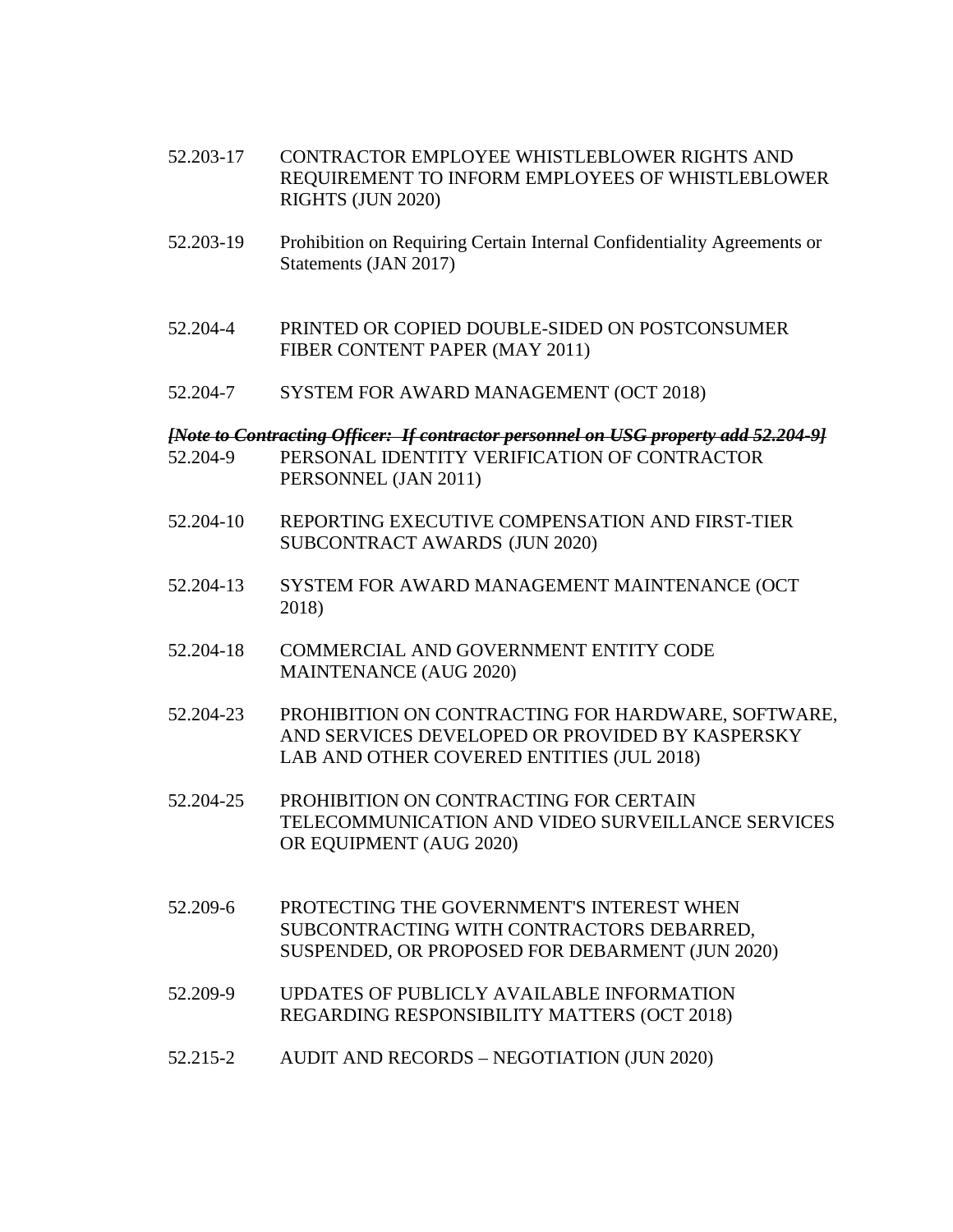52.203-17 CONTRACTOR EMPLOYEE WHISTLEBLOWER RIGHTS AND REQUIREMENT TO INFORM EMPLOYEES OF WHISTLEBLOWER RIGHTS (JUN 2020)

52.203-19 Prohibition on Requiring Certain Internal Confidentiality Agreements or Statements (JAN 2017)

52.204-4 PRINTED OR COPIED DOUBLE-SIDED ON POSTCONSUMER FIBER CONTENT PAPER (MAY 2011)

52.204-7 SYSTEM FOR AWARD MANAGEMENT (OCT 2018)

***~~[Note to Contracting Officer: If contractor personnel on USG property add 52.204-9]~~***

52.204-9 PERSONAL IDENTITY VERIFICATION OF CONTRACTOR PERSONNEL (JAN 2011)

52.204-10 REPORTING EXECUTIVE COMPENSATION AND FIRST-TIER SUBCONTRACT AWARDS (JUN 2020)

52.204-13 SYSTEM FOR AWARD MANAGEMENT MAINTENANCE (OCT 2018)

52.204-18 COMMERCIAL AND GOVERNMENT ENTITY CODE MAINTENANCE (AUG 2020)

52.204-23 PROHIBITION ON CONTRACTING FOR HARDWARE, SOFTWARE, AND SERVICES DEVELOPED OR PROVIDED BY KASPERSKY LAB AND OTHER COVERED ENTITIES (JUL 2018)

52.204-25 PROHIBITION ON CONTRACTING FOR CERTAIN TELECOMMUNICATION AND VIDEO SURVEILLANCE SERVICES OR EQUIPMENT (AUG 2020)

52.209-6 PROTECTING THE GOVERNMENT'S INTEREST WHEN SUBCONTRACTING WITH CONTRACTORS DEBARRED, SUSPENDED, OR PROPOSED FOR DEBARMENT (JUN 2020)

52.209-9 UPDATES OF PUBLICLY AVAILABLE INFORMATION REGARDING RESPONSIBILITY MATTERS (OCT 2018)

52.215-2 AUDIT AND RECORDS – NEGOTIATION (JUN 2020)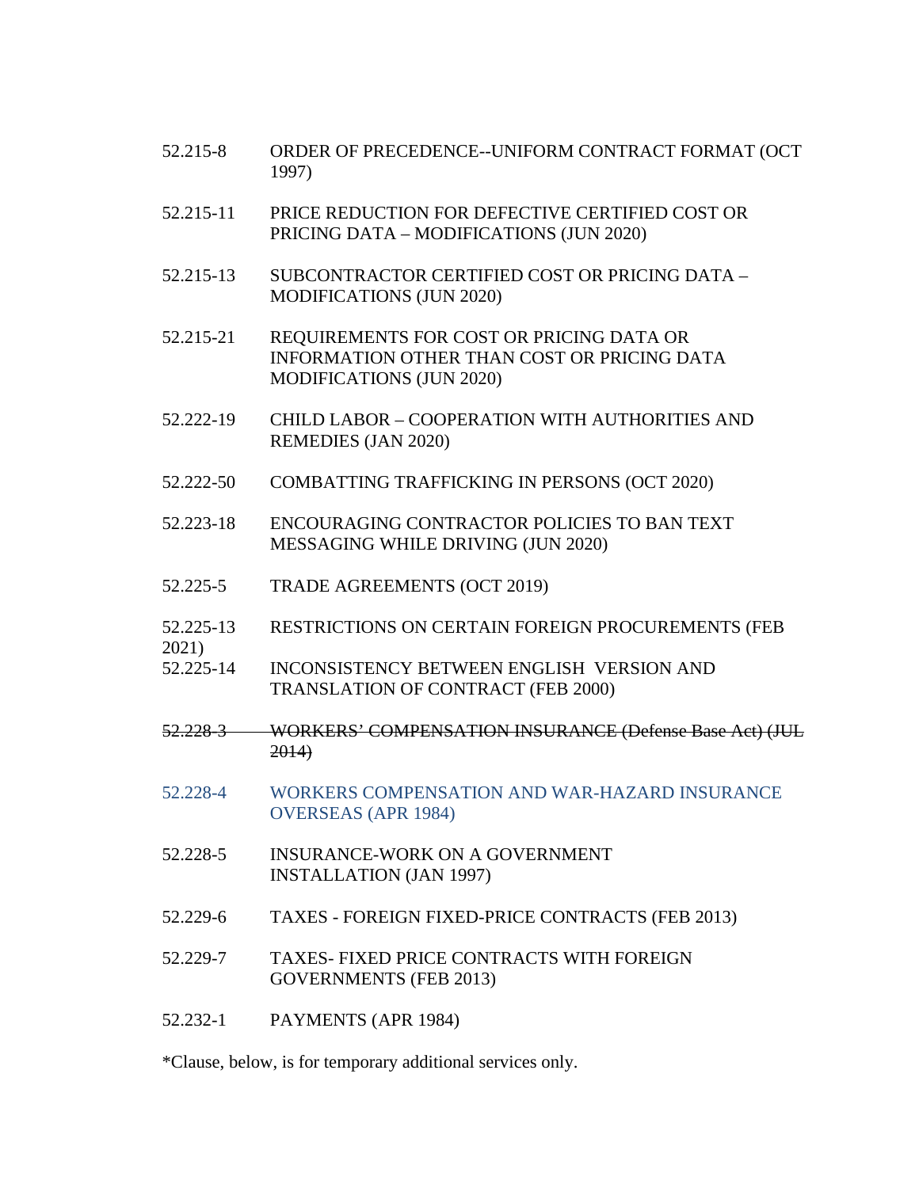52.215-8 ORDER OF PRECEDENCE--UNIFORM CONTRACT FORMAT (OCT 1997)

52.215-11 PRICE REDUCTION FOR DEFECTIVE CERTIFIED COST OR PRICING DATA – MODIFICATIONS (JUN 2020)

52.215-13 SUBCONTRACTOR CERTIFIED COST OR PRICING DATA – MODIFICATIONS (JUN 2020)

52.215-21 REQUIREMENTS FOR COST OR PRICING DATA OR INFORMATION OTHER THAN COST OR PRICING DATA MODIFICATIONS (JUN 2020)

52.222-19 CHILD LABOR – COOPERATION WITH AUTHORITIES AND REMEDIES (JAN 2020)

52.222-50 COMBATTING TRAFFICKING IN PERSONS (OCT 2020)

52.223-18 ENCOURAGING CONTRACTOR POLICIES TO BAN TEXT MESSAGING WHILE DRIVING (JUN 2020)

52.225-5 TRADE AGREEMENTS (OCT 2019)

52.225-13 RESTRICTIONS ON CERTAIN FOREIGN PROCUREMENTS (FEB 2021)

52.225-14 INCONSISTENCY BETWEEN ENGLISH VERSION AND TRANSLATION OF CONTRACT (FEB 2000)

~~52.228-3 WORKERS' COMPENSATION INSURANCE (Defense Base Act) (JUL 2014)~~

52.228-4 WORKERS COMPENSATION AND WAR-HAZARD INSURANCE OVERSEAS (APR 1984)

52.228-5 INSURANCE-WORK ON A GOVERNMENT INSTALLATION (JAN 1997)

52.229-6 TAXES - FOREIGN FIXED-PRICE CONTRACTS (FEB 2013)

52.229-7 TAXES- FIXED PRICE CONTRACTS WITH FOREIGN GOVERNMENTS (FEB 2013)

52.232-1 PAYMENTS (APR 1984)

*Clause, below, is for temporary additional services only.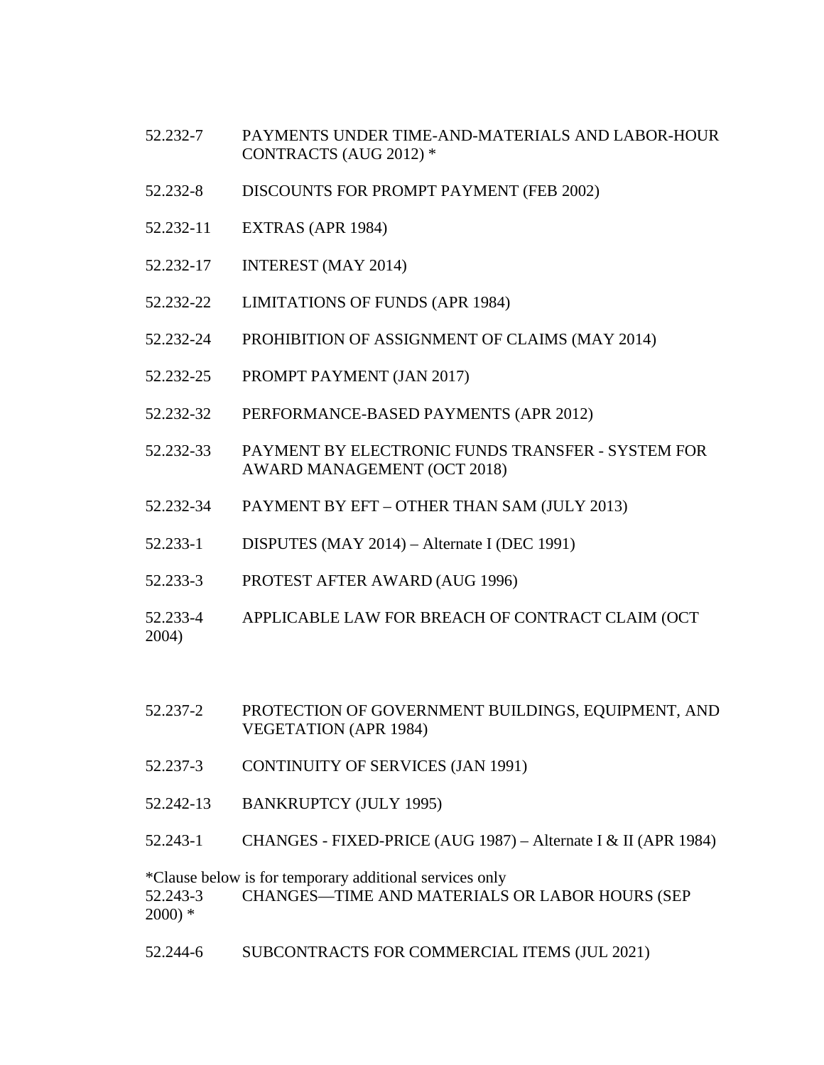52.232-7 PAYMENTS UNDER TIME-AND-MATERIALS AND LABOR-HOUR CONTRACTS (AUG 2012) *

52.232-8 DISCOUNTS FOR PROMPT PAYMENT (FEB 2002)

52.232-11 EXTRAS (APR 1984)

52.232-17 INTEREST (MAY 2014)

52.232-22 LIMITATIONS OF FUNDS (APR 1984)

52.232-24 PROHIBITION OF ASSIGNMENT OF CLAIMS (MAY 2014)

52.232-25 PROMPT PAYMENT (JAN 2017)

52.232-32 PERFORMANCE-BASED PAYMENTS (APR 2012)

52.232-33 PAYMENT BY ELECTRONIC FUNDS TRANSFER - SYSTEM FOR AWARD MANAGEMENT (OCT 2018)

52.232-34 PAYMENT BY EFT – OTHER THAN SAM (JULY 2013)

52.233-1 DISPUTES (MAY 2014) – Alternate I (DEC 1991)

52.233-3 PROTEST AFTER AWARD (AUG 1996)

52.233-4 APPLICABLE LAW FOR BREACH OF CONTRACT CLAIM (OCT 2004)

52.237-2 PROTECTION OF GOVERNMENT BUILDINGS, EQUIPMENT, AND VEGETATION (APR 1984)

52.237-3 CONTINUITY OF SERVICES (JAN 1991)

52.242-13 BANKRUPTCY (JULY 1995)

52.243-1 CHANGES - FIXED-PRICE (AUG 1987) – Alternate I & II (APR 1984)

*Clause below is for temporary additional services only

52.243-3 CHANGES—TIME AND MATERIALS OR LABOR HOURS (SEP 2000) *

52.244-6 SUBCONTRACTS FOR COMMERCIAL ITEMS (JUL 2021)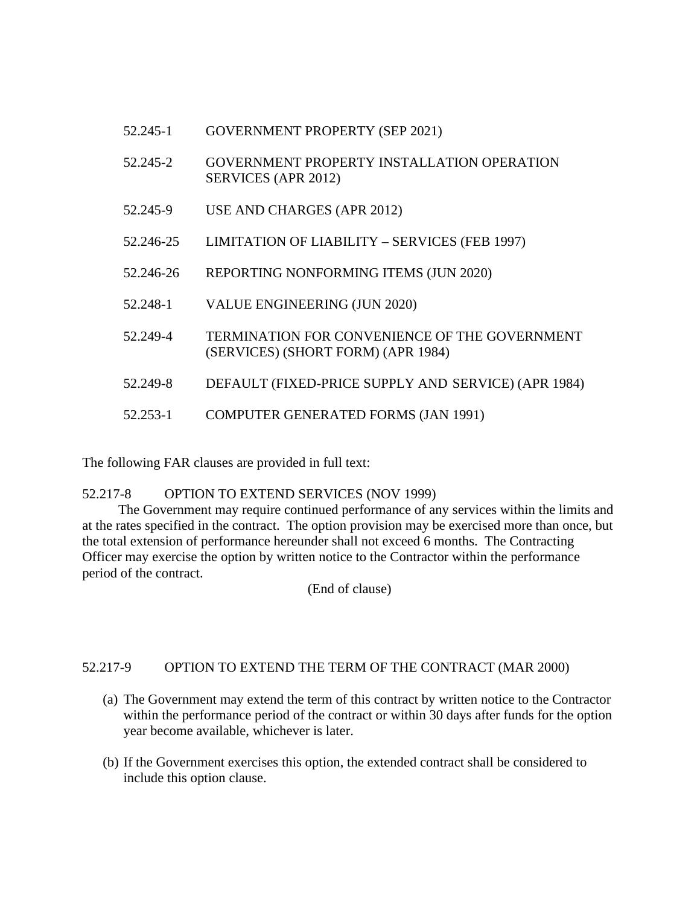| | |
|---|---|
| 52.245-1 | GOVERNMENT PROPERTY (SEP 2021) |
| 52.245-2 | GOVERNMENT PROPERTY INSTALLATION OPERATION SERVICES (APR 2012) |
| 52.245-9 | USE AND CHARGES (APR 2012) |
| 52.246-25 | LIMITATION OF LIABILITY – SERVICES (FEB 1997) |
| 52.246-26 | REPORTING NONFORMING ITEMS (JUN 2020) |
| 52.248-1 | VALUE ENGINEERING (JUN 2020) |
| 52.249-4 | TERMINATION FOR CONVENIENCE OF THE GOVERNMENT (SERVICES) (SHORT FORM) (APR 1984) |
| 52.249-8 | DEFAULT (FIXED-PRICE SUPPLY AND SERVICE) (APR 1984) |
| 52.253-1 | COMPUTER GENERATED FORMS (JAN 1991) |

The following FAR clauses are provided in full text:

52.217-8 OPTION TO EXTEND SERVICES (NOV 1999)

The Government may require continued performance of any services within the limits and at the rates specified in the contract. The option provision may be exercised more than once, but the total extension of performance hereunder shall not exceed 6 months. The Contracting Officer may exercise the option by written notice to the Contractor within the performance period of the contract.

(End of clause)

52.217-9 OPTION TO EXTEND THE TERM OF THE CONTRACT (MAR 2000)

(a) The Government may extend the term of this contract by written notice to the Contractor within the performance period of the contract or within 30 days after funds for the option year become available, whichever is later.

(b) If the Government exercises this option, the extended contract shall be considered to include this option clause.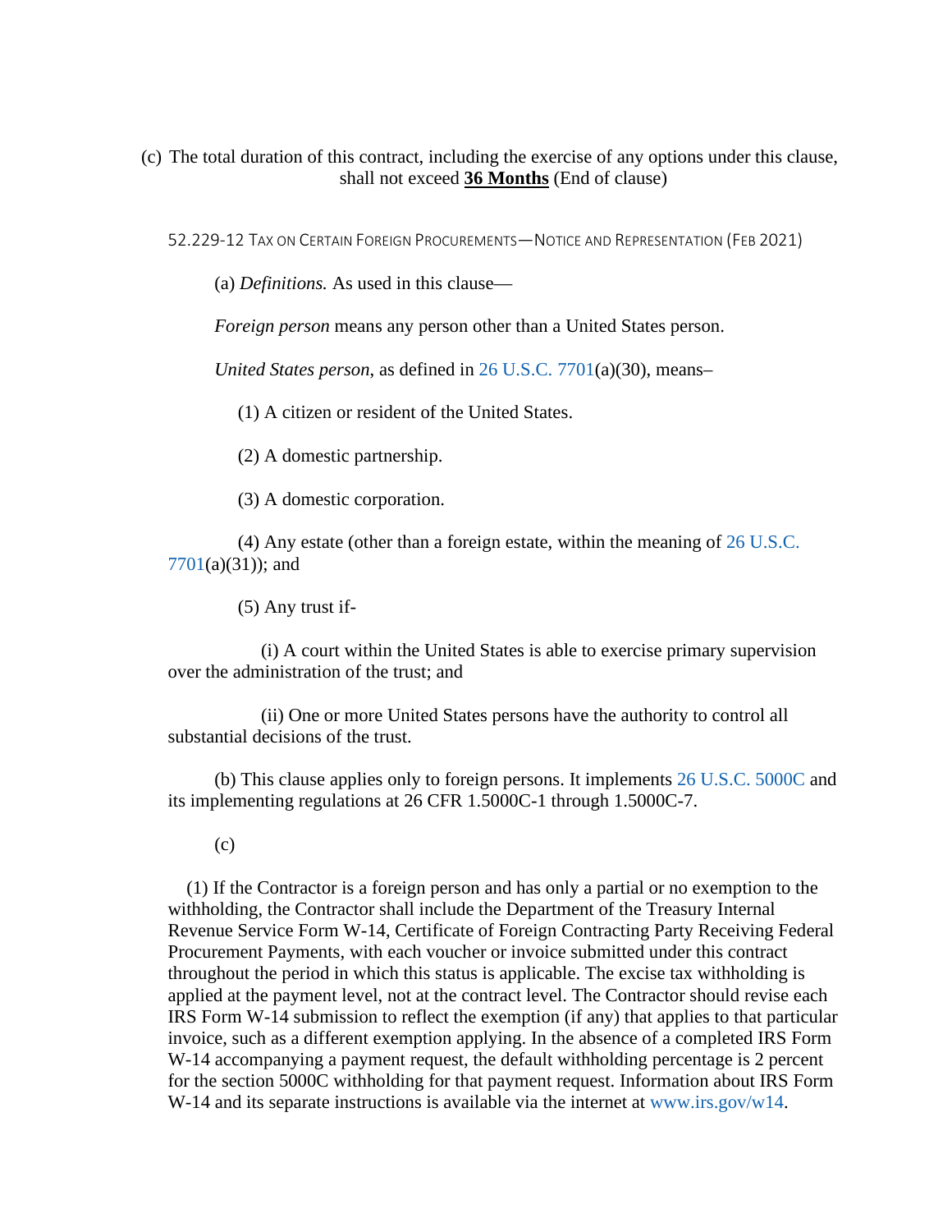(c) The total duration of this contract, including the exercise of any options under this clause, shall not exceed **36 Months** (End of clause)

52.229-12 TAX ON CERTAIN FOREIGN PROCUREMENTS—NOTICE AND REPRESENTATION (FEB 2021)

(a) *Definitions.* As used in this clause—

*Foreign person* means any person other than a United States person.

*United States person*, as defined in 26 U.S.C. 7701(a)(30), means–

(1) A citizen or resident of the United States.

(2) A domestic partnership.

(3) A domestic corporation.

(4) Any estate (other than a foreign estate, within the meaning of 26 U.S.C. 7701(a)(31)); and

(5) Any trust if-

(i) A court within the United States is able to exercise primary supervision over the administration of the trust; and

(ii) One or more United States persons have the authority to control all substantial decisions of the trust.

(b) This clause applies only to foreign persons. It implements 26 U.S.C. 5000C and its implementing regulations at 26 CFR 1.5000C-1 through 1.5000C-7.

(c)

(1) If the Contractor is a foreign person and has only a partial or no exemption to the withholding, the Contractor shall include the Department of the Treasury Internal Revenue Service Form W-14, Certificate of Foreign Contracting Party Receiving Federal Procurement Payments, with each voucher or invoice submitted under this contract throughout the period in which this status is applicable. The excise tax withholding is applied at the payment level, not at the contract level. The Contractor should revise each IRS Form W-14 submission to reflect the exemption (if any) that applies to that particular invoice, such as a different exemption applying. In the absence of a completed IRS Form W-14 accompanying a payment request, the default withholding percentage is 2 percent for the section 5000C withholding for that payment request. Information about IRS Form W-14 and its separate instructions is available via the internet at www.irs.gov/w14.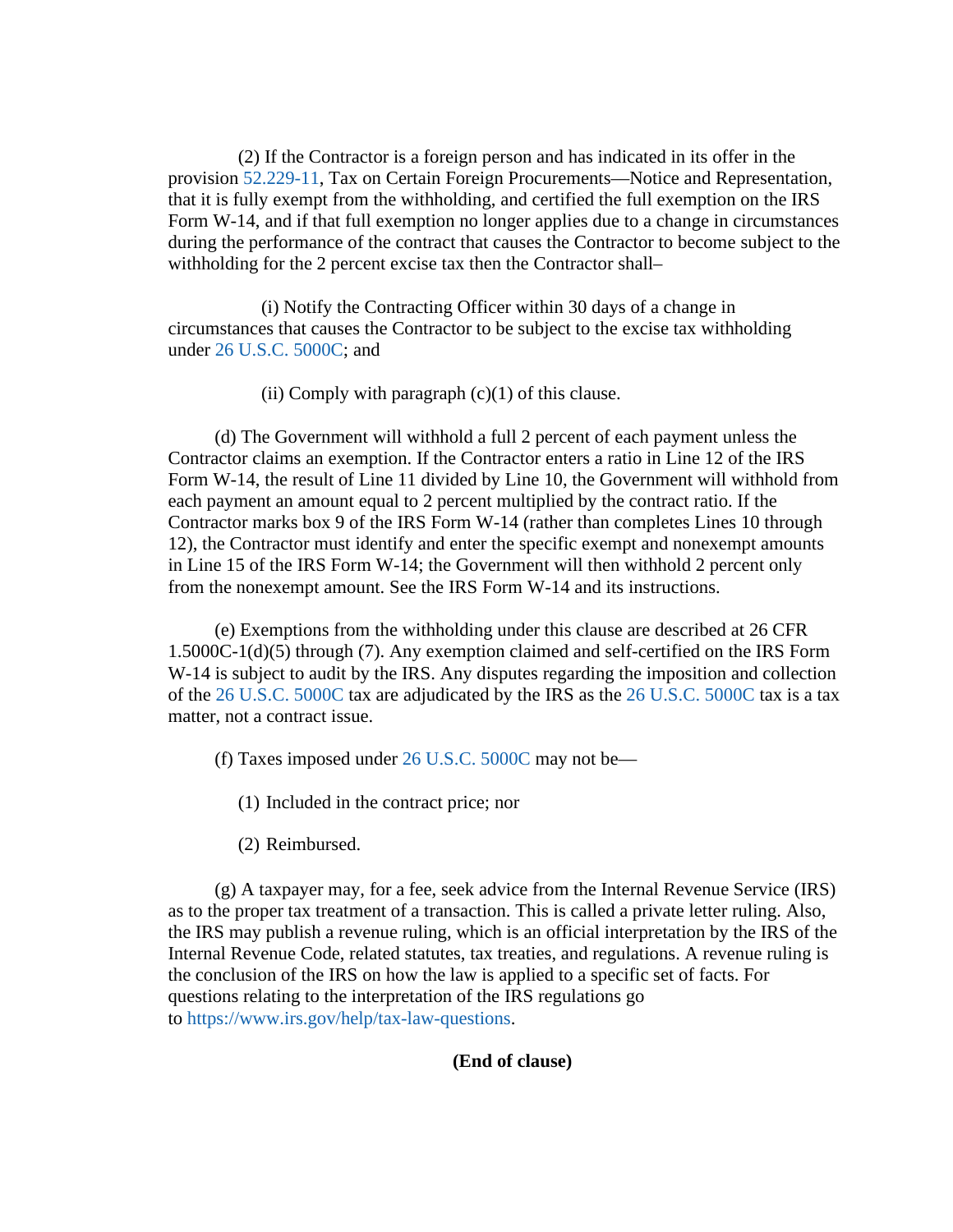(2) If the Contractor is a foreign person and has indicated in its offer in the provision 52.229-11, Tax on Certain Foreign Procurements—Notice and Representation, that it is fully exempt from the withholding, and certified the full exemption on the IRS Form W-14, and if that full exemption no longer applies due to a change in circumstances during the performance of the contract that causes the Contractor to become subject to the withholding for the 2 percent excise tax then the Contractor shall–

(i) Notify the Contracting Officer within 30 days of a change in circumstances that causes the Contractor to be subject to the excise tax withholding under 26 U.S.C. 5000C; and

(ii) Comply with paragraph (c)(1) of this clause.

(d) The Government will withhold a full 2 percent of each payment unless the Contractor claims an exemption. If the Contractor enters a ratio in Line 12 of the IRS Form W-14, the result of Line 11 divided by Line 10, the Government will withhold from each payment an amount equal to 2 percent multiplied by the contract ratio. If the Contractor marks box 9 of the IRS Form W-14 (rather than completes Lines 10 through 12), the Contractor must identify and enter the specific exempt and nonexempt amounts in Line 15 of the IRS Form W-14; the Government will then withhold 2 percent only from the nonexempt amount. See the IRS Form W-14 and its instructions.

(e) Exemptions from the withholding under this clause are described at 26 CFR 1.5000C-1(d)(5) through (7). Any exemption claimed and self-certified on the IRS Form W-14 is subject to audit by the IRS. Any disputes regarding the imposition and collection of the 26 U.S.C. 5000C tax are adjudicated by the IRS as the 26 U.S.C. 5000C tax is a tax matter, not a contract issue.

(f) Taxes imposed under 26 U.S.C. 5000C may not be—

(1) Included in the contract price; nor

(2) Reimbursed.

(g) A taxpayer may, for a fee, seek advice from the Internal Revenue Service (IRS) as to the proper tax treatment of a transaction. This is called a private letter ruling. Also, the IRS may publish a revenue ruling, which is an official interpretation by the IRS of the Internal Revenue Code, related statutes, tax treaties, and regulations. A revenue ruling is the conclusion of the IRS on how the law is applied to a specific set of facts. For questions relating to the interpretation of the IRS regulations go to https://www.irs.gov/help/tax-law-questions.

**(End of clause)**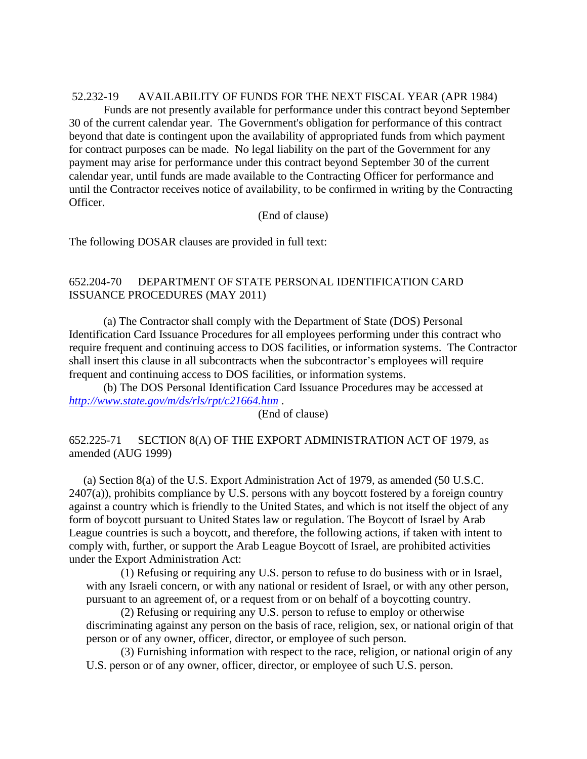52.232-19 AVAILABILITY OF FUNDS FOR THE NEXT FISCAL YEAR (APR 1984)

Funds are not presently available for performance under this contract beyond September 30 of the current calendar year. The Government's obligation for performance of this contract beyond that date is contingent upon the availability of appropriated funds from which payment for contract purposes can be made. No legal liability on the part of the Government for any payment may arise for performance under this contract beyond September 30 of the current calendar year, until funds are made available to the Contracting Officer for performance and until the Contractor receives notice of availability, to be confirmed in writing by the Contracting Officer.

(End of clause)

The following DOSAR clauses are provided in full text:

652.204-70 DEPARTMENT OF STATE PERSONAL IDENTIFICATION CARD ISSUANCE PROCEDURES (MAY 2011)

(a) The Contractor shall comply with the Department of State (DOS) Personal Identification Card Issuance Procedures for all employees performing under this contract who require frequent and continuing access to DOS facilities, or information systems. The Contractor shall insert this clause in all subcontracts when the subcontractor's employees will require frequent and continuing access to DOS facilities, or information systems.

(b) The DOS Personal Identification Card Issuance Procedures may be accessed at *http://www.state.gov/m/ds/rls/rpt/c21664.htm* .

(End of clause)

652.225-71 SECTION 8(A) OF THE EXPORT ADMINISTRATION ACT OF 1979, as amended (AUG 1999)

(a) Section 8(a) of the U.S. Export Administration Act of 1979, as amended (50 U.S.C. 2407(a)), prohibits compliance by U.S. persons with any boycott fostered by a foreign country against a country which is friendly to the United States, and which is not itself the object of any form of boycott pursuant to United States law or regulation. The Boycott of Israel by Arab League countries is such a boycott, and therefore, the following actions, if taken with intent to comply with, further, or support the Arab League Boycott of Israel, are prohibited activities under the Export Administration Act:

(1) Refusing or requiring any U.S. person to refuse to do business with or in Israel, with any Israeli concern, or with any national or resident of Israel, or with any other person, pursuant to an agreement of, or a request from or on behalf of a boycotting country.

(2) Refusing or requiring any U.S. person to refuse to employ or otherwise discriminating against any person on the basis of race, religion, sex, or national origin of that person or of any owner, officer, director, or employee of such person.

(3) Furnishing information with respect to the race, religion, or national origin of any U.S. person or of any owner, officer, director, or employee of such U.S. person.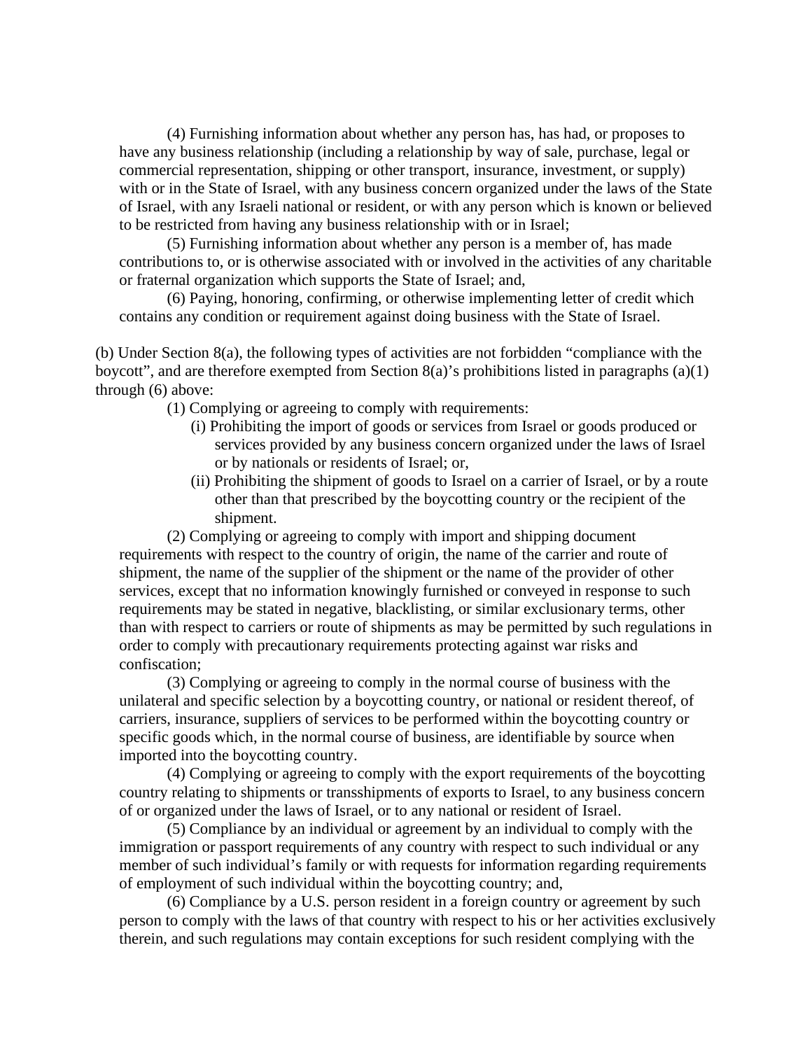(4) Furnishing information about whether any person has, has had, or proposes to have any business relationship (including a relationship by way of sale, purchase, legal or commercial representation, shipping or other transport, insurance, investment, or supply) with or in the State of Israel, with any business concern organized under the laws of the State of Israel, with any Israeli national or resident, or with any person which is known or believed to be restricted from having any business relationship with or in Israel;

(5) Furnishing information about whether any person is a member of, has made contributions to, or is otherwise associated with or involved in the activities of any charitable or fraternal organization which supports the State of Israel; and,

(6) Paying, honoring, confirming, or otherwise implementing letter of credit which contains any condition or requirement against doing business with the State of Israel.

(b) Under Section 8(a), the following types of activities are not forbidden "compliance with the boycott", and are therefore exempted from Section 8(a)'s prohibitions listed in paragraphs (a)(1) through (6) above:

(1) Complying or agreeing to comply with requirements:

(i) Prohibiting the import of goods or services from Israel or goods produced or services provided by any business concern organized under the laws of Israel or by nationals or residents of Israel; or,

(ii) Prohibiting the shipment of goods to Israel on a carrier of Israel, or by a route other than that prescribed by the boycotting country or the recipient of the shipment.

(2) Complying or agreeing to comply with import and shipping document requirements with respect to the country of origin, the name of the carrier and route of shipment, the name of the supplier of the shipment or the name of the provider of other services, except that no information knowingly furnished or conveyed in response to such requirements may be stated in negative, blacklisting, or similar exclusionary terms, other than with respect to carriers or route of shipments as may be permitted by such regulations in order to comply with precautionary requirements protecting against war risks and confiscation;

(3) Complying or agreeing to comply in the normal course of business with the unilateral and specific selection by a boycotting country, or national or resident thereof, of carriers, insurance, suppliers of services to be performed within the boycotting country or specific goods which, in the normal course of business, are identifiable by source when imported into the boycotting country.

(4) Complying or agreeing to comply with the export requirements of the boycotting country relating to shipments or transshipments of exports to Israel, to any business concern of or organized under the laws of Israel, or to any national or resident of Israel.

(5) Compliance by an individual or agreement by an individual to comply with the immigration or passport requirements of any country with respect to such individual or any member of such individual's family or with requests for information regarding requirements of employment of such individual within the boycotting country; and,

(6) Compliance by a U.S. person resident in a foreign country or agreement by such person to comply with the laws of that country with respect to his or her activities exclusively therein, and such regulations may contain exceptions for such resident complying with the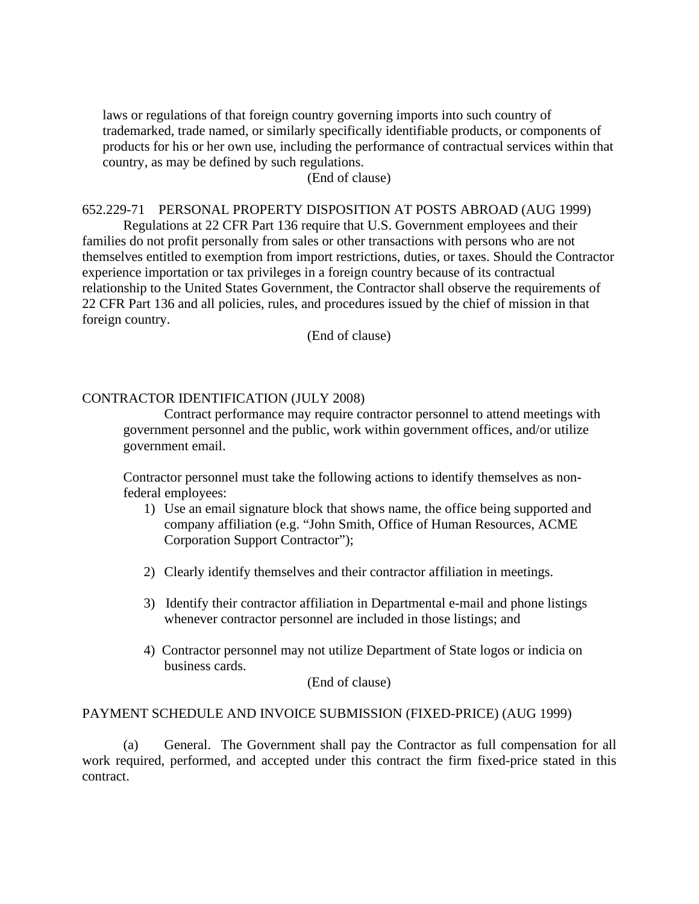laws or regulations of that foreign country governing imports into such country of trademarked, trade named, or similarly specifically identifiable products, or components of products for his or her own use, including the performance of contractual services within that country, as may be defined by such regulations.

(End of clause)

652.229-71 PERSONAL PROPERTY DISPOSITION AT POSTS ABROAD (AUG 1999)

Regulations at 22 CFR Part 136 require that U.S. Government employees and their families do not profit personally from sales or other transactions with persons who are not themselves entitled to exemption from import restrictions, duties, or taxes. Should the Contractor experience importation or tax privileges in a foreign country because of its contractual relationship to the United States Government, the Contractor shall observe the requirements of 22 CFR Part 136 and all policies, rules, and procedures issued by the chief of mission in that foreign country.

(End of clause)

CONTRACTOR IDENTIFICATION (JULY 2008)

Contract performance may require contractor personnel to attend meetings with government personnel and the public, work within government offices, and/or utilize government email.

Contractor personnel must take the following actions to identify themselves as non-federal employees:

1) Use an email signature block that shows name, the office being supported and company affiliation (e.g. "John Smith, Office of Human Resources, ACME Corporation Support Contractor");

2) Clearly identify themselves and their contractor affiliation in meetings.

3) Identify their contractor affiliation in Departmental e-mail and phone listings whenever contractor personnel are included in those listings; and

4) Contractor personnel may not utilize Department of State logos or indicia on business cards.

(End of clause)

PAYMENT SCHEDULE AND INVOICE SUBMISSION (FIXED-PRICE) (AUG 1999)

(a) General. The Government shall pay the Contractor as full compensation for all work required, performed, and accepted under this contract the firm fixed-price stated in this contract.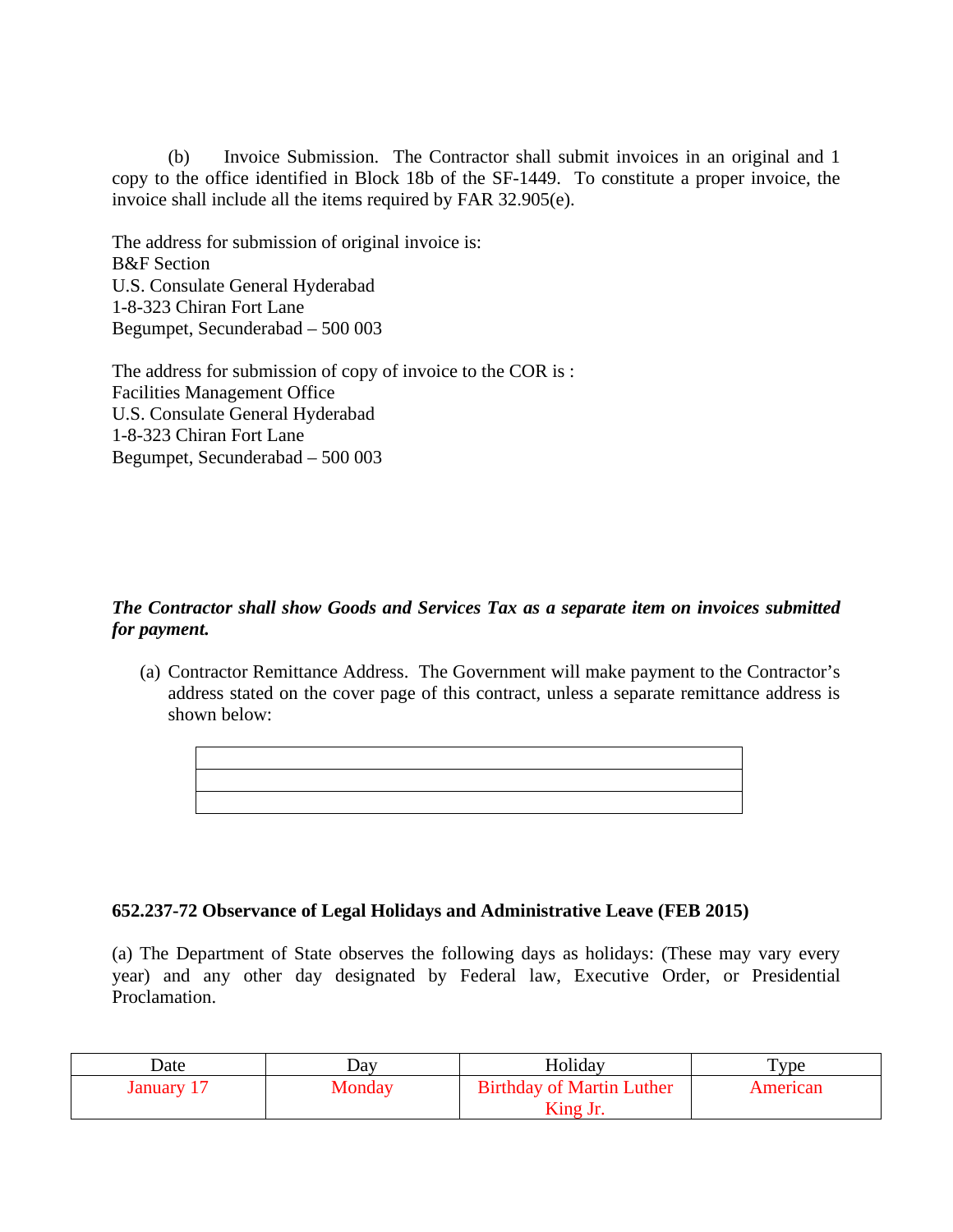(b) Invoice Submission. The Contractor shall submit invoices in an original and 1 copy to the office identified in Block 18b of the SF-1449. To constitute a proper invoice, the invoice shall include all the items required by FAR 32.905(e).

The address for submission of original invoice is:
B&F Section
U.S. Consulate General Hyderabad
1-8-323 Chiran Fort Lane
Begumpet, Secunderabad – 500 003

The address for submission of copy of invoice to the COR is :
Facilities Management Office
U.S. Consulate General Hyderabad
1-8-323 Chiran Fort Lane
Begumpet, Secunderabad – 500 003

***The Contractor shall show Goods and Services Tax as a separate item on invoices submitted for payment.***

(a) Contractor Remittance Address. The Government will make payment to the Contractor's address stated on the cover page of this contract, unless a separate remittance address is shown below:

| |
|---|
| |
| |

**652.237-72 Observance of Legal Holidays and Administrative Leave (FEB 2015)**

(a) The Department of State observes the following days as holidays: (These may vary every year) and any other day designated by Federal law, Executive Order, or Presidential Proclamation.

| Date | Day | Holiday | Type |
|---|---|---|---|
| January 17 | Monday | Birthday of Martin Luther King Jr. | American |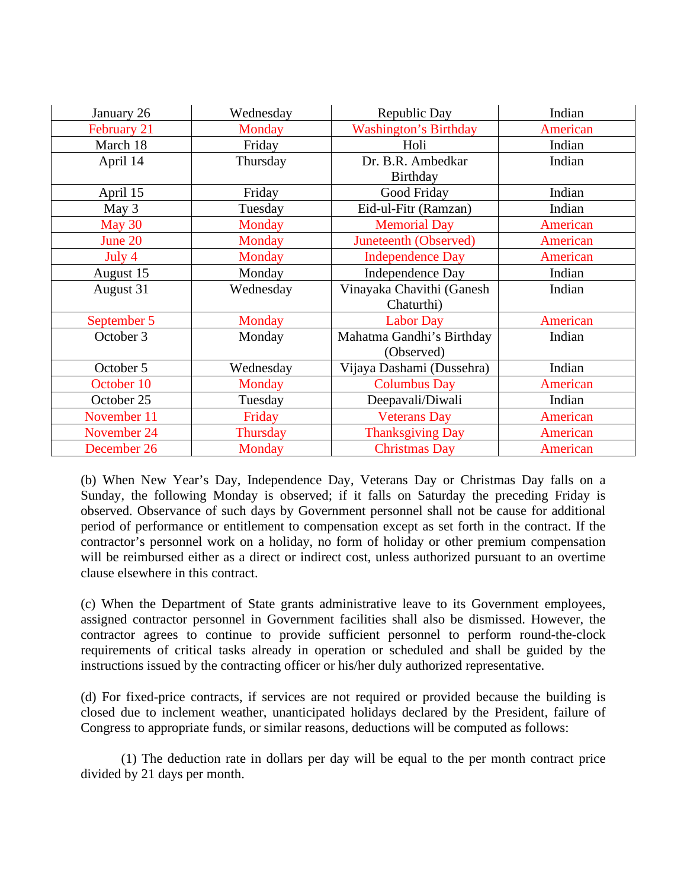| January 26 | Wednesday | Republic Day | Indian |
|---|---|---|---|
| February 21 | Monday | Washington's Birthday | American |
| March 18 | Friday | Holi | Indian |
| April 14 | Thursday | Dr. B.R. Ambedkar Birthday | Indian |
| April 15 | Friday | Good Friday | Indian |
| May 3 | Tuesday | Eid-ul-Fitr (Ramzan) | Indian |
| May 30 | Monday | Memorial Day | American |
| June 20 | Monday | Juneteenth (Observed) | American |
| July 4 | Monday | Independence Day | American |
| August 15 | Monday | Independence Day | Indian |
| August 31 | Wednesday | Vinayaka Chavithi (Ganesh Chaturthi) | Indian |
| September 5 | Monday | Labor Day | American |
| October 3 | Monday | Mahatma Gandhi's Birthday (Observed) | Indian |
| October 5 | Wednesday | Vijaya Dashami (Dussehra) | Indian |
| October 10 | Monday | Columbus Day | American |
| October 25 | Tuesday | Deepavali/Diwali | Indian |
| November 11 | Friday | Veterans Day | American |
| November 24 | Thursday | Thanksgiving Day | American |
| December 26 | Monday | Christmas Day | American |

(b) When New Year's Day, Independence Day, Veterans Day or Christmas Day falls on a Sunday, the following Monday is observed; if it falls on Saturday the preceding Friday is observed. Observance of such days by Government personnel shall not be cause for additional period of performance or entitlement to compensation except as set forth in the contract. If the contractor's personnel work on a holiday, no form of holiday or other premium compensation will be reimbursed either as a direct or indirect cost, unless authorized pursuant to an overtime clause elsewhere in this contract.

(c) When the Department of State grants administrative leave to its Government employees, assigned contractor personnel in Government facilities shall also be dismissed. However, the contractor agrees to continue to provide sufficient personnel to perform round-the-clock requirements of critical tasks already in operation or scheduled and shall be guided by the instructions issued by the contracting officer or his/her duly authorized representative.

(d) For fixed-price contracts, if services are not required or provided because the building is closed due to inclement weather, unanticipated holidays declared by the President, failure of Congress to appropriate funds, or similar reasons, deductions will be computed as follows:

(1) The deduction rate in dollars per day will be equal to the per month contract price divided by 21 days per month.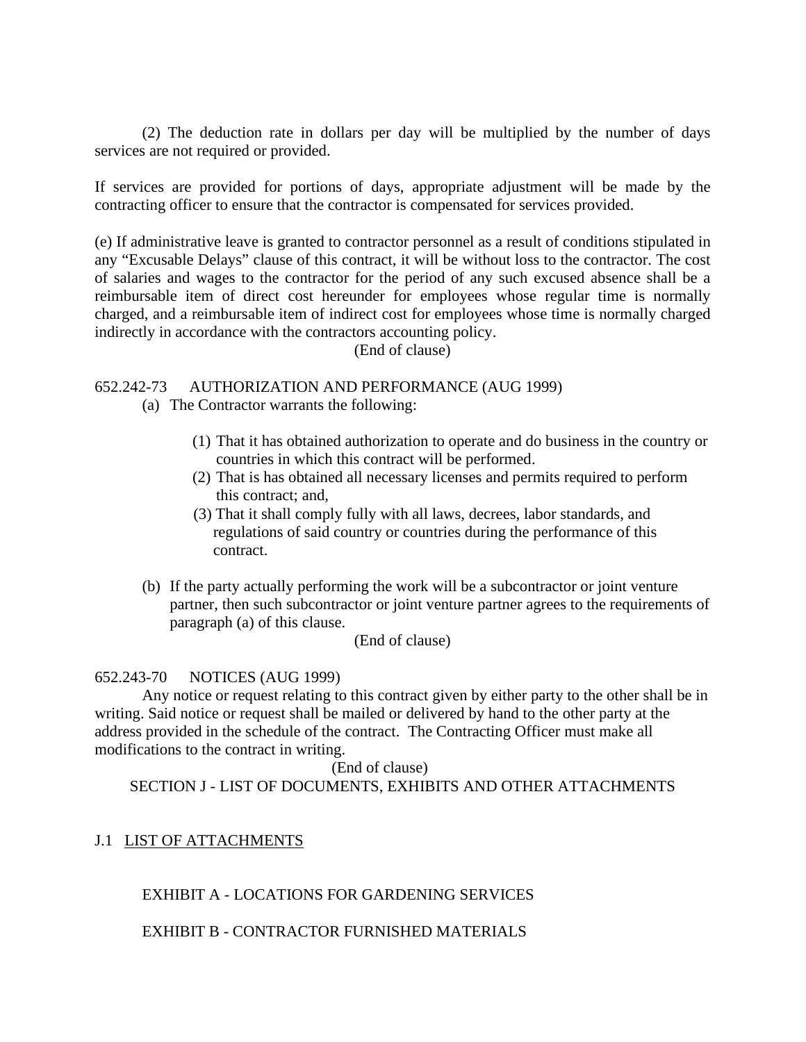(2) The deduction rate in dollars per day will be multiplied by the number of days services are not required or provided.

If services are provided for portions of days, appropriate adjustment will be made by the contracting officer to ensure that the contractor is compensated for services provided.

(e) If administrative leave is granted to contractor personnel as a result of conditions stipulated in any "Excusable Delays" clause of this contract, it will be without loss to the contractor. The cost of salaries and wages to the contractor for the period of any such excused absence shall be a reimbursable item of direct cost hereunder for employees whose regular time is normally charged, and a reimbursable item of indirect cost for employees whose time is normally charged indirectly in accordance with the contractors accounting policy.

(End of clause)

652.242-73 AUTHORIZATION AND PERFORMANCE (AUG 1999)

(a) The Contractor warrants the following:

(1) That it has obtained authorization to operate and do business in the country or countries in which this contract will be performed.

(2) That is has obtained all necessary licenses and permits required to perform this contract; and,

(3) That it shall comply fully with all laws, decrees, labor standards, and regulations of said country or countries during the performance of this contract.

(b) If the party actually performing the work will be a subcontractor or joint venture partner, then such subcontractor or joint venture partner agrees to the requirements of paragraph (a) of this clause.

(End of clause)

652.243-70 NOTICES (AUG 1999)

Any notice or request relating to this contract given by either party to the other shall be in writing. Said notice or request shall be mailed or delivered by hand to the other party at the address provided in the schedule of the contract. The Contracting Officer must make all modifications to the contract in writing.

(End of clause)

# SECTION J - LIST OF DOCUMENTS, EXHIBITS AND OTHER ATTACHMENTS

## J.1 LIST OF ATTACHMENTS

EXHIBIT A - LOCATIONS FOR GARDENING SERVICES

EXHIBIT B - CONTRACTOR FURNISHED MATERIALS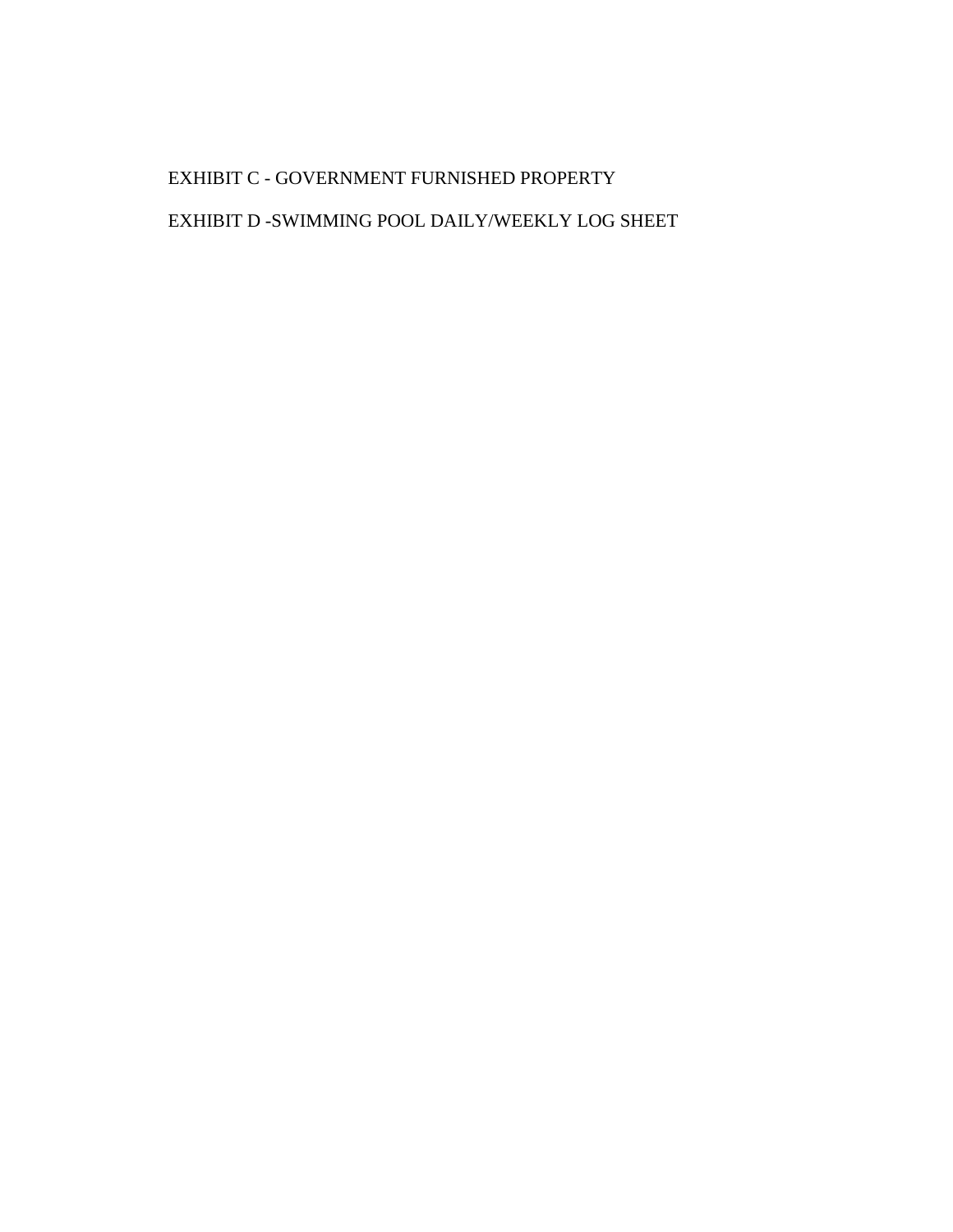EXHIBIT C - GOVERNMENT FURNISHED PROPERTY

EXHIBIT D -SWIMMING POOL DAILY/WEEKLY LOG SHEET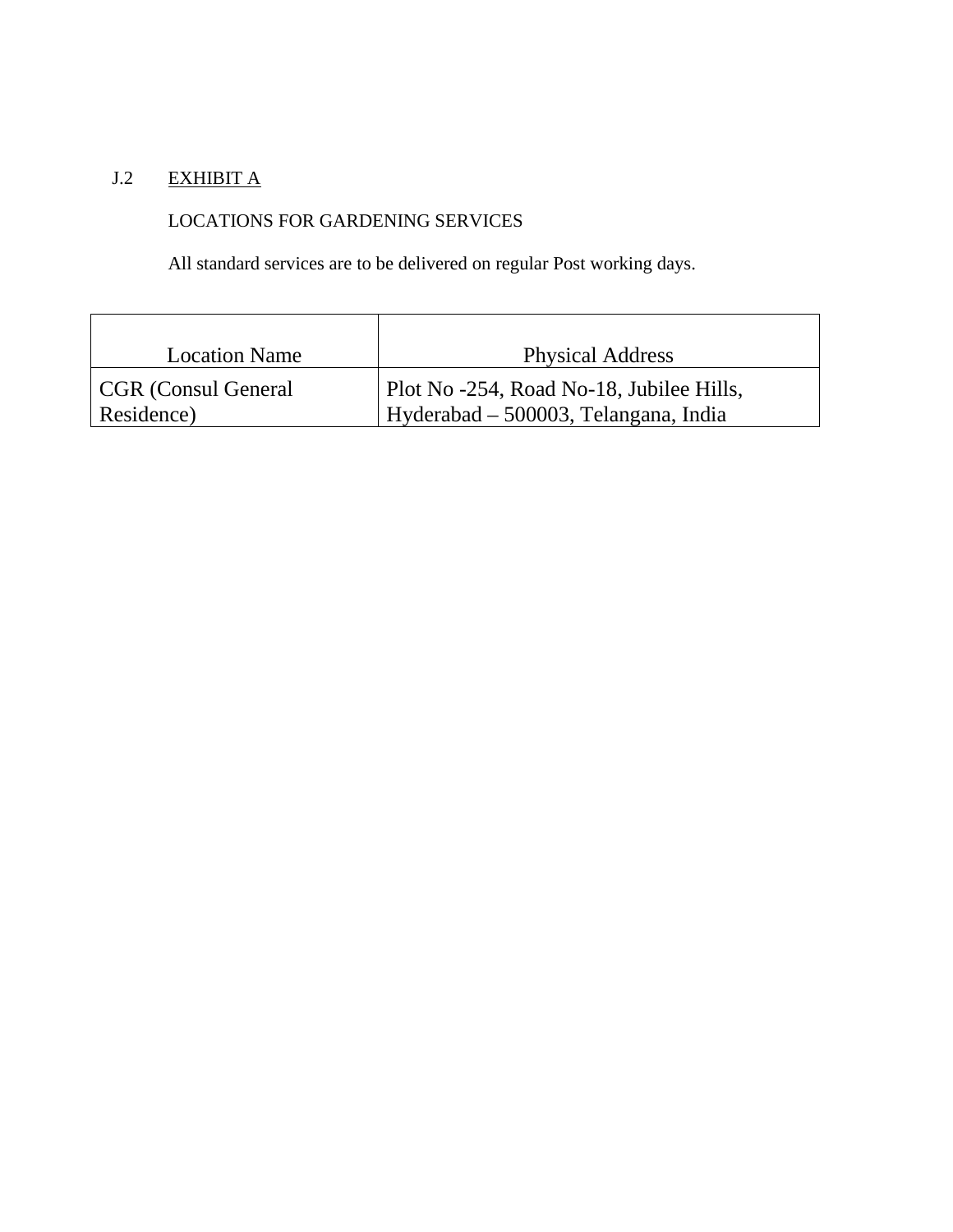## J.2 EXHIBIT A

LOCATIONS FOR GARDENING SERVICES

All standard services are to be delivered on regular Post working days.

| Location Name | Physical Address |
| --- | --- |
| CGR (Consul General Residence) | Plot No -254, Road No-18, Jubilee Hills, Hyderabad – 500003, Telangana, India |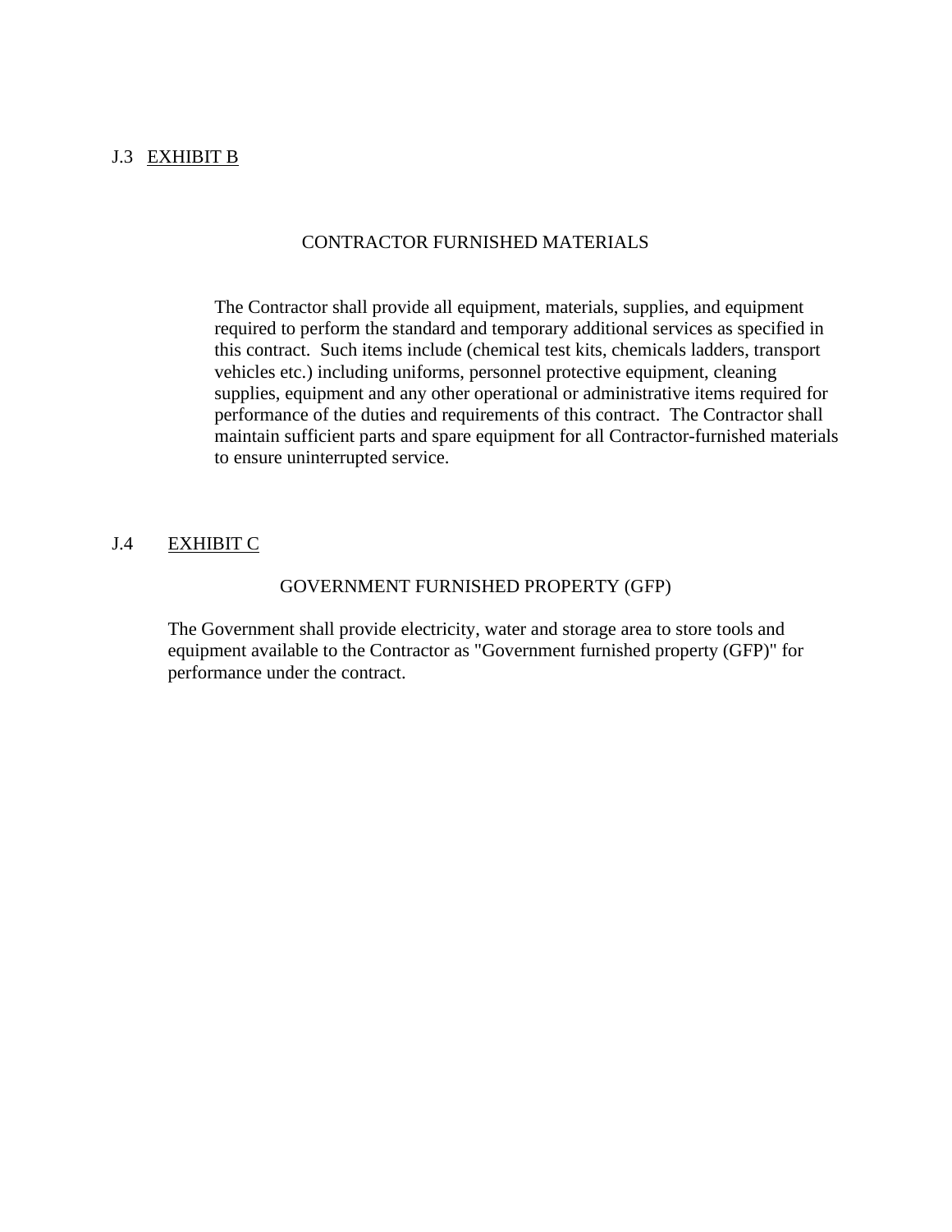J.3 EXHIBIT B

CONTRACTOR FURNISHED MATERIALS

The Contractor shall provide all equipment, materials, supplies, and equipment required to perform the standard and temporary additional services as specified in this contract. Such items include (chemical test kits, chemicals ladders, transport vehicles etc.) including uniforms, personnel protective equipment, cleaning supplies, equipment and any other operational or administrative items required for performance of the duties and requirements of this contract. The Contractor shall maintain sufficient parts and spare equipment for all Contractor-furnished materials to ensure uninterrupted service.

J.4 EXHIBIT C

GOVERNMENT FURNISHED PROPERTY (GFP)

The Government shall provide electricity, water and storage area to store tools and equipment available to the Contractor as "Government furnished property (GFP)" for performance under the contract.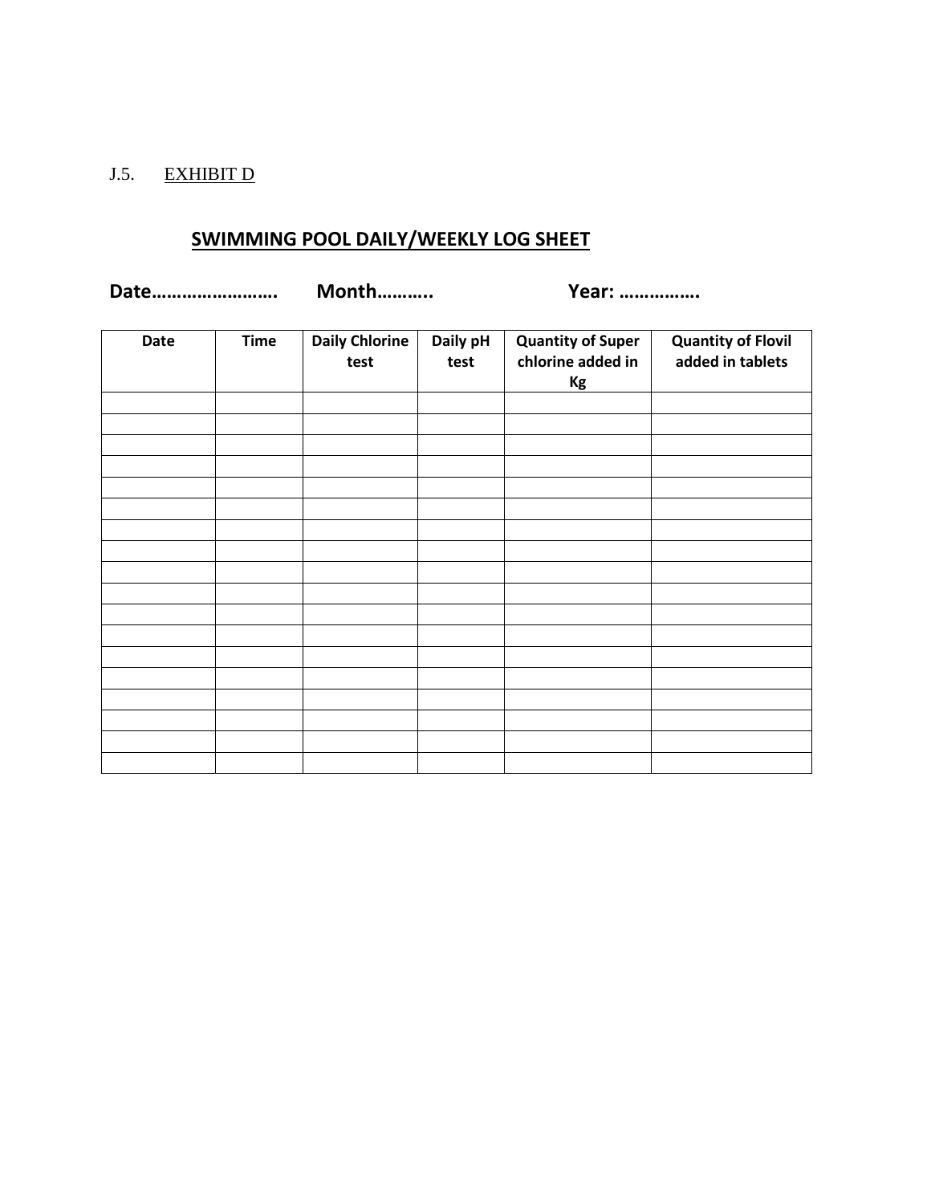J.5. EXHIBIT D

## SWIMMING POOL DAILY/WEEKLY LOG SHEET

**Date……………………. Month………. Year: …………….**

| Date | Time | Daily Chlorine test | Daily pH test | Quantity of Super chlorine added in Kg | Quantity of Flovil added in tablets |
|---|---|---|---|---|---|
| | | | | | |
| | | | | | |
| | | | | | |
| | | | | | |
| | | | | | |
| | | | | | |
| | | | | | |
| | | | | | |
| | | | | | |
| | | | | | |
| | | | | | |
| | | | | | |
| | | | | | |
| | | | | | |
| | | | | | |
| | | | | | |
| | | | | | |
| | | | | | |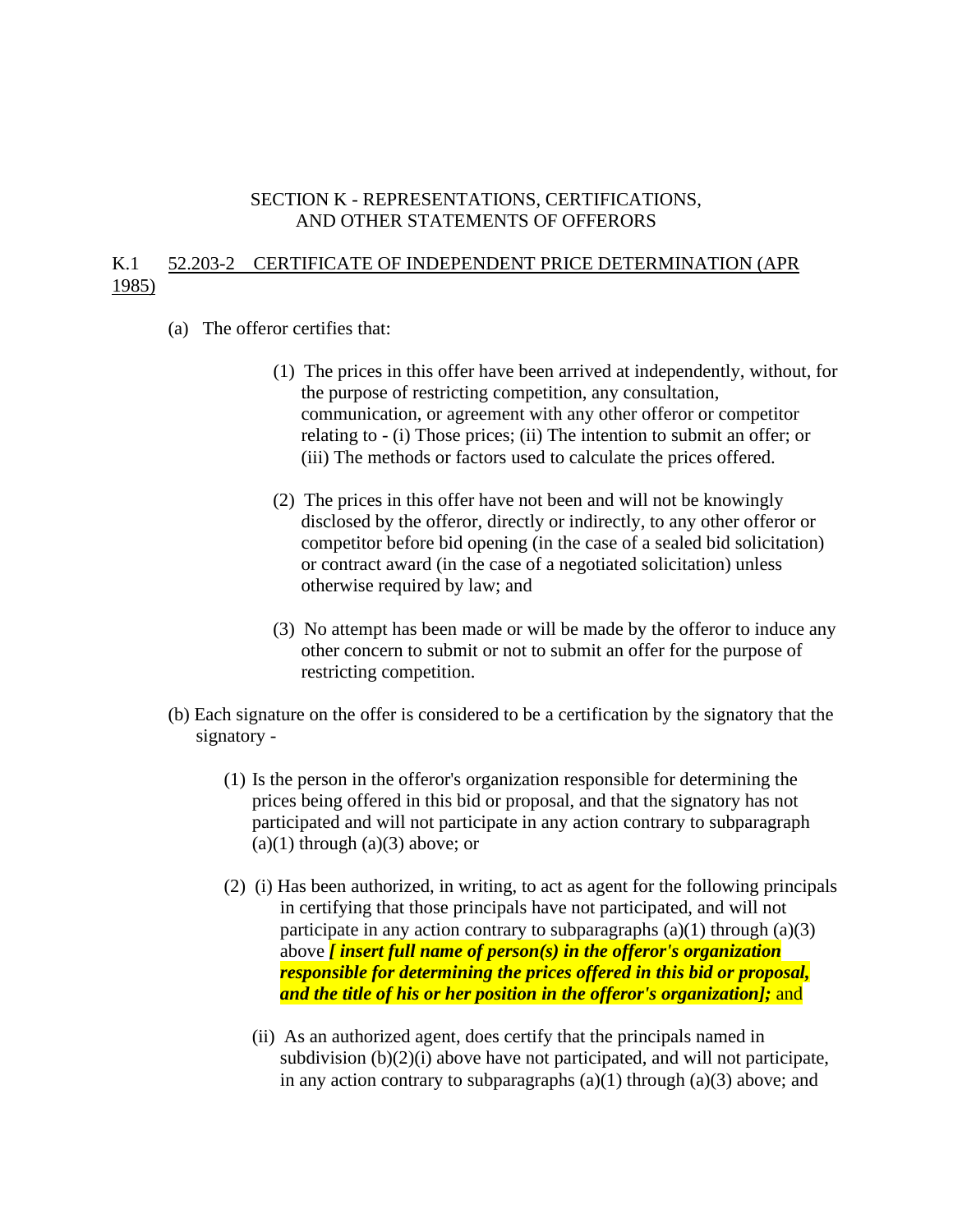SECTION K - REPRESENTATIONS, CERTIFICATIONS, AND OTHER STATEMENTS OF OFFERORS

K.1 52.203-2 CERTIFICATE OF INDEPENDENT PRICE DETERMINATION (APR 1985)

(a) The offeror certifies that:

(1) The prices in this offer have been arrived at independently, without, for the purpose of restricting competition, any consultation, communication, or agreement with any other offeror or competitor relating to - (i) Those prices; (ii) The intention to submit an offer; or (iii) The methods or factors used to calculate the prices offered.

(2) The prices in this offer have not been and will not be knowingly disclosed by the offeror, directly or indirectly, to any other offeror or competitor before bid opening (in the case of a sealed bid solicitation) or contract award (in the case of a negotiated solicitation) unless otherwise required by law; and

(3) No attempt has been made or will be made by the offeror to induce any other concern to submit or not to submit an offer for the purpose of restricting competition.

(b) Each signature on the offer is considered to be a certification by the signatory that the signatory -

(1) Is the person in the offeror's organization responsible for determining the prices being offered in this bid or proposal, and that the signatory has not participated and will not participate in any action contrary to subparagraph (a)(1) through (a)(3) above; or

(2) (i) Has been authorized, in writing, to act as agent for the following principals in certifying that those principals have not participated, and will not participate in any action contrary to subparagraphs (a)(1) through (a)(3) above ***[ insert full name of person(s) in the offeror's organization responsible for determining the prices offered in this bid or proposal, and the title of his or her position in the offeror's organization];*** and

(ii) As an authorized agent, does certify that the principals named in subdivision (b)(2)(i) above have not participated, and will not participate, in any action contrary to subparagraphs (a)(1) through (a)(3) above; and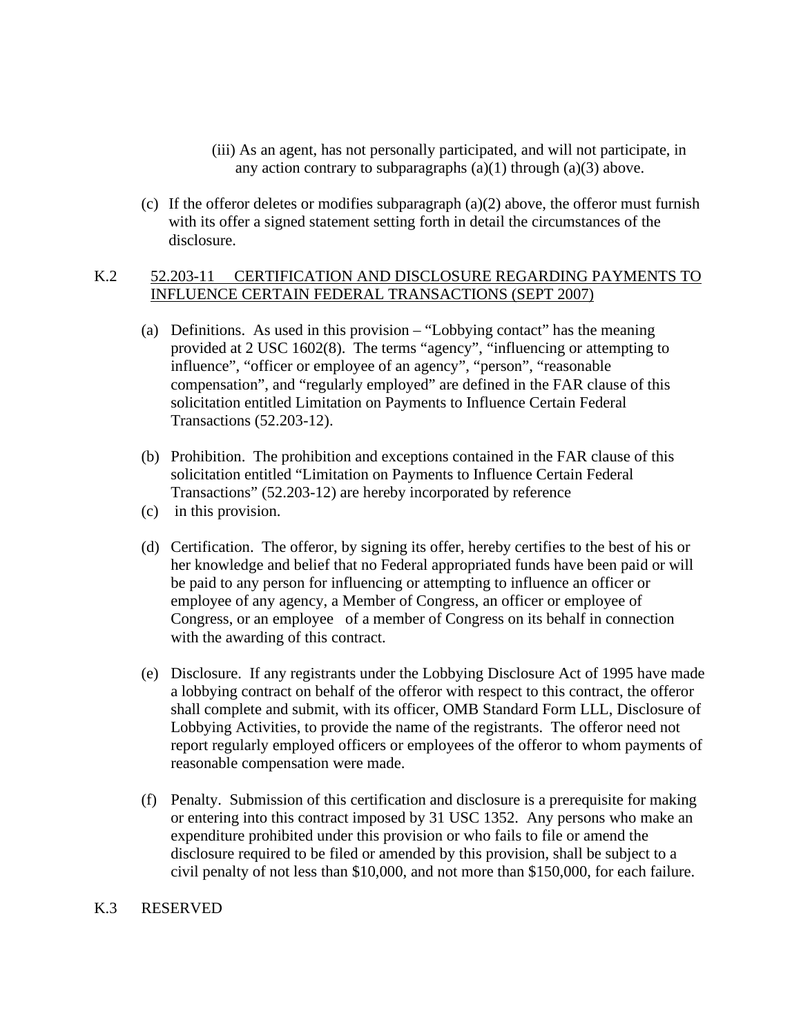(iii) As an agent, has not personally participated, and will not participate, in any action contrary to subparagraphs (a)(1) through (a)(3) above.

(c) If the offeror deletes or modifies subparagraph (a)(2) above, the offeror must furnish with its offer a signed statement setting forth in detail the circumstances of the disclosure.

## K.2 52.203-11 CERTIFICATION AND DISCLOSURE REGARDING PAYMENTS TO INFLUENCE CERTAIN FEDERAL TRANSACTIONS (SEPT 2007)

(a) Definitions. As used in this provision – "Lobbying contact" has the meaning provided at 2 USC 1602(8). The terms "agency", "influencing or attempting to influence", "officer or employee of an agency", "person", "reasonable compensation", and "regularly employed" are defined in the FAR clause of this solicitation entitled Limitation on Payments to Influence Certain Federal Transactions (52.203-12).

(b) Prohibition. The prohibition and exceptions contained in the FAR clause of this solicitation entitled "Limitation on Payments to Influence Certain Federal Transactions" (52.203-12) are hereby incorporated by reference

(c) in this provision.

(d) Certification. The offeror, by signing its offer, hereby certifies to the best of his or her knowledge and belief that no Federal appropriated funds have been paid or will be paid to any person for influencing or attempting to influence an officer or employee of any agency, a Member of Congress, an officer or employee of Congress, or an employee of a member of Congress on its behalf in connection with the awarding of this contract.

(e) Disclosure. If any registrants under the Lobbying Disclosure Act of 1995 have made a lobbying contract on behalf of the offeror with respect to this contract, the offeror shall complete and submit, with its officer, OMB Standard Form LLL, Disclosure of Lobbying Activities, to provide the name of the registrants. The offeror need not report regularly employed officers or employees of the offeror to whom payments of reasonable compensation were made.

(f) Penalty. Submission of this certification and disclosure is a prerequisite for making or entering into this contract imposed by 31 USC 1352. Any persons who make an expenditure prohibited under this provision or who fails to file or amend the disclosure required to be filed or amended by this provision, shall be subject to a civil penalty of not less than $10,000, and not more than $150,000, for each failure.

## K.3 RESERVED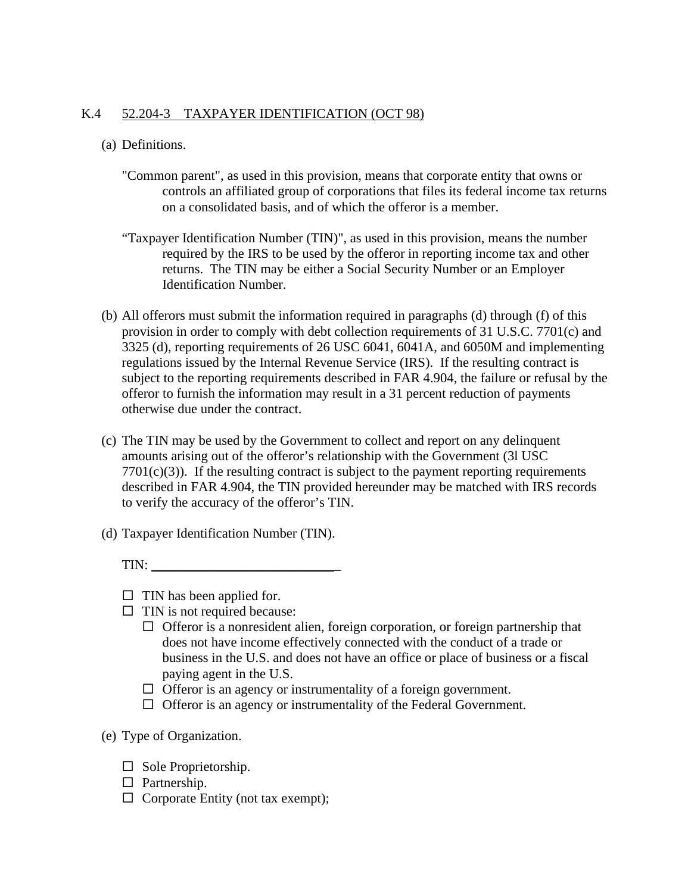K.4 52.204-3 TAXPAYER IDENTIFICATION (OCT 98)

(a) Definitions.

"Common parent", as used in this provision, means that corporate entity that owns or controls an affiliated group of corporations that files its federal income tax returns on a consolidated basis, and of which the offeror is a member.

"Taxpayer Identification Number (TIN)", as used in this provision, means the number required by the IRS to be used by the offeror in reporting income tax and other returns. The TIN may be either a Social Security Number or an Employer Identification Number.

(b) All offerors must submit the information required in paragraphs (d) through (f) of this provision in order to comply with debt collection requirements of 31 U.S.C. 7701(c) and 3325 (d), reporting requirements of 26 USC 6041, 6041A, and 6050M and implementing regulations issued by the Internal Revenue Service (IRS). If the resulting contract is subject to the reporting requirements described in FAR 4.904, the failure or refusal by the offeror to furnish the information may result in a 31 percent reduction of payments otherwise due under the contract.

(c) The TIN may be used by the Government to collect and report on any delinquent amounts arising out of the offeror's relationship with the Government (3l USC 7701(c)(3)). If the resulting contract is subject to the payment reporting requirements described in FAR 4.904, the TIN provided hereunder may be matched with IRS records to verify the accuracy of the offeror's TIN.

(d) Taxpayer Identification Number (TIN).

TIN: ____________________________

- ☐ TIN has been applied for.
- ☐ TIN is not required because:
  - ☐ Offeror is a nonresident alien, foreign corporation, or foreign partnership that does not have income effectively connected with the conduct of a trade or business in the U.S. and does not have an office or place of business or a fiscal paying agent in the U.S.
  - ☐ Offeror is an agency or instrumentality of a foreign government.
  - ☐ Offeror is an agency or instrumentality of the Federal Government.

(e) Type of Organization.

- ☐ Sole Proprietorship.
- ☐ Partnership.
- ☐ Corporate Entity (not tax exempt);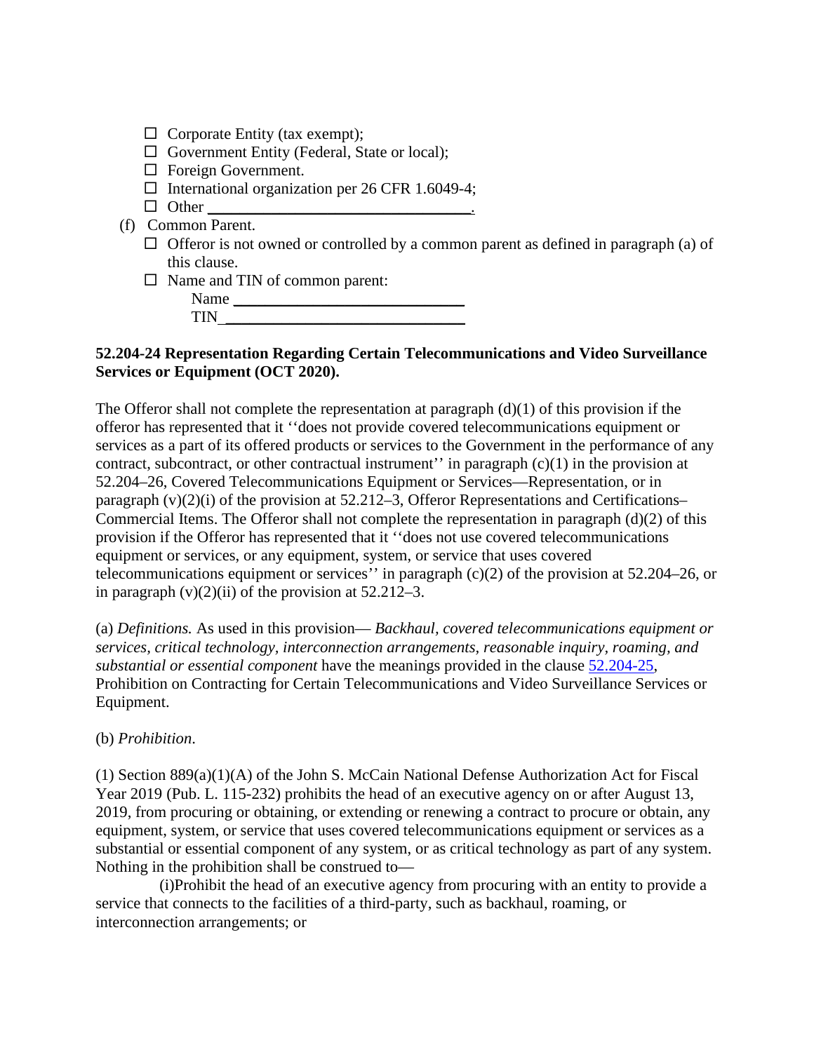- ☐ Corporate Entity (tax exempt);
- ☐ Government Entity (Federal, State or local);
- ☐ Foreign Government.
- ☐ International organization per 26 CFR 1.6049-4;
- ☐ Other \_\_\_\_\_\_\_\_\_\_\_\_\_\_\_\_\_\_\_\_\_\_\_\_\_\_\_\_\_\_\_\_\_\_.

(f) Common Parent.

- ☐ Offeror is not owned or controlled by a common parent as defined in paragraph (a) of this clause.
- ☐ Name and TIN of common parent:

  Name \_\_\_\_\_\_\_\_\_\_\_\_\_\_\_\_\_\_\_\_\_\_\_\_\_\_\_\_\_\_

  TIN \_\_\_\_\_\_\_\_\_\_\_\_\_\_\_\_\_\_\_\_\_\_\_\_\_\_\_\_\_\_\_

**52.204-24 Representation Regarding Certain Telecommunications and Video Surveillance Services or Equipment (OCT 2020).**

The Offeror shall not complete the representation at paragraph (d)(1) of this provision if the offeror has represented that it ''does not provide covered telecommunications equipment or services as a part of its offered products or services to the Government in the performance of any contract, subcontract, or other contractual instrument'' in paragraph (c)(1) in the provision at 52.204–26, Covered Telecommunications Equipment or Services—Representation, or in paragraph (v)(2)(i) of the provision at 52.212–3, Offeror Representations and Certifications–Commercial Items. The Offeror shall not complete the representation in paragraph (d)(2) of this provision if the Offeror has represented that it ''does not use covered telecommunications equipment or services, or any equipment, system, or service that uses covered telecommunications equipment or services'' in paragraph (c)(2) of the provision at 52.204–26, or in paragraph (v)(2)(ii) of the provision at 52.212–3.

(a) *Definitions.* As used in this provision— *Backhaul, covered telecommunications equipment or services, critical technology, interconnection arrangements, reasonable inquiry, roaming, and substantial or essential component* have the meanings provided in the clause 52.204-25, Prohibition on Contracting for Certain Telecommunications and Video Surveillance Services or Equipment.

(b) *Prohibition.*

(1) Section 889(a)(1)(A) of the John S. McCain National Defense Authorization Act for Fiscal Year 2019 (Pub. L. 115-232) prohibits the head of an executive agency on or after August 13, 2019, from procuring or obtaining, or extending or renewing a contract to procure or obtain, any equipment, system, or service that uses covered telecommunications equipment or services as a substantial or essential component of any system, or as critical technology as part of any system. Nothing in the prohibition shall be construed to—

(i)Prohibit the head of an executive agency from procuring with an entity to provide a service that connects to the facilities of a third-party, such as backhaul, roaming, or interconnection arrangements; or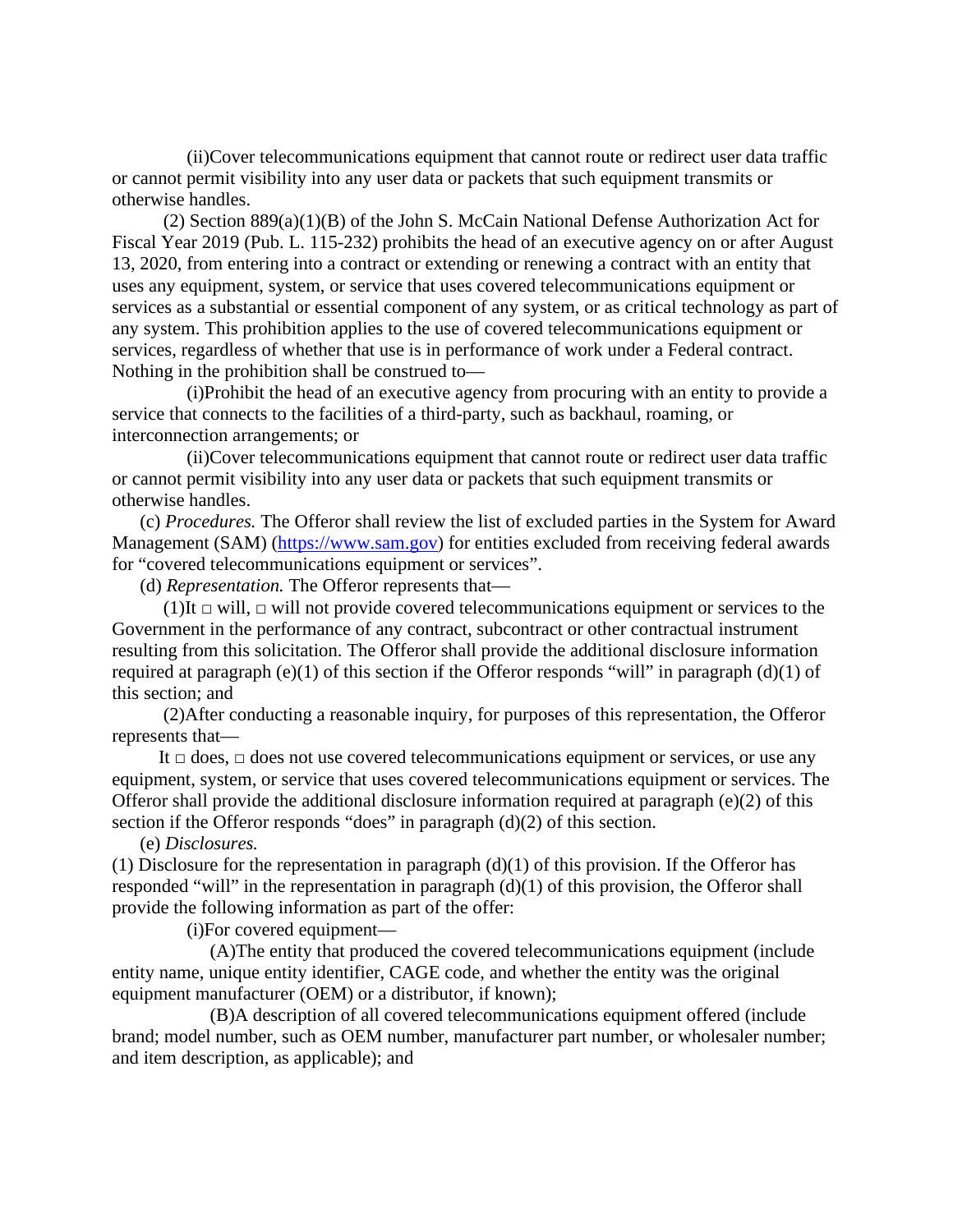(ii)Cover telecommunications equipment that cannot route or redirect user data traffic or cannot permit visibility into any user data or packets that such equipment transmits or otherwise handles.

(2) Section 889(a)(1)(B) of the John S. McCain National Defense Authorization Act for Fiscal Year 2019 (Pub. L. 115-232) prohibits the head of an executive agency on or after August 13, 2020, from entering into a contract or extending or renewing a contract with an entity that uses any equipment, system, or service that uses covered telecommunications equipment or services as a substantial or essential component of any system, or as critical technology as part of any system. This prohibition applies to the use of covered telecommunications equipment or services, regardless of whether that use is in performance of work under a Federal contract. Nothing in the prohibition shall be construed to—

(i)Prohibit the head of an executive agency from procuring with an entity to provide a service that connects to the facilities of a third-party, such as backhaul, roaming, or interconnection arrangements; or

(ii)Cover telecommunications equipment that cannot route or redirect user data traffic or cannot permit visibility into any user data or packets that such equipment transmits or otherwise handles.

(c) *Procedures.* The Offeror shall review the list of excluded parties in the System for Award Management (SAM) (https://www.sam.gov) for entities excluded from receiving federal awards for “covered telecommunications equipment or services”.

(d) *Representation.* The Offeror represents that—

(1)It □ will, □ will not provide covered telecommunications equipment or services to the Government in the performance of any contract, subcontract or other contractual instrument resulting from this solicitation. The Offeror shall provide the additional disclosure information required at paragraph (e)(1) of this section if the Offeror responds “will” in paragraph (d)(1) of this section; and

(2)After conducting a reasonable inquiry, for purposes of this representation, the Offeror represents that—

It □ does, □ does not use covered telecommunications equipment or services, or use any equipment, system, or service that uses covered telecommunications equipment or services. The Offeror shall provide the additional disclosure information required at paragraph (e)(2) of this section if the Offeror responds “does” in paragraph (d)(2) of this section.

(e) *Disclosures.*

(1) Disclosure for the representation in paragraph (d)(1) of this provision. If the Offeror has responded “will” in the representation in paragraph (d)(1) of this provision, the Offeror shall provide the following information as part of the offer:

(i)For covered equipment—

(A)The entity that produced the covered telecommunications equipment (include entity name, unique entity identifier, CAGE code, and whether the entity was the original equipment manufacturer (OEM) or a distributor, if known);

(B)A description of all covered telecommunications equipment offered (include brand; model number, such as OEM number, manufacturer part number, or wholesaler number; and item description, as applicable); and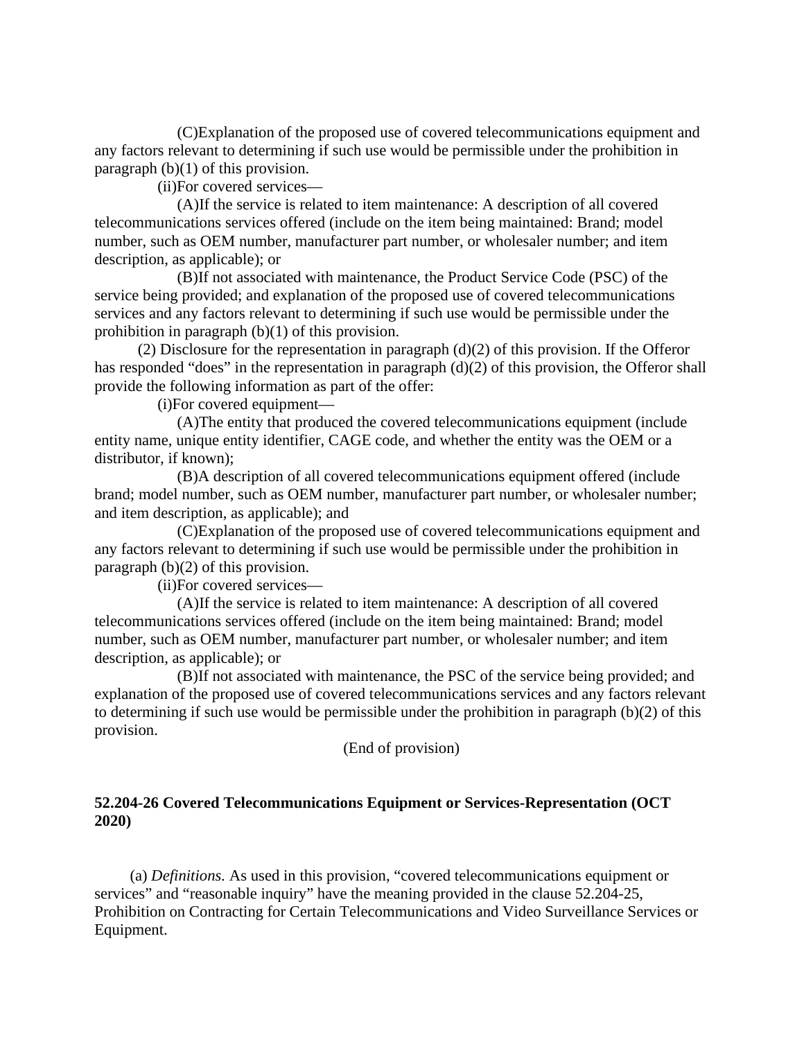(C)Explanation of the proposed use of covered telecommunications equipment and any factors relevant to determining if such use would be permissible under the prohibition in paragraph (b)(1) of this provision.

(ii)For covered services—

(A)If the service is related to item maintenance: A description of all covered telecommunications services offered (include on the item being maintained: Brand; model number, such as OEM number, manufacturer part number, or wholesaler number; and item description, as applicable); or

(B)If not associated with maintenance, the Product Service Code (PSC) of the service being provided; and explanation of the proposed use of covered telecommunications services and any factors relevant to determining if such use would be permissible under the prohibition in paragraph (b)(1) of this provision.

(2) Disclosure for the representation in paragraph (d)(2) of this provision. If the Offeror has responded "does" in the representation in paragraph (d)(2) of this provision, the Offeror shall provide the following information as part of the offer:

(i)For covered equipment—

(A)The entity that produced the covered telecommunications equipment (include entity name, unique entity identifier, CAGE code, and whether the entity was the OEM or a distributor, if known);

(B)A description of all covered telecommunications equipment offered (include brand; model number, such as OEM number, manufacturer part number, or wholesaler number; and item description, as applicable); and

(C)Explanation of the proposed use of covered telecommunications equipment and any factors relevant to determining if such use would be permissible under the prohibition in paragraph (b)(2) of this provision.

(ii)For covered services—

(A)If the service is related to item maintenance: A description of all covered telecommunications services offered (include on the item being maintained: Brand; model number, such as OEM number, manufacturer part number, or wholesaler number; and item description, as applicable); or

(B)If not associated with maintenance, the PSC of the service being provided; and explanation of the proposed use of covered telecommunications services and any factors relevant to determining if such use would be permissible under the prohibition in paragraph (b)(2) of this provision.

(End of provision)

**52.204-26 Covered Telecommunications Equipment or Services-Representation (OCT 2020)**

(a) *Definitions.* As used in this provision, "covered telecommunications equipment or services" and "reasonable inquiry" have the meaning provided in the clause 52.204-25, Prohibition on Contracting for Certain Telecommunications and Video Surveillance Services or Equipment.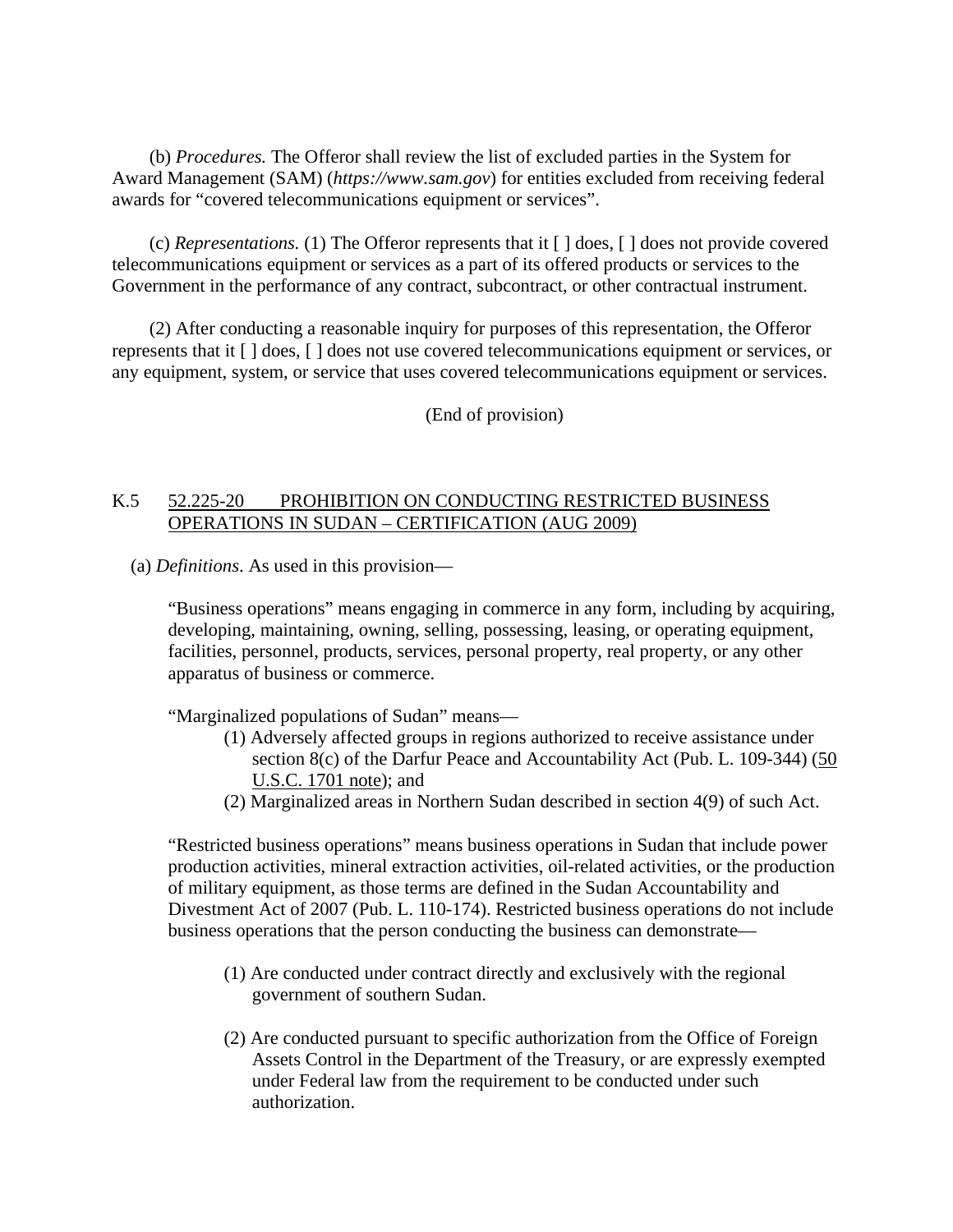(b) *Procedures.* The Offeror shall review the list of excluded parties in the System for Award Management (SAM) (*https://www.sam.gov*) for entities excluded from receiving federal awards for "covered telecommunications equipment or services".

(c) *Representations.* (1) The Offeror represents that it [ ] does, [ ] does not provide covered telecommunications equipment or services as a part of its offered products or services to the Government in the performance of any contract, subcontract, or other contractual instrument.

(2) After conducting a reasonable inquiry for purposes of this representation, the Offeror represents that it [ ] does, [ ] does not use covered telecommunications equipment or services, or any equipment, system, or service that uses covered telecommunications equipment or services.

(End of provision)

## K.5 52.225-20 PROHIBITION ON CONDUCTING RESTRICTED BUSINESS OPERATIONS IN SUDAN – CERTIFICATION (AUG 2009)

(a) *Definitions*. As used in this provision—

"Business operations" means engaging in commerce in any form, including by acquiring, developing, maintaining, owning, selling, possessing, leasing, or operating equipment, facilities, personnel, products, services, personal property, real property, or any other apparatus of business or commerce.

"Marginalized populations of Sudan" means—

(1) Adversely affected groups in regions authorized to receive assistance under section 8(c) of the Darfur Peace and Accountability Act (Pub. L. 109-344) (50 U.S.C. 1701 note); and

(2) Marginalized areas in Northern Sudan described in section 4(9) of such Act.

"Restricted business operations" means business operations in Sudan that include power production activities, mineral extraction activities, oil-related activities, or the production of military equipment, as those terms are defined in the Sudan Accountability and Divestment Act of 2007 (Pub. L. 110-174). Restricted business operations do not include business operations that the person conducting the business can demonstrate—

(1) Are conducted under contract directly and exclusively with the regional government of southern Sudan.

(2) Are conducted pursuant to specific authorization from the Office of Foreign Assets Control in the Department of the Treasury, or are expressly exempted under Federal law from the requirement to be conducted under such authorization.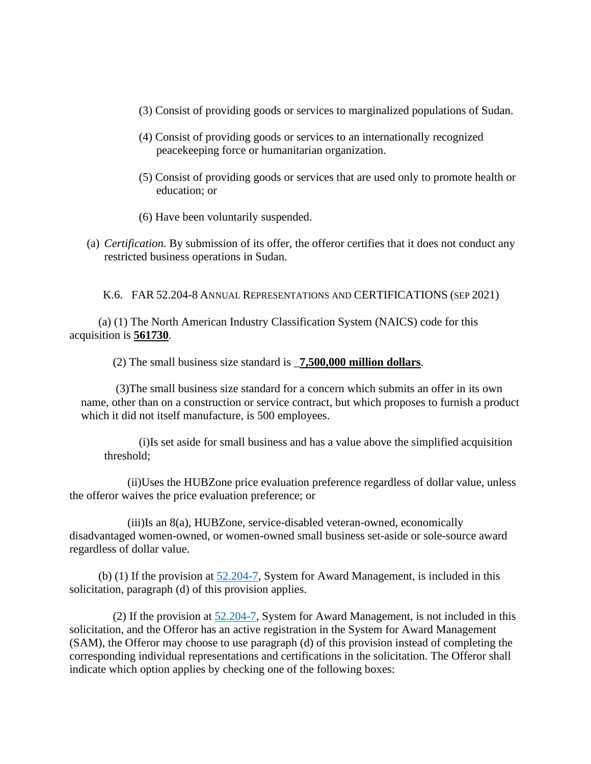(3) Consist of providing goods or services to marginalized populations of Sudan.

(4) Consist of providing goods or services to an internationally recognized peacekeeping force or humanitarian organization.

(5) Consist of providing goods or services that are used only to promote health or education; or

(6) Have been voluntarily suspended.

(a) *Certification.* By submission of its offer, the offeror certifies that it does not conduct any restricted business operations in Sudan.

K.6. FAR 52.204-8 ANNUAL REPRESENTATIONS AND CERTIFICATIONS (SEP 2021)

(a) (1) The North American Industry Classification System (NAICS) code for this acquisition is **561730**.

(2) The small business size standard is _**7,500,000 million dollars**.

(3)The small business size standard for a concern which submits an offer in its own name, other than on a construction or service contract, but which proposes to furnish a product which it did not itself manufacture, is 500 employees.

(i)Is set aside for small business and has a value above the simplified acquisition threshold;

(ii)Uses the HUBZone price evaluation preference regardless of dollar value, unless the offeror waives the price evaluation preference; or

(iii)Is an 8(a), HUBZone, service-disabled veteran-owned, economically disadvantaged women-owned, or women-owned small business set-aside or sole-source award regardless of dollar value.

(b) (1) If the provision at 52.204-7, System for Award Management, is included in this solicitation, paragraph (d) of this provision applies.

(2) If the provision at 52.204-7, System for Award Management, is not included in this solicitation, and the Offeror has an active registration in the System for Award Management (SAM), the Offeror may choose to use paragraph (d) of this provision instead of completing the corresponding individual representations and certifications in the solicitation. The Offeror shall indicate which option applies by checking one of the following boxes: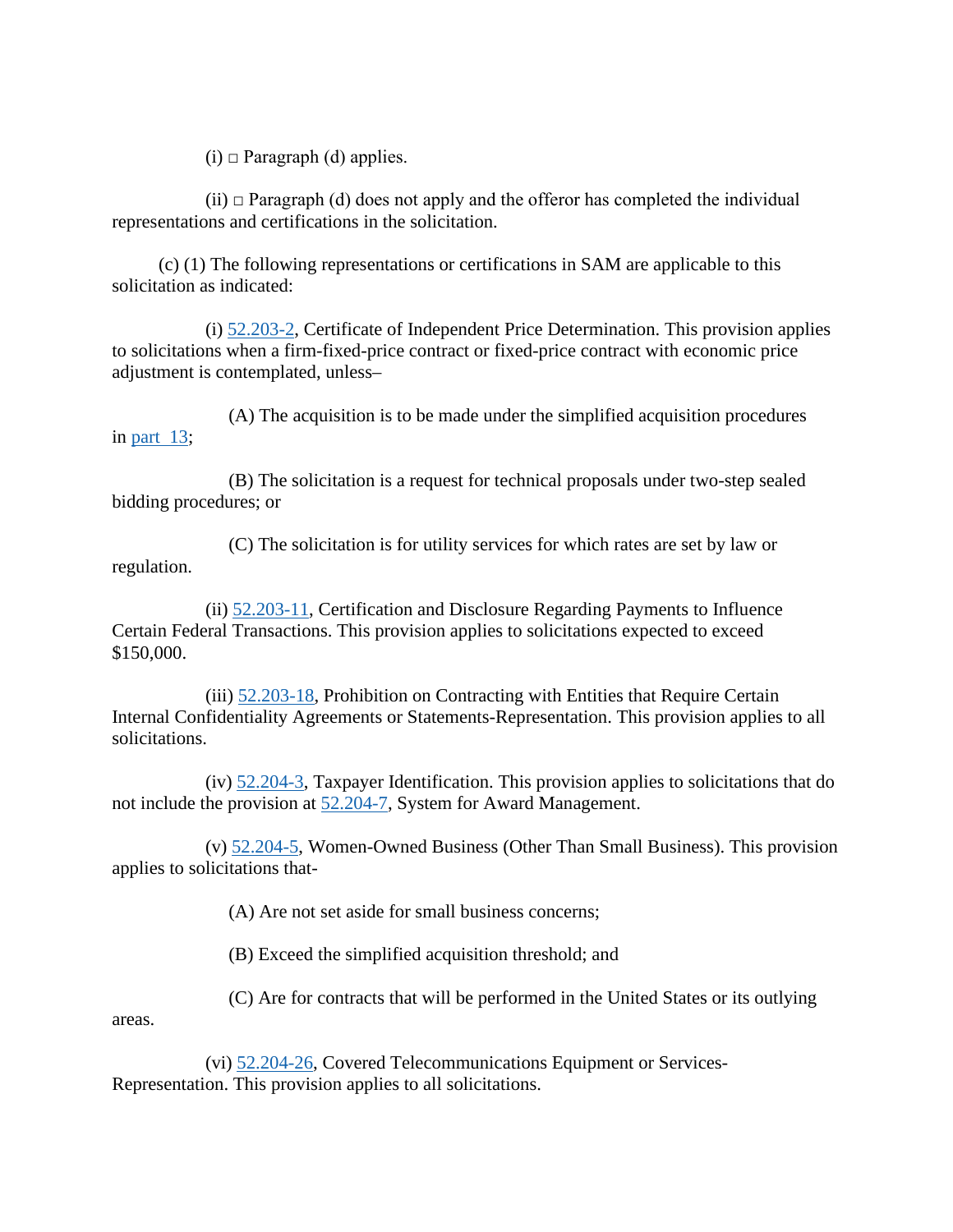(i) □ Paragraph (d) applies.

(ii) □ Paragraph (d) does not apply and the offeror has completed the individual representations and certifications in the solicitation.

(c) (1) The following representations or certifications in SAM are applicable to this solicitation as indicated:

(i) 52.203-2, Certificate of Independent Price Determination. This provision applies to solicitations when a firm-fixed-price contract or fixed-price contract with economic price adjustment is contemplated, unless–

(A) The acquisition is to be made under the simplified acquisition procedures in part 13;

(B) The solicitation is a request for technical proposals under two-step sealed bidding procedures; or

(C) The solicitation is for utility services for which rates are set by law or regulation.

(ii) 52.203-11, Certification and Disclosure Regarding Payments to Influence Certain Federal Transactions. This provision applies to solicitations expected to exceed $150,000.

(iii) 52.203-18, Prohibition on Contracting with Entities that Require Certain Internal Confidentiality Agreements or Statements-Representation. This provision applies to all solicitations.

(iv) 52.204-3, Taxpayer Identification. This provision applies to solicitations that do not include the provision at 52.204-7, System for Award Management.

(v) 52.204-5, Women-Owned Business (Other Than Small Business). This provision applies to solicitations that-

(A) Are not set aside for small business concerns;

(B) Exceed the simplified acquisition threshold; and

(C) Are for contracts that will be performed in the United States or its outlying areas.

(vi) 52.204-26, Covered Telecommunications Equipment or Services-Representation. This provision applies to all solicitations.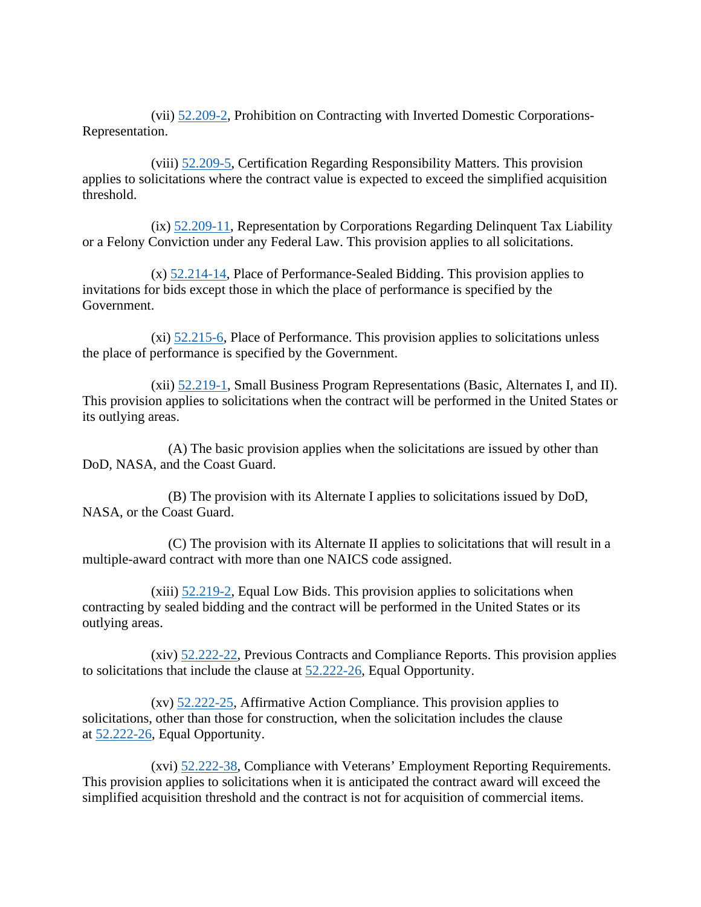(vii) 52.209-2, Prohibition on Contracting with Inverted Domestic Corporations-Representation.

(viii) 52.209-5, Certification Regarding Responsibility Matters. This provision applies to solicitations where the contract value is expected to exceed the simplified acquisition threshold.

(ix) 52.209-11, Representation by Corporations Regarding Delinquent Tax Liability or a Felony Conviction under any Federal Law. This provision applies to all solicitations.

(x) 52.214-14, Place of Performance-Sealed Bidding. This provision applies to invitations for bids except those in which the place of performance is specified by the Government.

(xi) 52.215-6, Place of Performance. This provision applies to solicitations unless the place of performance is specified by the Government.

(xii) 52.219-1, Small Business Program Representations (Basic, Alternates I, and II). This provision applies to solicitations when the contract will be performed in the United States or its outlying areas.

(A) The basic provision applies when the solicitations are issued by other than DoD, NASA, and the Coast Guard.

(B) The provision with its Alternate I applies to solicitations issued by DoD, NASA, or the Coast Guard.

(C) The provision with its Alternate II applies to solicitations that will result in a multiple-award contract with more than one NAICS code assigned.

(xiii) 52.219-2, Equal Low Bids. This provision applies to solicitations when contracting by sealed bidding and the contract will be performed in the United States or its outlying areas.

(xiv) 52.222-22, Previous Contracts and Compliance Reports. This provision applies to solicitations that include the clause at 52.222-26, Equal Opportunity.

(xv) 52.222-25, Affirmative Action Compliance. This provision applies to solicitations, other than those for construction, when the solicitation includes the clause at 52.222-26, Equal Opportunity.

(xvi) 52.222-38, Compliance with Veterans' Employment Reporting Requirements. This provision applies to solicitations when it is anticipated the contract award will exceed the simplified acquisition threshold and the contract is not for acquisition of commercial items.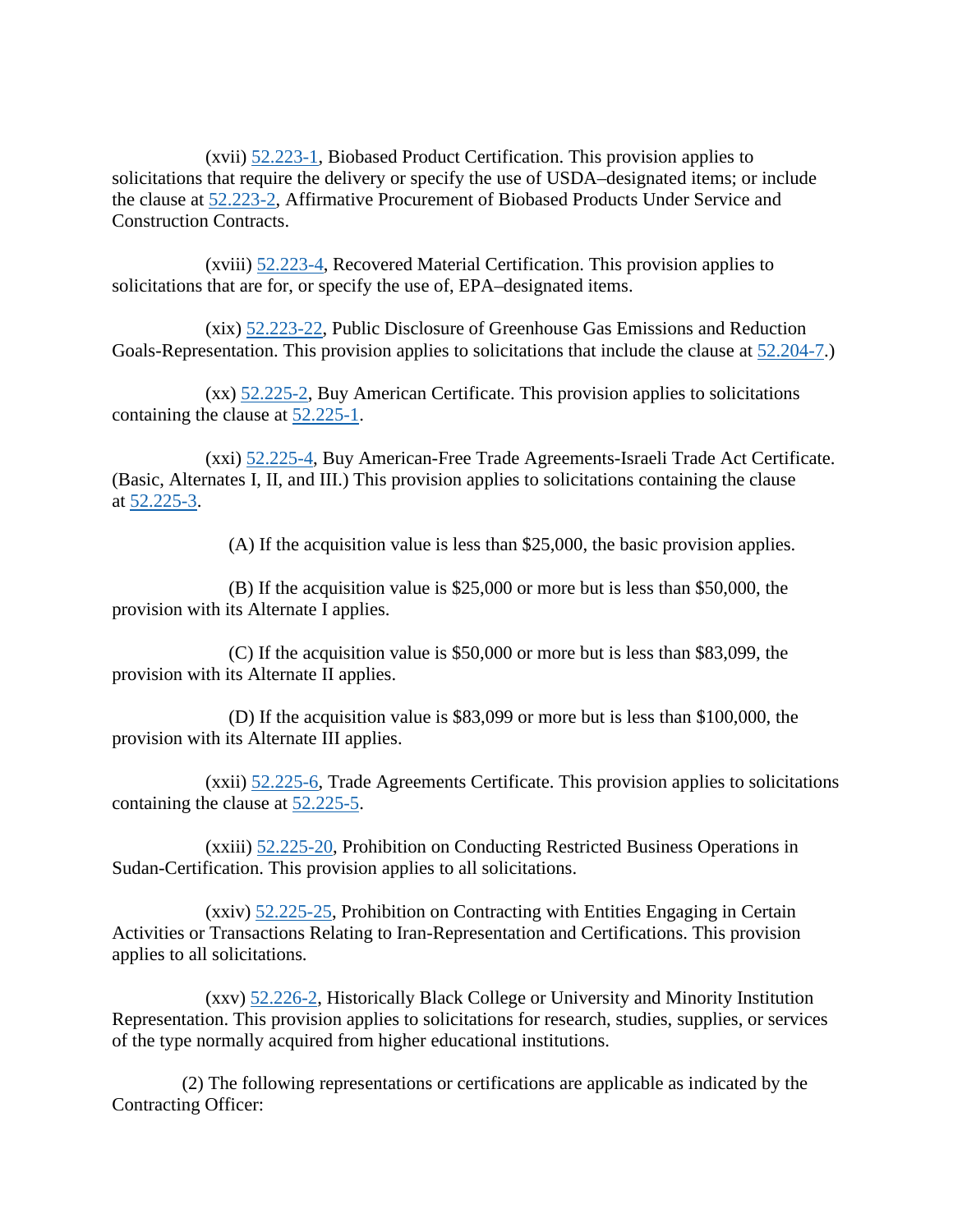(xvii) 52.223-1, Biobased Product Certification. This provision applies to solicitations that require the delivery or specify the use of USDA–designated items; or include the clause at 52.223-2, Affirmative Procurement of Biobased Products Under Service and Construction Contracts.

(xviii) 52.223-4, Recovered Material Certification. This provision applies to solicitations that are for, or specify the use of, EPA–designated items.

(xix) 52.223-22, Public Disclosure of Greenhouse Gas Emissions and Reduction Goals-Representation. This provision applies to solicitations that include the clause at 52.204-7.)

(xx) 52.225-2, Buy American Certificate. This provision applies to solicitations containing the clause at 52.225-1.

(xxi) 52.225-4, Buy American-Free Trade Agreements-Israeli Trade Act Certificate. (Basic, Alternates I, II, and III.) This provision applies to solicitations containing the clause at 52.225-3.

(A) If the acquisition value is less than $25,000, the basic provision applies.

(B) If the acquisition value is $25,000 or more but is less than $50,000, the provision with its Alternate I applies.

(C) If the acquisition value is $50,000 or more but is less than $83,099, the provision with its Alternate II applies.

(D) If the acquisition value is $83,099 or more but is less than $100,000, the provision with its Alternate III applies.

(xxii) 52.225-6, Trade Agreements Certificate. This provision applies to solicitations containing the clause at 52.225-5.

(xxiii) 52.225-20, Prohibition on Conducting Restricted Business Operations in Sudan-Certification. This provision applies to all solicitations.

(xxiv) 52.225-25, Prohibition on Contracting with Entities Engaging in Certain Activities or Transactions Relating to Iran-Representation and Certifications. This provision applies to all solicitations.

(xxv) 52.226-2, Historically Black College or University and Minority Institution Representation. This provision applies to solicitations for research, studies, supplies, or services of the type normally acquired from higher educational institutions.

(2) The following representations or certifications are applicable as indicated by the Contracting Officer: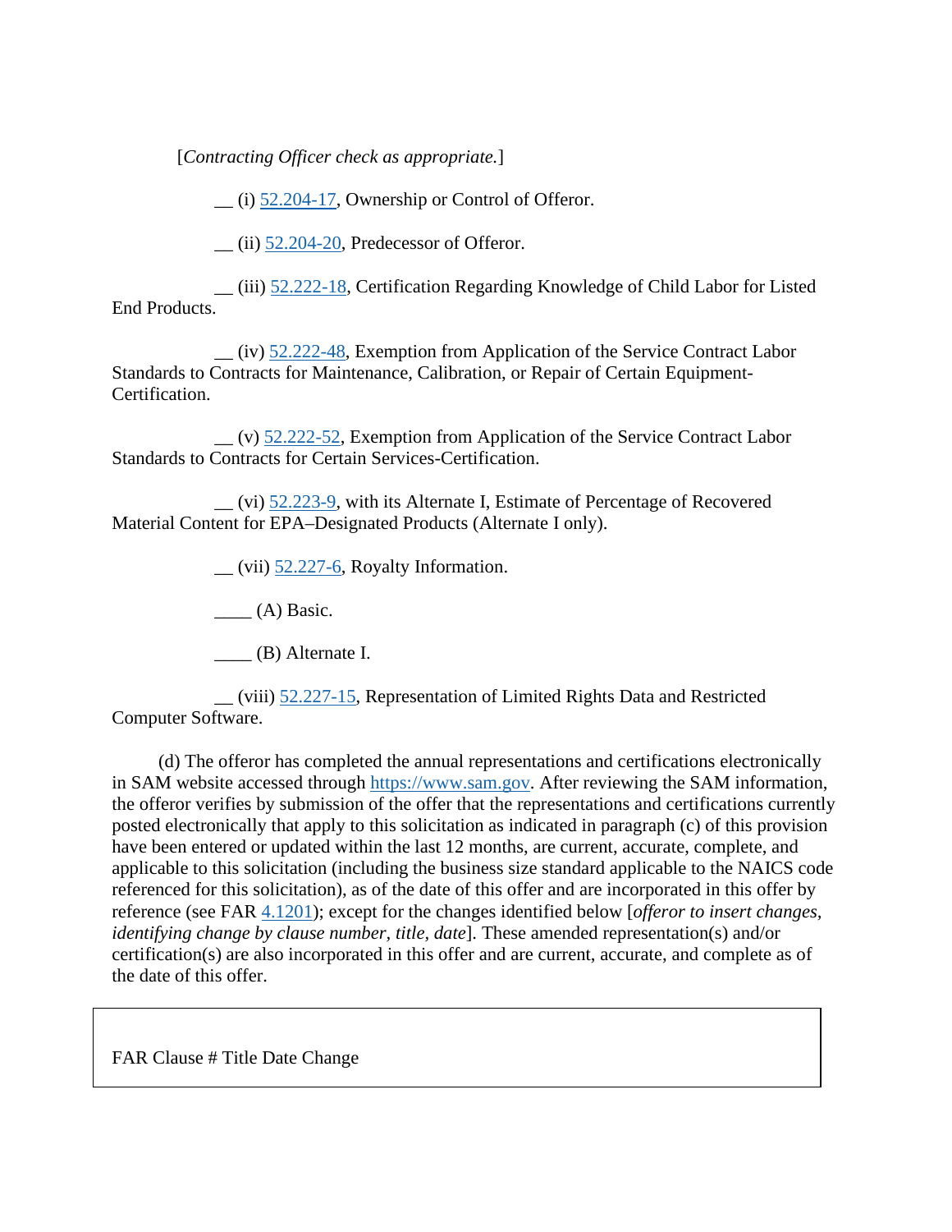[*Contracting Officer check as appropriate.*]

__ (i) 52.204-17, Ownership or Control of Offeror.

__ (ii) 52.204-20, Predecessor of Offeror.

__ (iii) 52.222-18, Certification Regarding Knowledge of Child Labor for Listed End Products.

__ (iv) 52.222-48, Exemption from Application of the Service Contract Labor Standards to Contracts for Maintenance, Calibration, or Repair of Certain Equipment-Certification.

__ (v) 52.222-52, Exemption from Application of the Service Contract Labor Standards to Contracts for Certain Services-Certification.

__ (vi) 52.223-9, with its Alternate I, Estimate of Percentage of Recovered Material Content for EPA–Designated Products (Alternate I only).

__ (vii) 52.227-6, Royalty Information.

____ (A) Basic.

____ (B) Alternate I.

__ (viii) 52.227-15, Representation of Limited Rights Data and Restricted Computer Software.

(d) The offeror has completed the annual representations and certifications electronically in SAM website accessed through https://www.sam.gov. After reviewing the SAM information, the offeror verifies by submission of the offer that the representations and certifications currently posted electronically that apply to this solicitation as indicated in paragraph (c) of this provision have been entered or updated within the last 12 months, are current, accurate, complete, and applicable to this solicitation (including the business size standard applicable to the NAICS code referenced for this solicitation), as of the date of this offer and are incorporated in this offer by reference (see FAR 4.1201); except for the changes identified below [*offeror to insert changes, identifying change by clause number, title, date*]. These amended representation(s) and/or certification(s) are also incorporated in this offer and are current, accurate, and complete as of the date of this offer.

| FAR Clause # Title Date Change |
|---|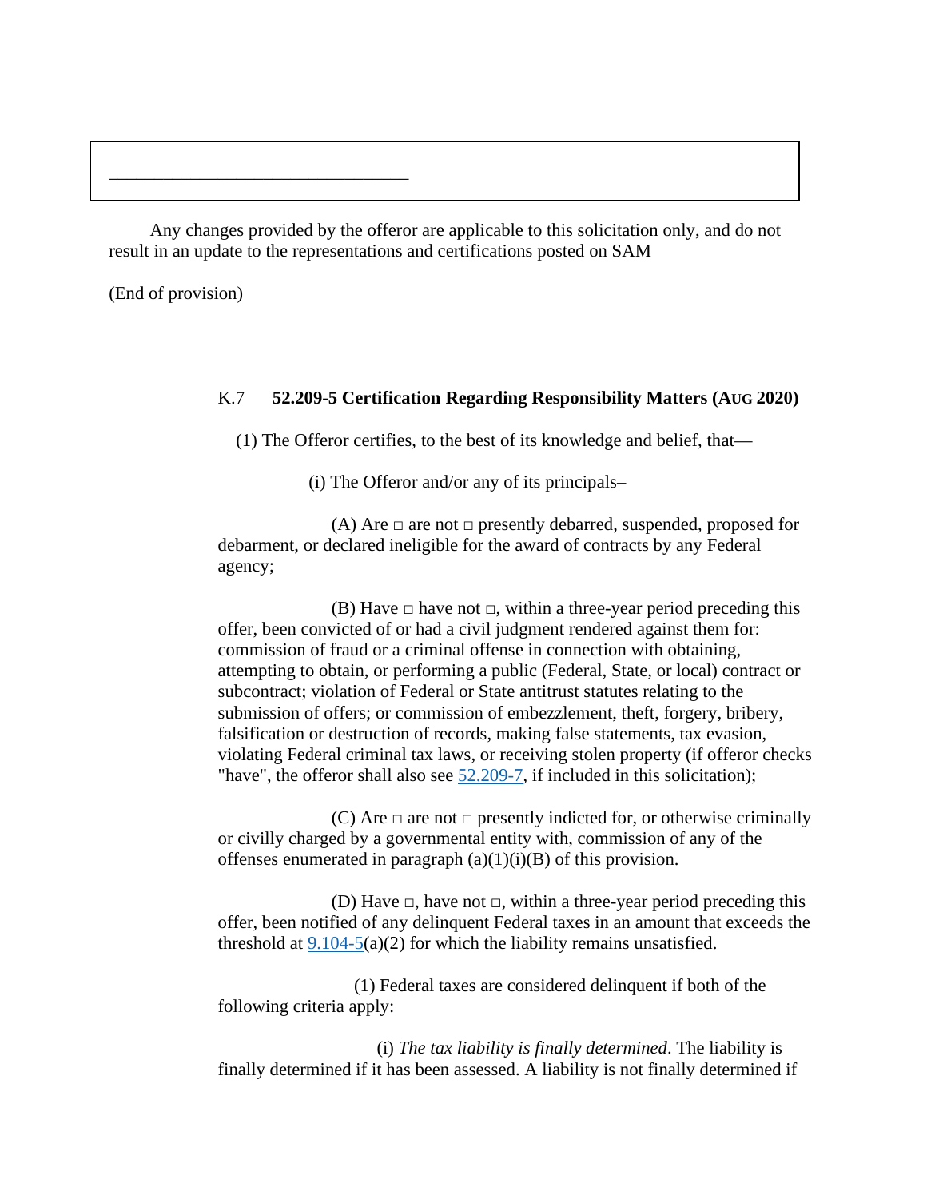\_\_\_\_\_\_\_\_\_\_\_\_\_\_\_\_\_\_\_\_\_\_\_\_\_\_\_\_\_\_\_\_

Any changes provided by the offeror are applicable to this solicitation only, and do not result in an update to the representations and certifications posted on SAM

(End of provision)

### K.7 52.209-5 Certification Regarding Responsibility Matters (AUG 2020)

(1) The Offeror certifies, to the best of its knowledge and belief, that—

(i) The Offeror and/or any of its principals–

(A) Are □ are not □ presently debarred, suspended, proposed for debarment, or declared ineligible for the award of contracts by any Federal agency;

(B) Have □ have not □, within a three-year period preceding this offer, been convicted of or had a civil judgment rendered against them for: commission of fraud or a criminal offense in connection with obtaining, attempting to obtain, or performing a public (Federal, State, or local) contract or subcontract; violation of Federal or State antitrust statutes relating to the submission of offers; or commission of embezzlement, theft, forgery, bribery, falsification or destruction of records, making false statements, tax evasion, violating Federal criminal tax laws, or receiving stolen property (if offeror checks "have", the offeror shall also see 52.209-7, if included in this solicitation);

(C) Are □ are not □ presently indicted for, or otherwise criminally or civilly charged by a governmental entity with, commission of any of the offenses enumerated in paragraph (a)(1)(i)(B) of this provision.

(D) Have □, have not □, within a three-year period preceding this offer, been notified of any delinquent Federal taxes in an amount that exceeds the threshold at 9.104-5(a)(2) for which the liability remains unsatisfied.

(1) Federal taxes are considered delinquent if both of the following criteria apply:

(i) *The tax liability is finally determined*. The liability is finally determined if it has been assessed. A liability is not finally determined if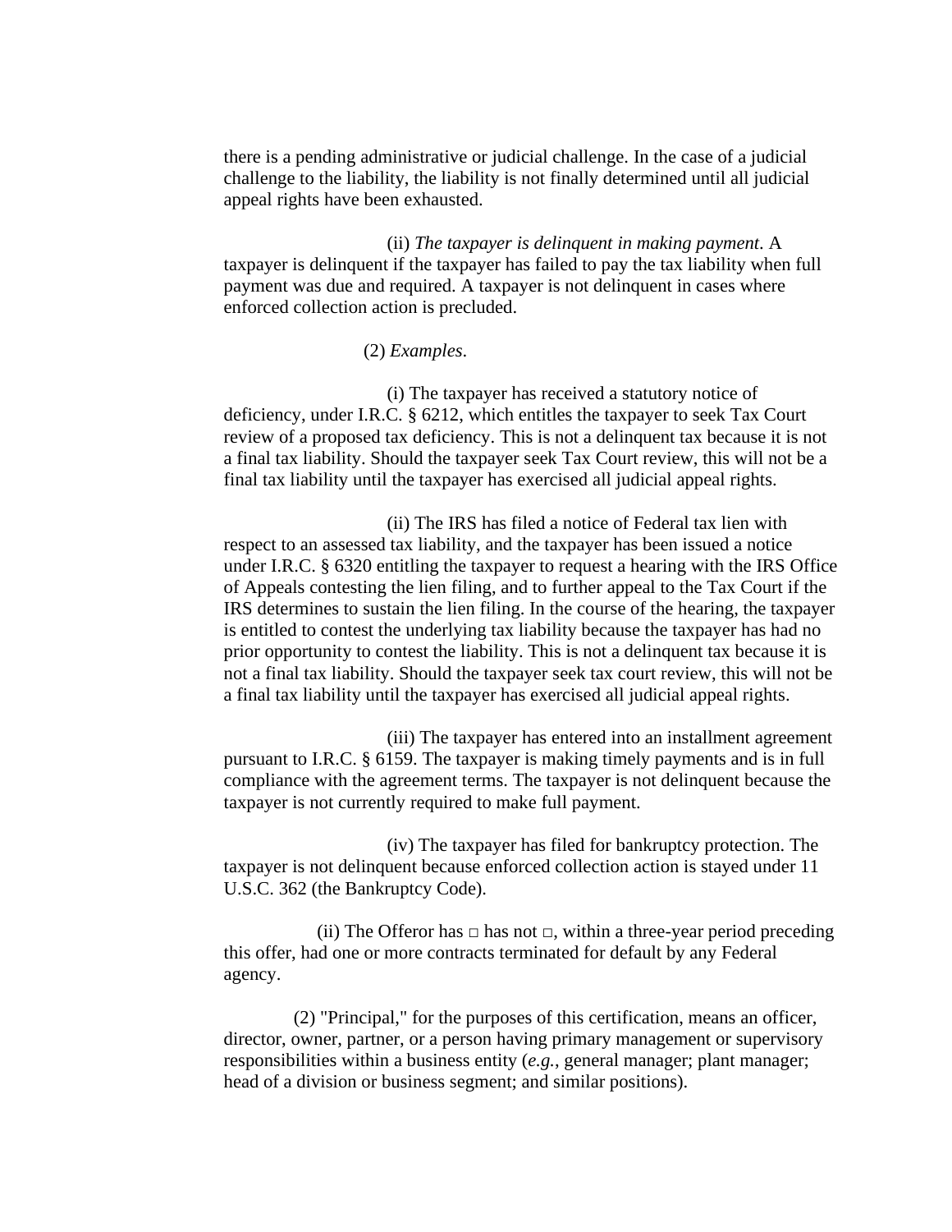there is a pending administrative or judicial challenge. In the case of a judicial challenge to the liability, the liability is not finally determined until all judicial appeal rights have been exhausted.

(ii) *The taxpayer is delinquent in making payment*. A taxpayer is delinquent if the taxpayer has failed to pay the tax liability when full payment was due and required. A taxpayer is not delinquent in cases where enforced collection action is precluded.

(2) *Examples*.

(i) The taxpayer has received a statutory notice of deficiency, under I.R.C. § 6212, which entitles the taxpayer to seek Tax Court review of a proposed tax deficiency. This is not a delinquent tax because it is not a final tax liability. Should the taxpayer seek Tax Court review, this will not be a final tax liability until the taxpayer has exercised all judicial appeal rights.

(ii) The IRS has filed a notice of Federal tax lien with respect to an assessed tax liability, and the taxpayer has been issued a notice under I.R.C. § 6320 entitling the taxpayer to request a hearing with the IRS Office of Appeals contesting the lien filing, and to further appeal to the Tax Court if the IRS determines to sustain the lien filing. In the course of the hearing, the taxpayer is entitled to contest the underlying tax liability because the taxpayer has had no prior opportunity to contest the liability. This is not a delinquent tax because it is not a final tax liability. Should the taxpayer seek tax court review, this will not be a final tax liability until the taxpayer has exercised all judicial appeal rights.

(iii) The taxpayer has entered into an installment agreement pursuant to I.R.C. § 6159. The taxpayer is making timely payments and is in full compliance with the agreement terms. The taxpayer is not delinquent because the taxpayer is not currently required to make full payment.

(iv) The taxpayer has filed for bankruptcy protection. The taxpayer is not delinquent because enforced collection action is stayed under 11 U.S.C. 362 (the Bankruptcy Code).

(ii) The Offeror has □ has not □, within a three-year period preceding this offer, had one or more contracts terminated for default by any Federal agency.

(2) "Principal," for the purposes of this certification, means an officer, director, owner, partner, or a person having primary management or supervisory responsibilities within a business entity (*e.g.*, general manager; plant manager; head of a division or business segment; and similar positions).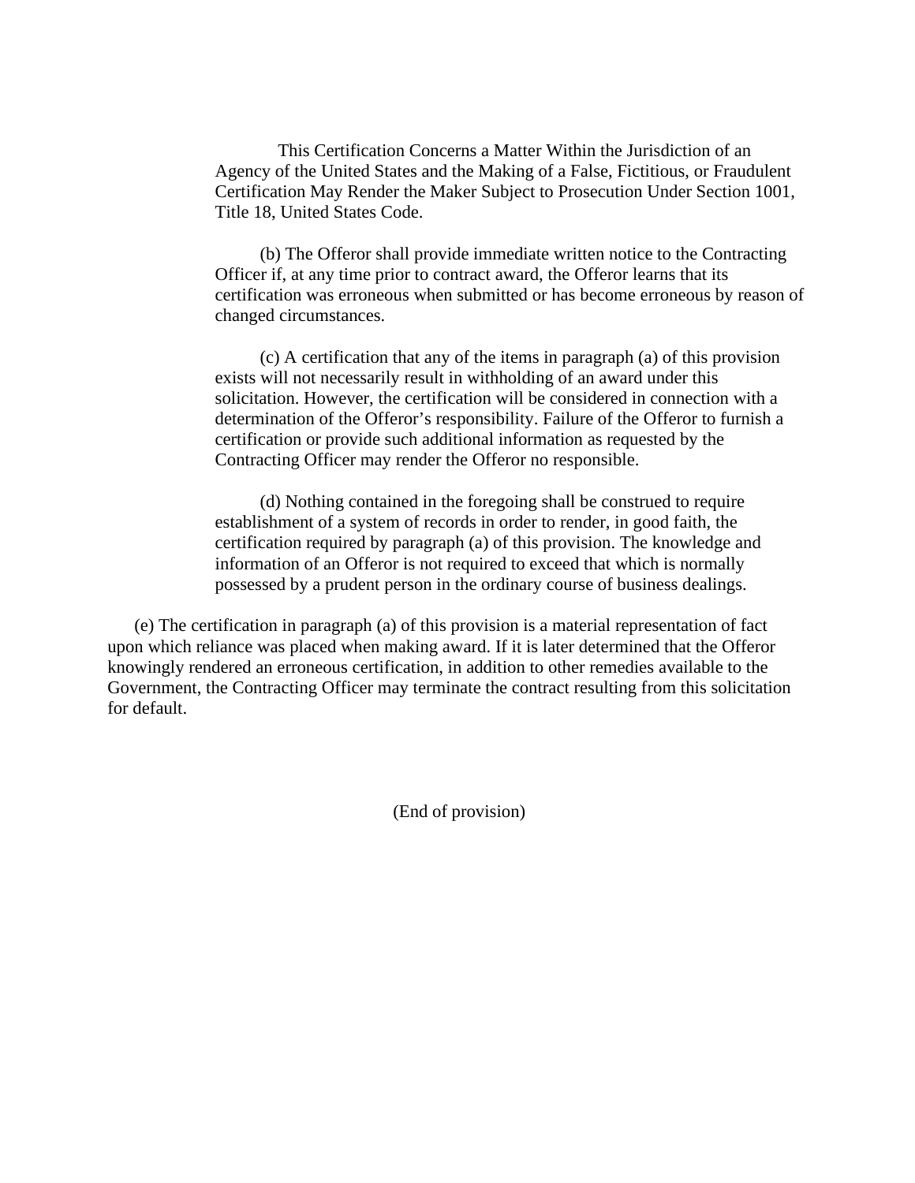This Certification Concerns a Matter Within the Jurisdiction of an Agency of the United States and the Making of a False, Fictitious, or Fraudulent Certification May Render the Maker Subject to Prosecution Under Section 1001, Title 18, United States Code.

(b) The Offeror shall provide immediate written notice to the Contracting Officer if, at any time prior to contract award, the Offeror learns that its certification was erroneous when submitted or has become erroneous by reason of changed circumstances.

(c) A certification that any of the items in paragraph (a) of this provision exists will not necessarily result in withholding of an award under this solicitation. However, the certification will be considered in connection with a determination of the Offeror's responsibility. Failure of the Offeror to furnish a certification or provide such additional information as requested by the Contracting Officer may render the Offeror no responsible.

(d) Nothing contained in the foregoing shall be construed to require establishment of a system of records in order to render, in good faith, the certification required by paragraph (a) of this provision. The knowledge and information of an Offeror is not required to exceed that which is normally possessed by a prudent person in the ordinary course of business dealings.

(e) The certification in paragraph (a) of this provision is a material representation of fact upon which reliance was placed when making award. If it is later determined that the Offeror knowingly rendered an erroneous certification, in addition to other remedies available to the Government, the Contracting Officer may terminate the contract resulting from this solicitation for default.

(End of provision)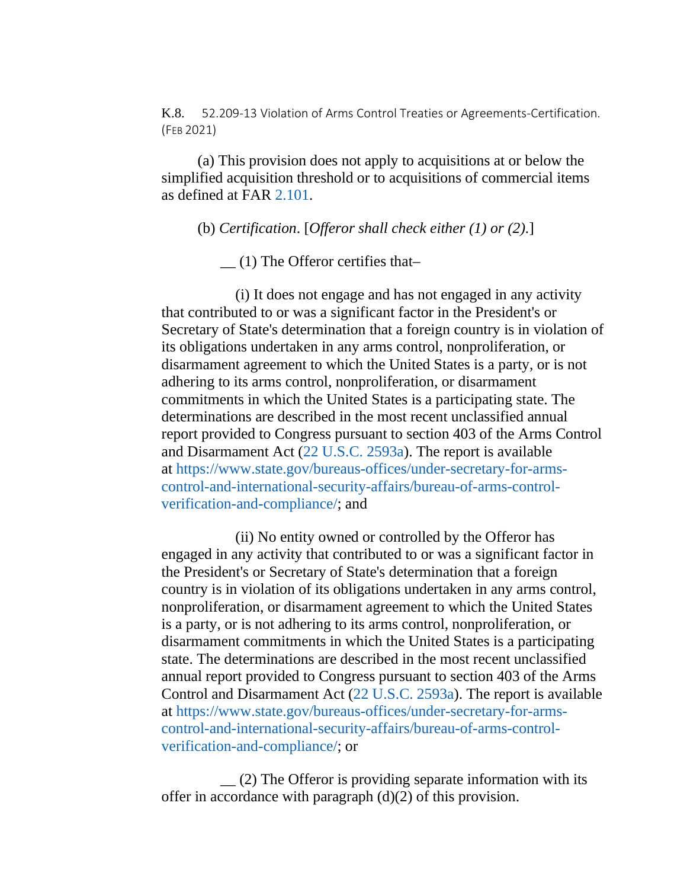K.8. 52.209-13 Violation of Arms Control Treaties or Agreements-Certification. (FEB 2021)

(a) This provision does not apply to acquisitions at or below the simplified acquisition threshold or to acquisitions of commercial items as defined at FAR 2.101.

(b) *Certification*. [*Offeror shall check either (1) or (2).*]

__ (1) The Offeror certifies that–

(i) It does not engage and has not engaged in any activity that contributed to or was a significant factor in the President's or Secretary of State's determination that a foreign country is in violation of its obligations undertaken in any arms control, nonproliferation, or disarmament agreement to which the United States is a party, or is not adhering to its arms control, nonproliferation, or disarmament commitments in which the United States is a participating state. The determinations are described in the most recent unclassified annual report provided to Congress pursuant to section 403 of the Arms Control and Disarmament Act (22 U.S.C. 2593a). The report is available at https://www.state.gov/bureaus-offices/under-secretary-for-arms-control-and-international-security-affairs/bureau-of-arms-control-verification-and-compliance/; and

(ii) No entity owned or controlled by the Offeror has engaged in any activity that contributed to or was a significant factor in the President's or Secretary of State's determination that a foreign country is in violation of its obligations undertaken in any arms control, nonproliferation, or disarmament agreement to which the United States is a party, or is not adhering to its arms control, nonproliferation, or disarmament commitments in which the United States is a participating state. The determinations are described in the most recent unclassified annual report provided to Congress pursuant to section 403 of the Arms Control and Disarmament Act (22 U.S.C. 2593a). The report is available at https://www.state.gov/bureaus-offices/under-secretary-for-arms-control-and-international-security-affairs/bureau-of-arms-control-verification-and-compliance/; or

__ (2) The Offeror is providing separate information with its offer in accordance with paragraph (d)(2) of this provision.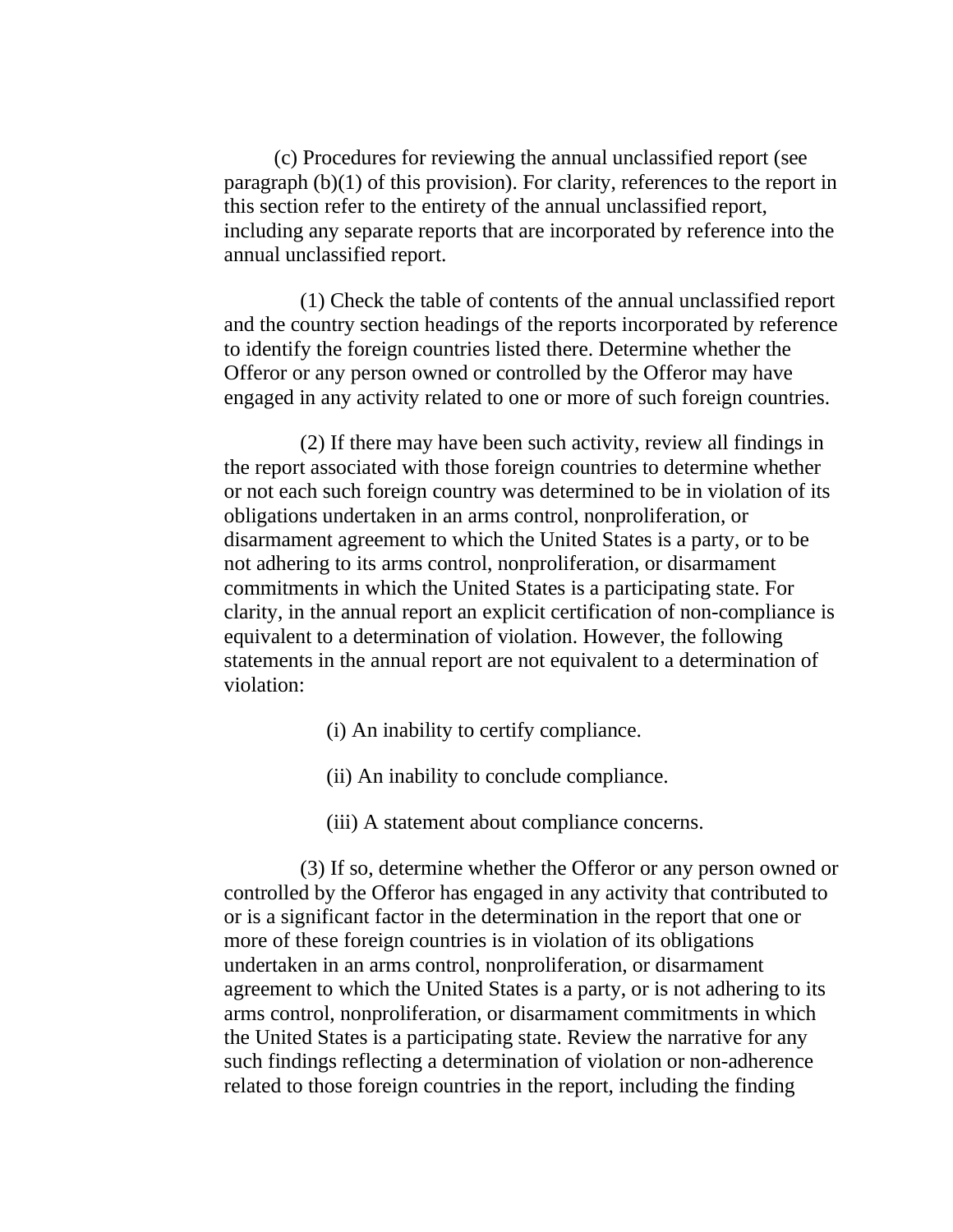(c) Procedures for reviewing the annual unclassified report (see paragraph (b)(1) of this provision). For clarity, references to the report in this section refer to the entirety of the annual unclassified report, including any separate reports that are incorporated by reference into the annual unclassified report.

(1) Check the table of contents of the annual unclassified report and the country section headings of the reports incorporated by reference to identify the foreign countries listed there. Determine whether the Offeror or any person owned or controlled by the Offeror may have engaged in any activity related to one or more of such foreign countries.

(2) If there may have been such activity, review all findings in the report associated with those foreign countries to determine whether or not each such foreign country was determined to be in violation of its obligations undertaken in an arms control, nonproliferation, or disarmament agreement to which the United States is a party, or to be not adhering to its arms control, nonproliferation, or disarmament commitments in which the United States is a participating state. For clarity, in the annual report an explicit certification of non-compliance is equivalent to a determination of violation. However, the following statements in the annual report are not equivalent to a determination of violation:

(i) An inability to certify compliance.

(ii) An inability to conclude compliance.

(iii) A statement about compliance concerns.

(3) If so, determine whether the Offeror or any person owned or controlled by the Offeror has engaged in any activity that contributed to or is a significant factor in the determination in the report that one or more of these foreign countries is in violation of its obligations undertaken in an arms control, nonproliferation, or disarmament agreement to which the United States is a party, or is not adhering to its arms control, nonproliferation, or disarmament commitments in which the United States is a participating state. Review the narrative for any such findings reflecting a determination of violation or non-adherence related to those foreign countries in the report, including the finding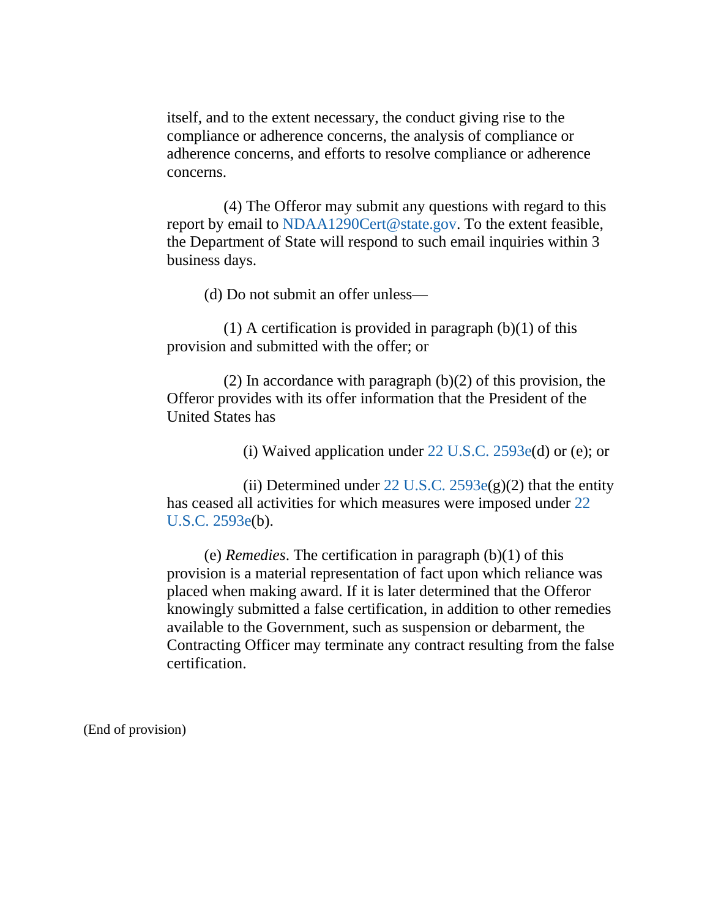itself, and to the extent necessary, the conduct giving rise to the compliance or adherence concerns, the analysis of compliance or adherence concerns, and efforts to resolve compliance or adherence concerns.

(4) The Offeror may submit any questions with regard to this report by email to NDAA1290Cert@state.gov. To the extent feasible, the Department of State will respond to such email inquiries within 3 business days.

(d) Do not submit an offer unless—

(1) A certification is provided in paragraph (b)(1) of this provision and submitted with the offer; or

(2) In accordance with paragraph (b)(2) of this provision, the Offeror provides with its offer information that the President of the United States has

(i) Waived application under 22 U.S.C. 2593e(d) or (e); or

(ii) Determined under 22 U.S.C. 2593e(g)(2) that the entity has ceased all activities for which measures were imposed under 22 U.S.C. 2593e(b).

(e) *Remedies*. The certification in paragraph (b)(1) of this provision is a material representation of fact upon which reliance was placed when making award. If it is later determined that the Offeror knowingly submitted a false certification, in addition to other remedies available to the Government, such as suspension or debarment, the Contracting Officer may terminate any contract resulting from the false certification.

(End of provision)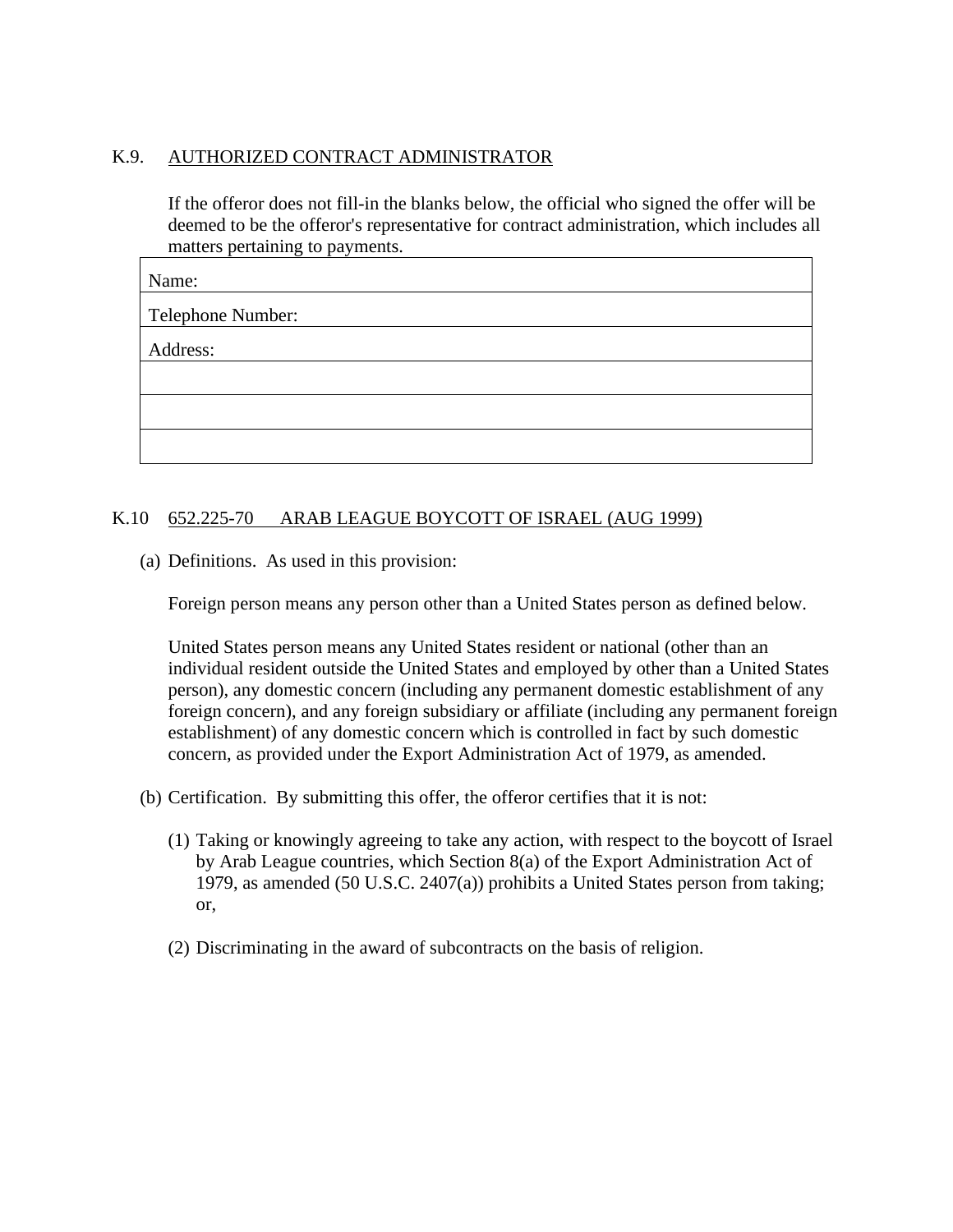## K.9. AUTHORIZED CONTRACT ADMINISTRATOR

If the offeror does not fill-in the blanks below, the official who signed the offer will be deemed to be the offeror's representative for contract administration, which includes all matters pertaining to payments.

| Name: |
|---|
| Telephone Number: |
| Address: |
| |
| |
| |

## K.10 652.225-70 ARAB LEAGUE BOYCOTT OF ISRAEL (AUG 1999)

(a) Definitions. As used in this provision:

Foreign person means any person other than a United States person as defined below.

United States person means any United States resident or national (other than an individual resident outside the United States and employed by other than a United States person), any domestic concern (including any permanent domestic establishment of any foreign concern), and any foreign subsidiary or affiliate (including any permanent foreign establishment) of any domestic concern which is controlled in fact by such domestic concern, as provided under the Export Administration Act of 1979, as amended.

(b) Certification. By submitting this offer, the offeror certifies that it is not:

(1) Taking or knowingly agreeing to take any action, with respect to the boycott of Israel by Arab League countries, which Section 8(a) of the Export Administration Act of 1979, as amended (50 U.S.C. 2407(a)) prohibits a United States person from taking; or,

(2) Discriminating in the award of subcontracts on the basis of religion.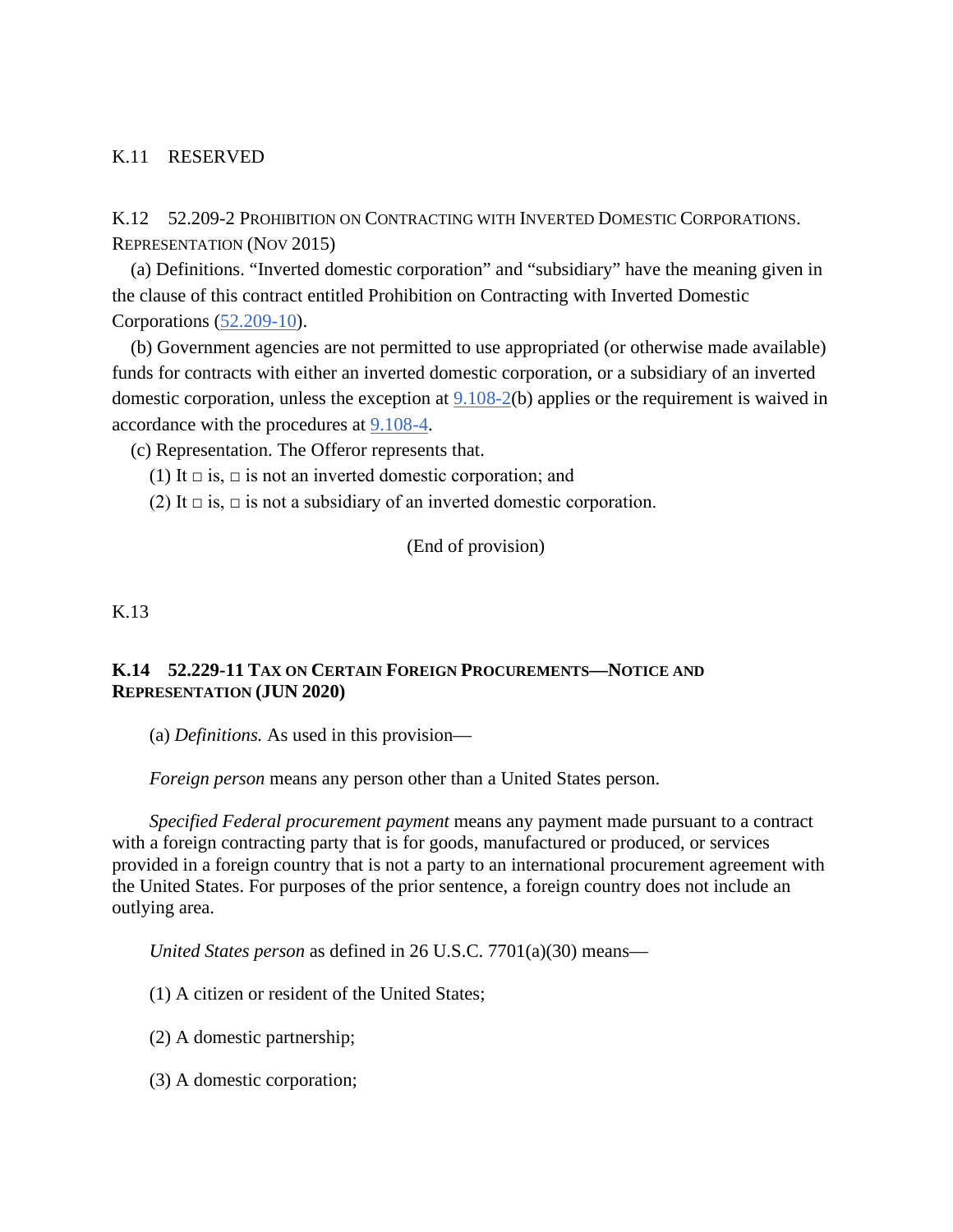K.11 RESERVED

K.12 52.209-2 PROHIBITION ON CONTRACTING WITH INVERTED DOMESTIC CORPORATIONS. REPRESENTATION (NOV 2015)

(a) Definitions. "Inverted domestic corporation" and "subsidiary" have the meaning given in the clause of this contract entitled Prohibition on Contracting with Inverted Domestic Corporations (52.209-10).

(b) Government agencies are not permitted to use appropriated (or otherwise made available) funds for contracts with either an inverted domestic corporation, or a subsidiary of an inverted domestic corporation, unless the exception at 9.108-2(b) applies or the requirement is waived in accordance with the procedures at 9.108-4.

(c) Representation. The Offeror represents that.

(1) It □ is, □ is not an inverted domestic corporation; and

(2) It □ is, □ is not a subsidiary of an inverted domestic corporation.

(End of provision)

K.13

**K.14 52.229-11 TAX ON CERTAIN FOREIGN PROCUREMENTS—NOTICE AND REPRESENTATION (JUN 2020)**

(a) *Definitions.* As used in this provision—

*Foreign person* means any person other than a United States person.

*Specified Federal procurement payment* means any payment made pursuant to a contract with a foreign contracting party that is for goods, manufactured or produced, or services provided in a foreign country that is not a party to an international procurement agreement with the United States. For purposes of the prior sentence, a foreign country does not include an outlying area.

*United States person* as defined in 26 U.S.C. 7701(a)(30) means—

(1) A citizen or resident of the United States;

(2) A domestic partnership;

(3) A domestic corporation;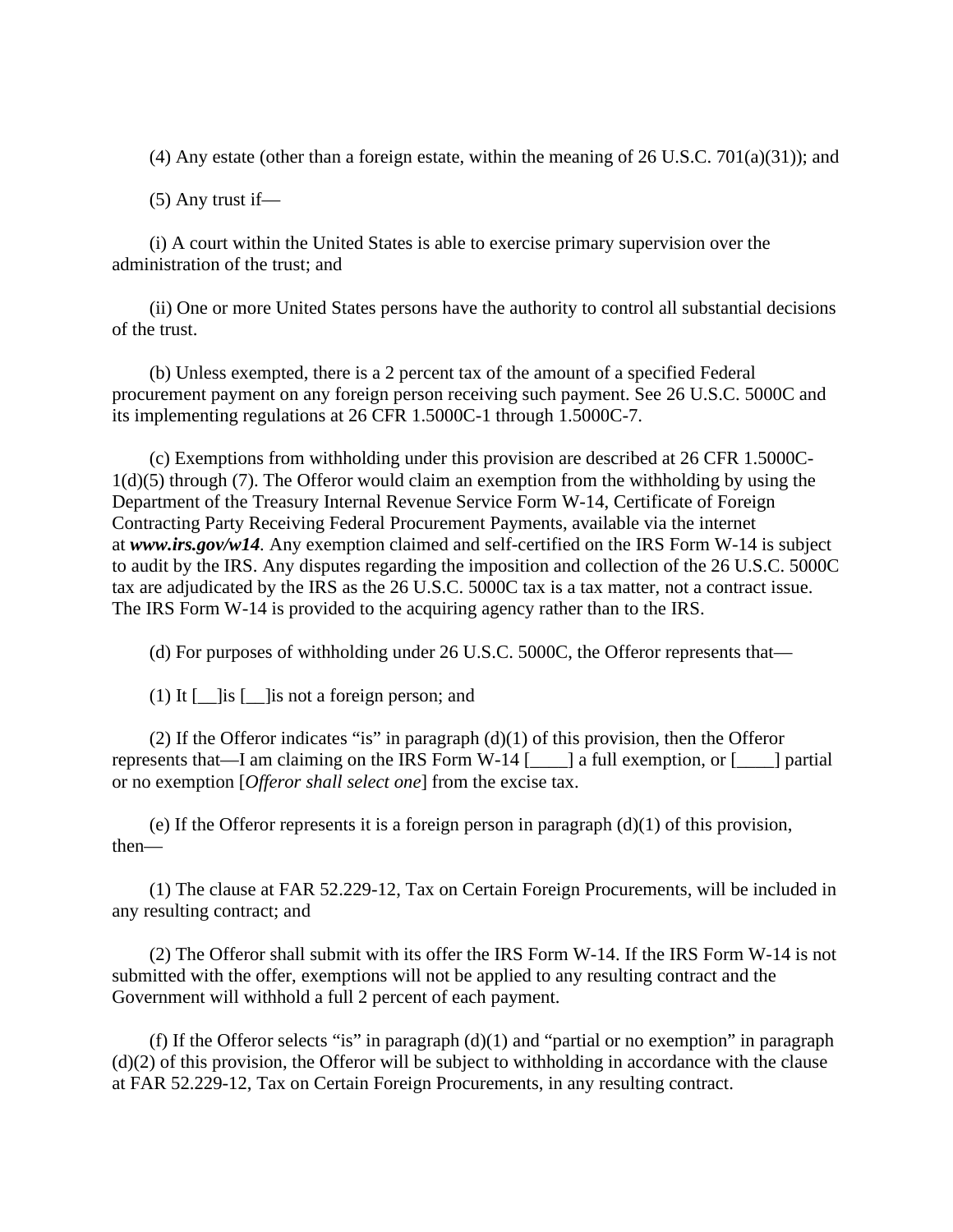(4) Any estate (other than a foreign estate, within the meaning of 26 U.S.C. 701(a)(31)); and

(5) Any trust if—

(i) A court within the United States is able to exercise primary supervision over the administration of the trust; and

(ii) One or more United States persons have the authority to control all substantial decisions of the trust.

(b) Unless exempted, there is a 2 percent tax of the amount of a specified Federal procurement payment on any foreign person receiving such payment. See 26 U.S.C. 5000C and its implementing regulations at 26 CFR 1.5000C-1 through 1.5000C-7.

(c) Exemptions from withholding under this provision are described at 26 CFR 1.5000C-1(d)(5) through (7). The Offeror would claim an exemption from the withholding by using the Department of the Treasury Internal Revenue Service Form W-14, Certificate of Foreign Contracting Party Receiving Federal Procurement Payments, available via the internet at ***www.irs.gov/w14***. Any exemption claimed and self-certified on the IRS Form W-14 is subject to audit by the IRS. Any disputes regarding the imposition and collection of the 26 U.S.C. 5000C tax are adjudicated by the IRS as the 26 U.S.C. 5000C tax is a tax matter, not a contract issue. The IRS Form W-14 is provided to the acquiring agency rather than to the IRS.

(d) For purposes of withholding under 26 U.S.C. 5000C, the Offeror represents that—

(1) It [__]is [__]is not a foreign person; and

(2) If the Offeror indicates "is" in paragraph (d)(1) of this provision, then the Offeror represents that—I am claiming on the IRS Form W-14 [____] a full exemption, or [____] partial or no exemption [*Offeror shall select one*] from the excise tax.

(e) If the Offeror represents it is a foreign person in paragraph (d)(1) of this provision, then—

(1) The clause at FAR 52.229-12, Tax on Certain Foreign Procurements, will be included in any resulting contract; and

(2) The Offeror shall submit with its offer the IRS Form W-14. If the IRS Form W-14 is not submitted with the offer, exemptions will not be applied to any resulting contract and the Government will withhold a full 2 percent of each payment.

(f) If the Offeror selects "is" in paragraph (d)(1) and "partial or no exemption" in paragraph (d)(2) of this provision, the Offeror will be subject to withholding in accordance with the clause at FAR 52.229-12, Tax on Certain Foreign Procurements, in any resulting contract.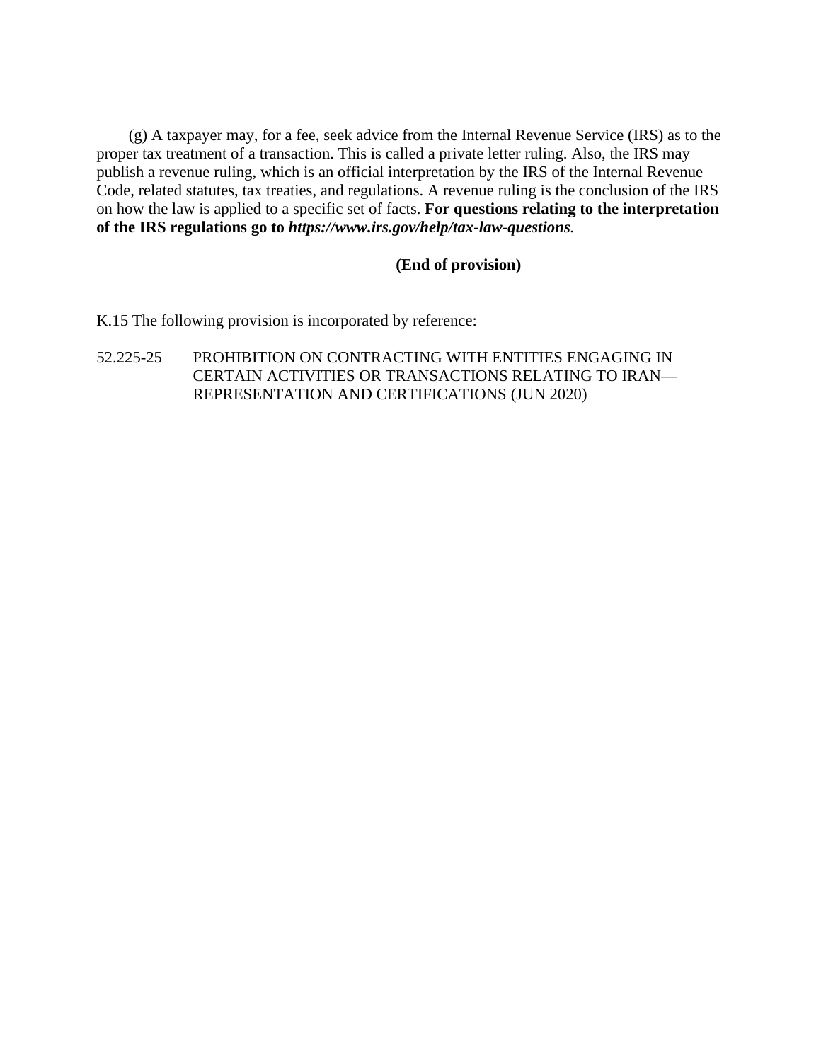(g) A taxpayer may, for a fee, seek advice from the Internal Revenue Service (IRS) as to the proper tax treatment of a transaction. This is called a private letter ruling. Also, the IRS may publish a revenue ruling, which is an official interpretation by the IRS of the Internal Revenue Code, related statutes, tax treaties, and regulations. A revenue ruling is the conclusion of the IRS on how the law is applied to a specific set of facts. **For questions relating to the interpretation of the IRS regulations go to *https://www.irs.gov/help/tax-law-questions*.**

**(End of provision)**

K.15 The following provision is incorporated by reference:

52.225-25 PROHIBITION ON CONTRACTING WITH ENTITIES ENGAGING IN CERTAIN ACTIVITIES OR TRANSACTIONS RELATING TO IRAN—REPRESENTATION AND CERTIFICATIONS (JUN 2020)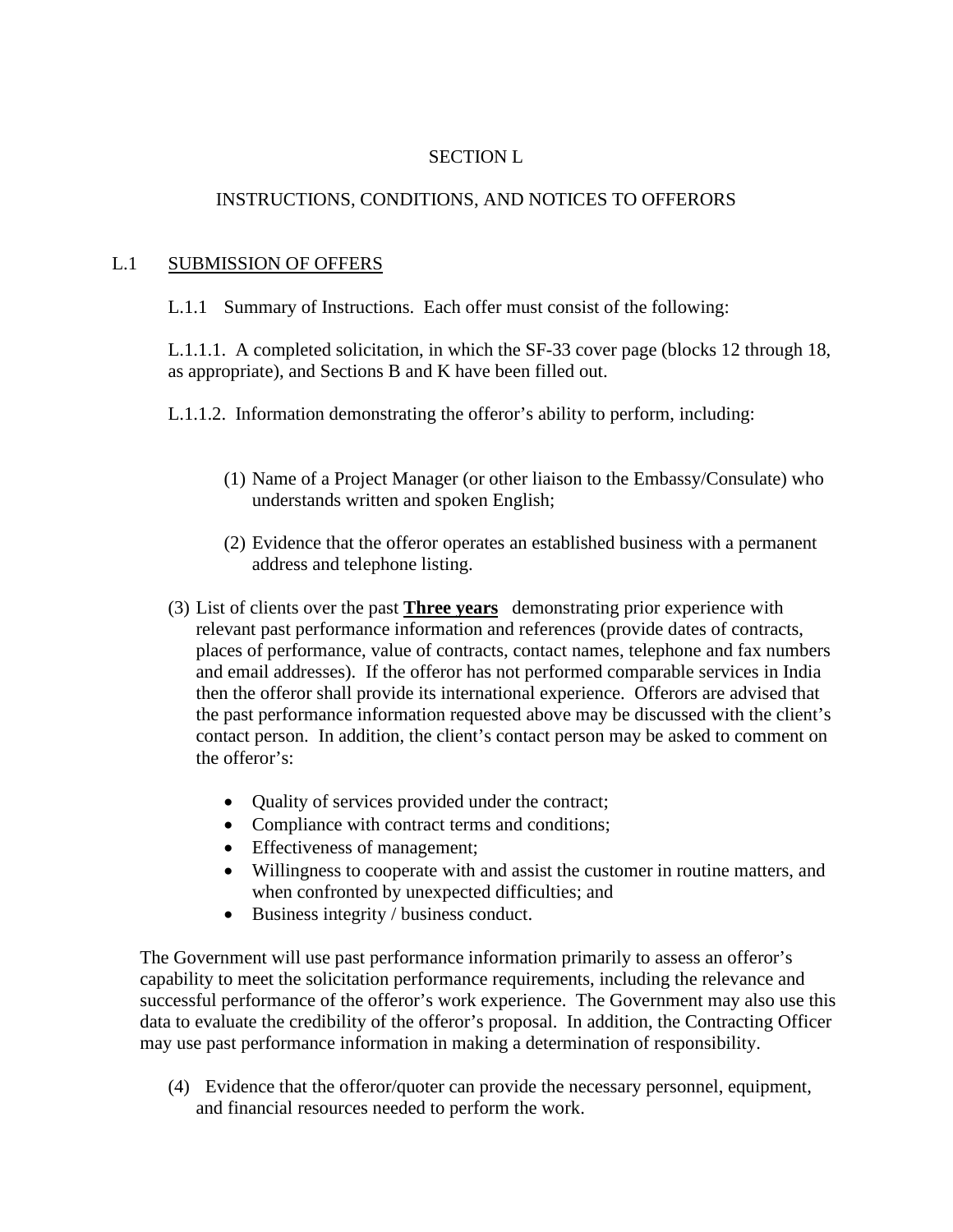# SECTION L

## INSTRUCTIONS, CONDITIONS, AND NOTICES TO OFFERORS

### L.1 SUBMISSION OF OFFERS

L.1.1 Summary of Instructions. Each offer must consist of the following:

L.1.1.1. A completed solicitation, in which the SF-33 cover page (blocks 12 through 18, as appropriate), and Sections B and K have been filled out.

L.1.1.2. Information demonstrating the offeror's ability to perform, including:

(1) Name of a Project Manager (or other liaison to the Embassy/Consulate) who understands written and spoken English;

(2) Evidence that the offeror operates an established business with a permanent address and telephone listing.

(3) List of clients over the past **<u>Three years</u>** demonstrating prior experience with relevant past performance information and references (provide dates of contracts, places of performance, value of contracts, contact names, telephone and fax numbers and email addresses). If the offeror has not performed comparable services in India then the offeror shall provide its international experience. Offerors are advised that the past performance information requested above may be discussed with the client's contact person. In addition, the client's contact person may be asked to comment on the offeror's:

- Quality of services provided under the contract;
- Compliance with contract terms and conditions;
- Effectiveness of management;
- Willingness to cooperate with and assist the customer in routine matters, and when confronted by unexpected difficulties; and
- Business integrity / business conduct.

The Government will use past performance information primarily to assess an offeror's capability to meet the solicitation performance requirements, including the relevance and successful performance of the offeror's work experience. The Government may also use this data to evaluate the credibility of the offeror's proposal. In addition, the Contracting Officer may use past performance information in making a determination of responsibility.

(4) Evidence that the offeror/quoter can provide the necessary personnel, equipment, and financial resources needed to perform the work.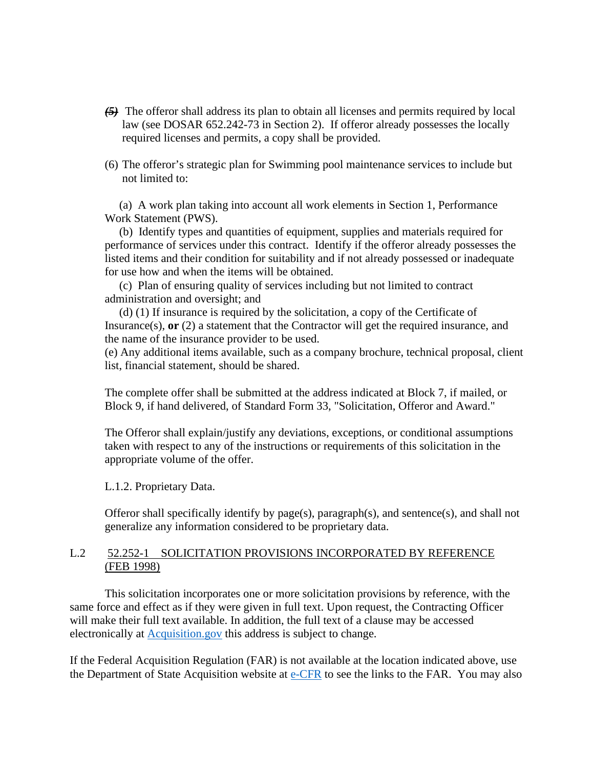(5) The offeror shall address its plan to obtain all licenses and permits required by local law (see DOSAR 652.242-73 in Section 2). If offeror already possesses the locally required licenses and permits, a copy shall be provided.

(6) The offeror's strategic plan for Swimming pool maintenance services to include but not limited to:

(a) A work plan taking into account all work elements in Section 1, Performance Work Statement (PWS).

(b) Identify types and quantities of equipment, supplies and materials required for performance of services under this contract. Identify if the offeror already possesses the listed items and their condition for suitability and if not already possessed or inadequate for use how and when the items will be obtained.

(c) Plan of ensuring quality of services including but not limited to contract administration and oversight; and

(d) (1) If insurance is required by the solicitation, a copy of the Certificate of Insurance(s), **or** (2) a statement that the Contractor will get the required insurance, and the name of the insurance provider to be used.

(e) Any additional items available, such as a company brochure, technical proposal, client list, financial statement, should be shared.

The complete offer shall be submitted at the address indicated at Block 7, if mailed, or Block 9, if hand delivered, of Standard Form 33, "Solicitation, Offeror and Award."

The Offeror shall explain/justify any deviations, exceptions, or conditional assumptions taken with respect to any of the instructions or requirements of this solicitation in the appropriate volume of the offer.

L.1.2. Proprietary Data.

Offeror shall specifically identify by page(s), paragraph(s), and sentence(s), and shall not generalize any information considered to be proprietary data.

## L.2 52.252-1 SOLICITATION PROVISIONS INCORPORATED BY REFERENCE (FEB 1998)

This solicitation incorporates one or more solicitation provisions by reference, with the same force and effect as if they were given in full text. Upon request, the Contracting Officer will make their full text available. In addition, the full text of a clause may be accessed electronically at Acquisition.gov this address is subject to change.

If the Federal Acquisition Regulation (FAR) is not available at the location indicated above, use the Department of State Acquisition website at e-CFR to see the links to the FAR. You may also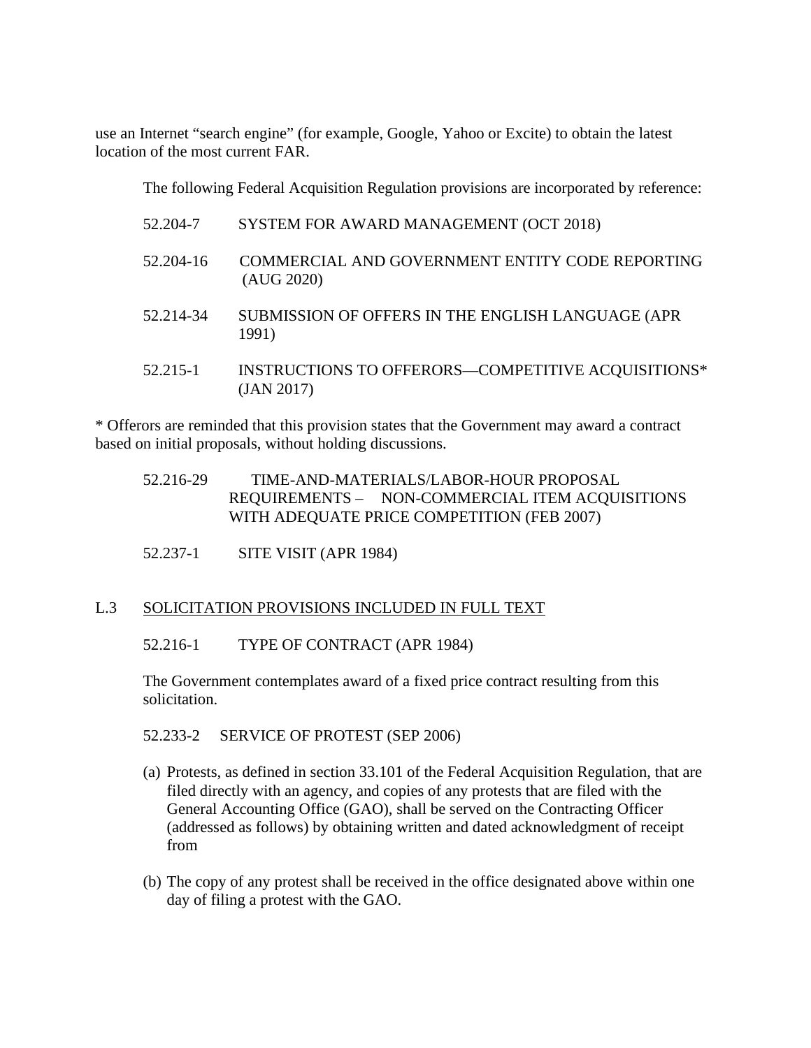use an Internet "search engine" (for example, Google, Yahoo or Excite) to obtain the latest location of the most current FAR.

The following Federal Acquisition Regulation provisions are incorporated by reference:

52.204-7 SYSTEM FOR AWARD MANAGEMENT (OCT 2018)

52.204-16 COMMERCIAL AND GOVERNMENT ENTITY CODE REPORTING (AUG 2020)

52.214-34 SUBMISSION OF OFFERS IN THE ENGLISH LANGUAGE (APR 1991)

52.215-1 INSTRUCTIONS TO OFFERORS—COMPETITIVE ACQUISITIONS* (JAN 2017)

* Offerors are reminded that this provision states that the Government may award a contract based on initial proposals, without holding discussions.

52.216-29 TIME-AND-MATERIALS/LABOR-HOUR PROPOSAL REQUIREMENTS – NON-COMMERCIAL ITEM ACQUISITIONS WITH ADEQUATE PRICE COMPETITION (FEB 2007)

52.237-1 SITE VISIT (APR 1984)

## L.3 SOLICITATION PROVISIONS INCLUDED IN FULL TEXT

52.216-1 TYPE OF CONTRACT (APR 1984)

The Government contemplates award of a fixed price contract resulting from this solicitation.

52.233-2 SERVICE OF PROTEST (SEP 2006)

(a) Protests, as defined in section 33.101 of the Federal Acquisition Regulation, that are filed directly with an agency, and copies of any protests that are filed with the General Accounting Office (GAO), shall be served on the Contracting Officer (addressed as follows) by obtaining written and dated acknowledgment of receipt from

(b) The copy of any protest shall be received in the office designated above within one day of filing a protest with the GAO.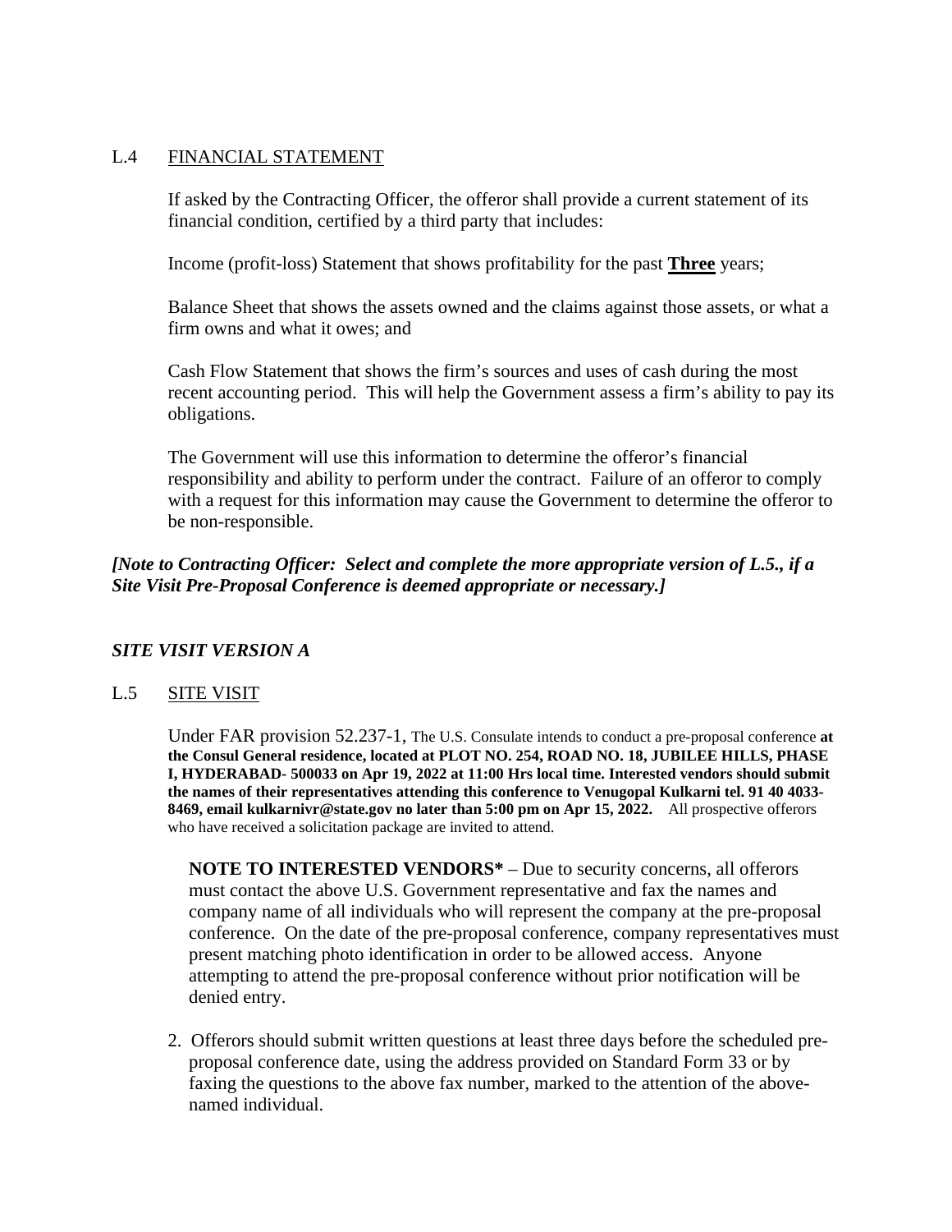## L.4 FINANCIAL STATEMENT

If asked by the Contracting Officer, the offeror shall provide a current statement of its financial condition, certified by a third party that includes:

Income (profit-loss) Statement that shows profitability for the past **Three** years;

Balance Sheet that shows the assets owned and the claims against those assets, or what a firm owns and what it owes; and

Cash Flow Statement that shows the firm's sources and uses of cash during the most recent accounting period. This will help the Government assess a firm's ability to pay its obligations.

The Government will use this information to determine the offeror's financial responsibility and ability to perform under the contract. Failure of an offeror to comply with a request for this information may cause the Government to determine the offeror to be non-responsible.

***[Note to Contracting Officer: Select and complete the more appropriate version of L.5., if a Site Visit Pre-Proposal Conference is deemed appropriate or necessary.]***

***SITE VISIT VERSION A***

## L.5 SITE VISIT

Under FAR provision 52.237-1, The U.S. Consulate intends to conduct a pre-proposal conference **at the Consul General residence, located at PLOT NO. 254, ROAD NO. 18, JUBILEE HILLS, PHASE I, HYDERABAD- 500033 on Apr 19, 2022 at 11:00 Hrs local time. Interested vendors should submit the names of their representatives attending this conference to Venugopal Kulkarni tel. 91 40 4033-8469, email kulkarnivr@state.gov no later than 5:00 pm on Apr 15, 2022.** All prospective offerors who have received a solicitation package are invited to attend.

**NOTE TO INTERESTED VENDORS*** – Due to security concerns, all offerors must contact the above U.S. Government representative and fax the names and company name of all individuals who will represent the company at the pre-proposal conference. On the date of the pre-proposal conference, company representatives must present matching photo identification in order to be allowed access. Anyone attempting to attend the pre-proposal conference without prior notification will be denied entry.

2. Offerors should submit written questions at least three days before the scheduled pre-proposal conference date, using the address provided on Standard Form 33 or by faxing the questions to the above fax number, marked to the attention of the above-named individual.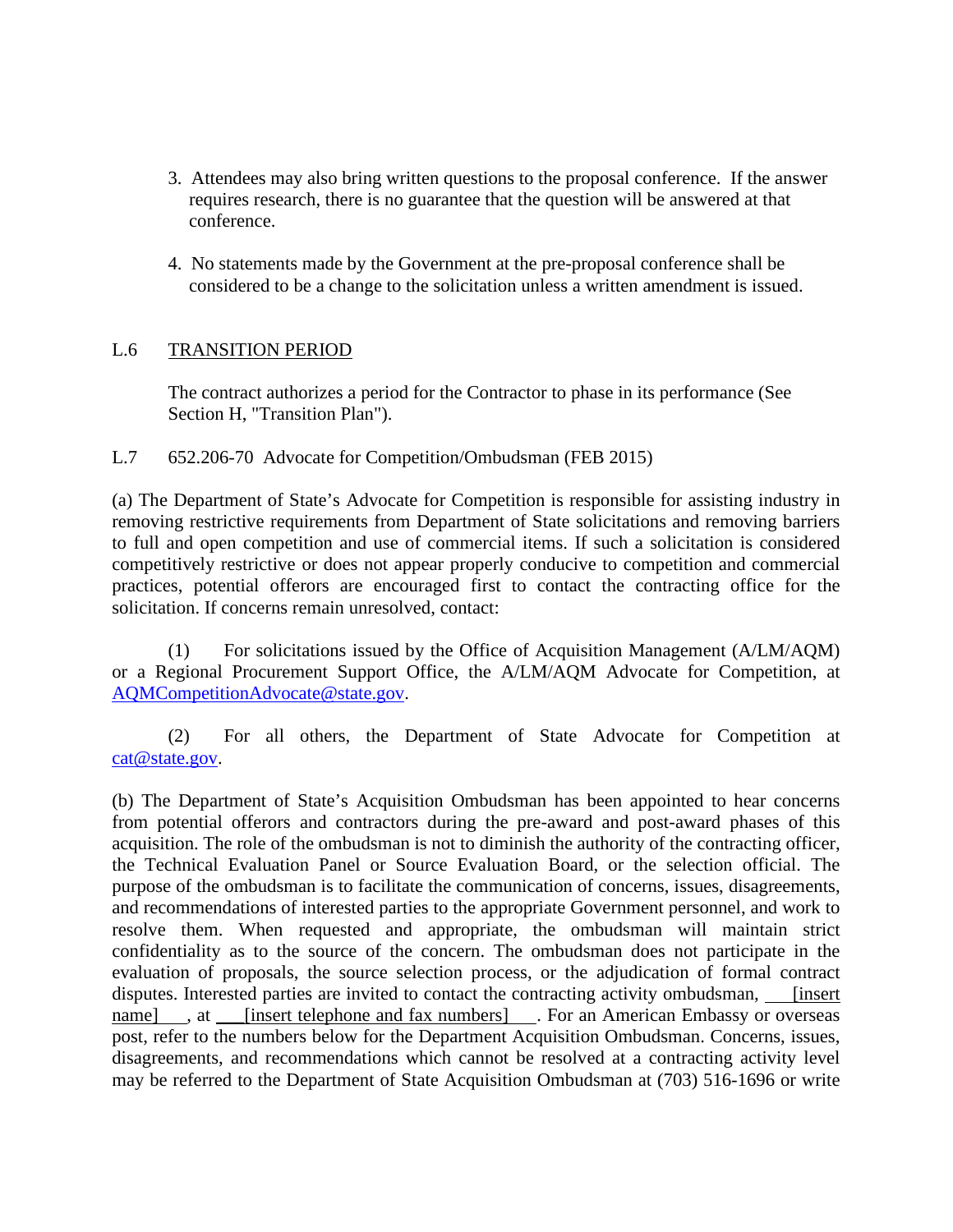3. Attendees may also bring written questions to the proposal conference. If the answer requires research, there is no guarantee that the question will be answered at that conference.

4. No statements made by the Government at the pre-proposal conference shall be considered to be a change to the solicitation unless a written amendment is issued.

L.6 TRANSITION PERIOD

The contract authorizes a period for the Contractor to phase in its performance (See Section H, "Transition Plan").

L.7 652.206-70 Advocate for Competition/Ombudsman (FEB 2015)

(a) The Department of State's Advocate for Competition is responsible for assisting industry in removing restrictive requirements from Department of State solicitations and removing barriers to full and open competition and use of commercial items. If such a solicitation is considered competitively restrictive or does not appear properly conducive to competition and commercial practices, potential offerors are encouraged first to contact the contracting office for the solicitation. If concerns remain unresolved, contact:

(1) For solicitations issued by the Office of Acquisition Management (A/LM/AQM) or a Regional Procurement Support Office, the A/LM/AQM Advocate for Competition, at AQMCompetitionAdvocate@state.gov.

(2) For all others, the Department of State Advocate for Competition at cat@state.gov.

(b) The Department of State's Acquisition Ombudsman has been appointed to hear concerns from potential offerors and contractors during the pre-award and post-award phases of this acquisition. The role of the ombudsman is not to diminish the authority of the contracting officer, the Technical Evaluation Panel or Source Evaluation Board, or the selection official. The purpose of the ombudsman is to facilitate the communication of concerns, issues, disagreements, and recommendations of interested parties to the appropriate Government personnel, and work to resolve them. When requested and appropriate, the ombudsman will maintain strict confidentiality as to the source of the concern. The ombudsman does not participate in the evaluation of proposals, the source selection process, or the adjudication of formal contract disputes. Interested parties are invited to contact the contracting activity ombudsman, \_\_\_[insert name]\_\_\_, at \_\_\_[insert telephone and fax numbers]\_\_\_. For an American Embassy or overseas post, refer to the numbers below for the Department Acquisition Ombudsman. Concerns, issues, disagreements, and recommendations which cannot be resolved at a contracting activity level may be referred to the Department of State Acquisition Ombudsman at (703) 516-1696 or write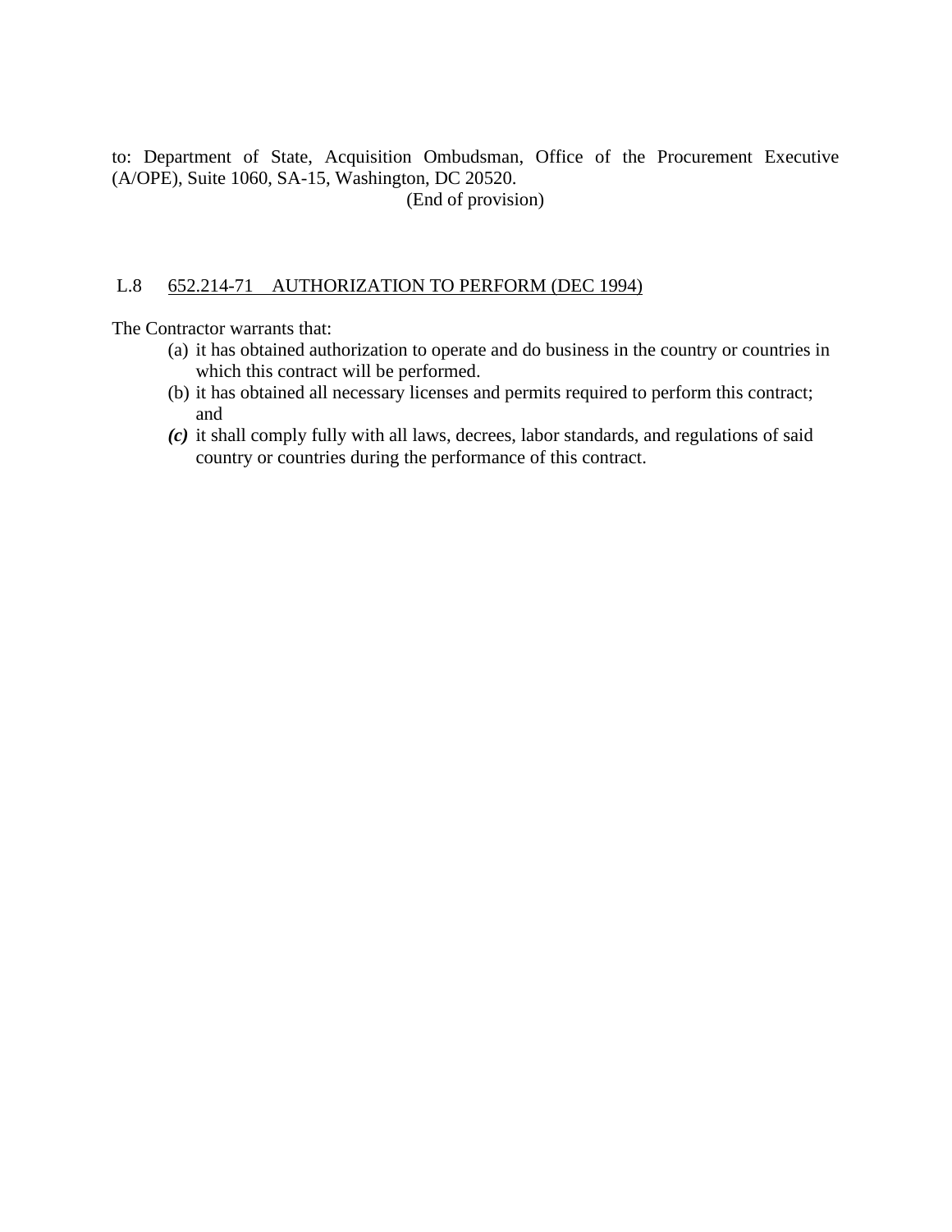to: Department of State, Acquisition Ombudsman, Office of the Procurement Executive (A/OPE), Suite 1060, SA-15, Washington, DC 20520.

(End of provision)

### L.8 652.214-71 AUTHORIZATION TO PERFORM (DEC 1994)

The Contractor warrants that:

(a) it has obtained authorization to operate and do business in the country or countries in which this contract will be performed.

(b) it has obtained all necessary licenses and permits required to perform this contract; and

***(c)*** it shall comply fully with all laws, decrees, labor standards, and regulations of said country or countries during the performance of this contract.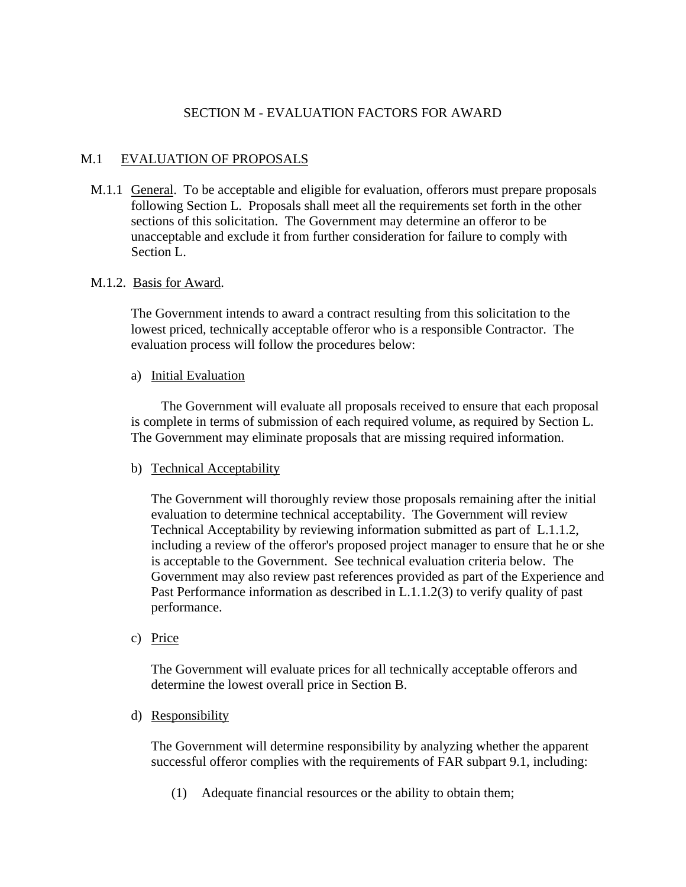# SECTION M - EVALUATION FACTORS FOR AWARD

## M.1 EVALUATION OF PROPOSALS

M.1.1 General. To be acceptable and eligible for evaluation, offerors must prepare proposals following Section L. Proposals shall meet all the requirements set forth in the other sections of this solicitation. The Government may determine an offeror to be unacceptable and exclude it from further consideration for failure to comply with Section L.

M.1.2. Basis for Award.

The Government intends to award a contract resulting from this solicitation to the lowest priced, technically acceptable offeror who is a responsible Contractor. The evaluation process will follow the procedures below:

a) Initial Evaluation

The Government will evaluate all proposals received to ensure that each proposal is complete in terms of submission of each required volume, as required by Section L. The Government may eliminate proposals that are missing required information.

b) Technical Acceptability

The Government will thoroughly review those proposals remaining after the initial evaluation to determine technical acceptability. The Government will review Technical Acceptability by reviewing information submitted as part of L.1.1.2, including a review of the offeror's proposed project manager to ensure that he or she is acceptable to the Government. See technical evaluation criteria below. The Government may also review past references provided as part of the Experience and Past Performance information as described in L.1.1.2(3) to verify quality of past performance.

c) Price

The Government will evaluate prices for all technically acceptable offerors and determine the lowest overall price in Section B.

d) Responsibility

The Government will determine responsibility by analyzing whether the apparent successful offeror complies with the requirements of FAR subpart 9.1, including:

(1) Adequate financial resources or the ability to obtain them;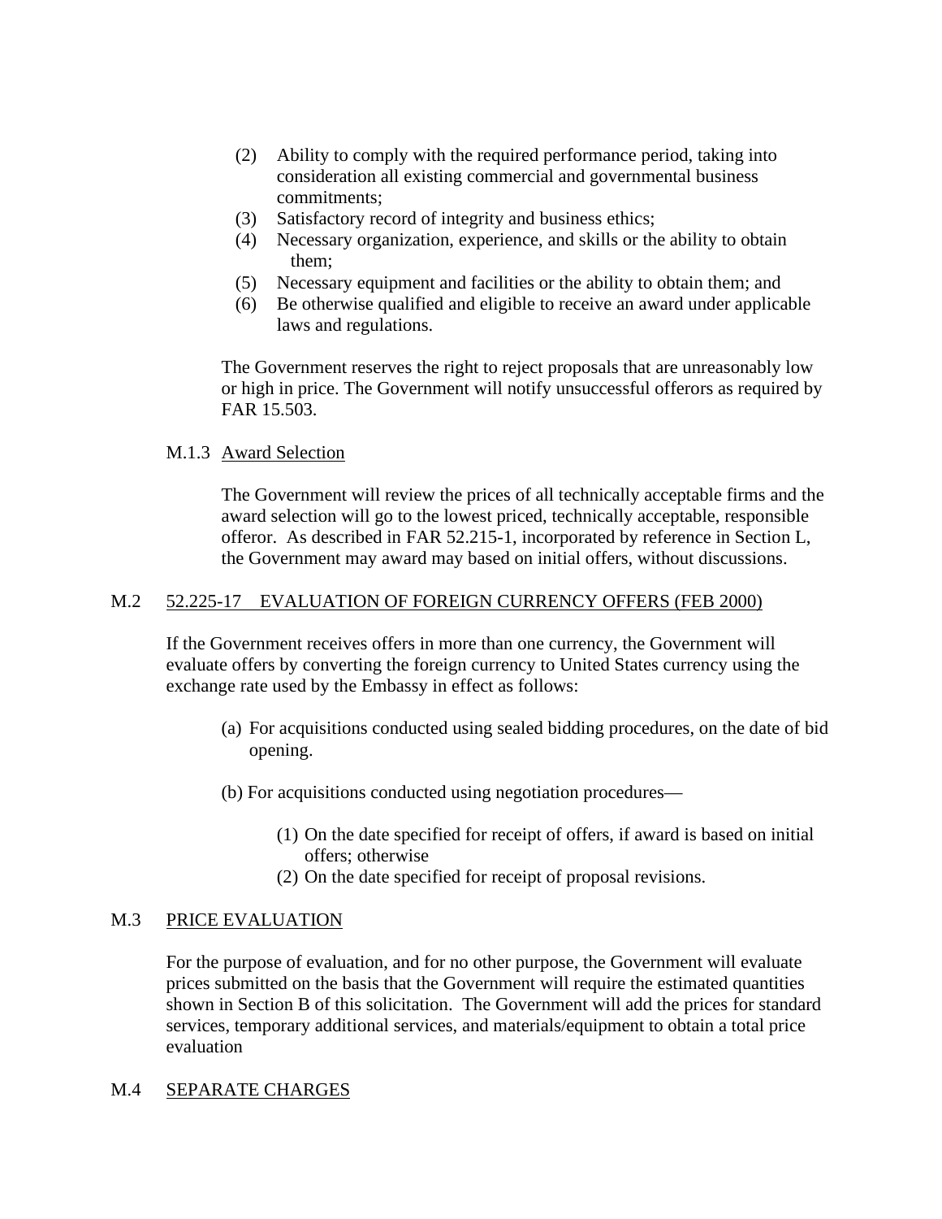(2) Ability to comply with the required performance period, taking into consideration all existing commercial and governmental business commitments;
(3) Satisfactory record of integrity and business ethics;
(4) Necessary organization, experience, and skills or the ability to obtain them;
(5) Necessary equipment and facilities or the ability to obtain them; and
(6) Be otherwise qualified and eligible to receive an award under applicable laws and regulations.

The Government reserves the right to reject proposals that are unreasonably low or high in price. The Government will notify unsuccessful offerors as required by FAR 15.503.

M.1.3 Award Selection

The Government will review the prices of all technically acceptable firms and the award selection will go to the lowest priced, technically acceptable, responsible offeror. As described in FAR 52.215-1, incorporated by reference in Section L, the Government may award may based on initial offers, without discussions.

## M.2 52.225-17 EVALUATION OF FOREIGN CURRENCY OFFERS (FEB 2000)

If the Government receives offers in more than one currency, the Government will evaluate offers by converting the foreign currency to United States currency using the exchange rate used by the Embassy in effect as follows:

(a) For acquisitions conducted using sealed bidding procedures, on the date of bid opening.

(b) For acquisitions conducted using negotiation procedures—

(1) On the date specified for receipt of offers, if award is based on initial offers; otherwise
(2) On the date specified for receipt of proposal revisions.

## M.3 PRICE EVALUATION

For the purpose of evaluation, and for no other purpose, the Government will evaluate prices submitted on the basis that the Government will require the estimated quantities shown in Section B of this solicitation. The Government will add the prices for standard services, temporary additional services, and materials/equipment to obtain a total price evaluation

## M.4 SEPARATE CHARGES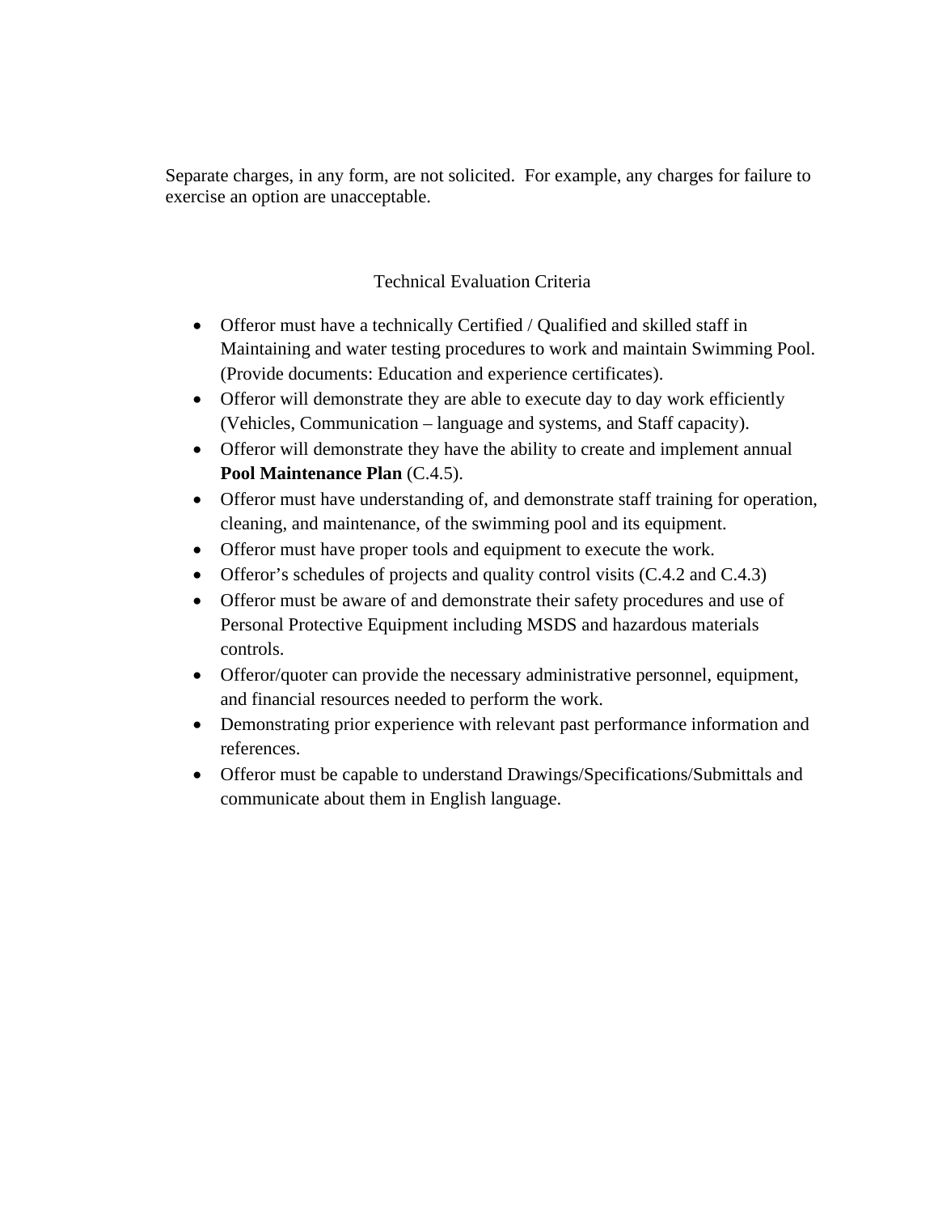Separate charges, in any form, are not solicited. For example, any charges for failure to exercise an option are unacceptable.

## Technical Evaluation Criteria

- Offeror must have a technically Certified / Qualified and skilled staff in Maintaining and water testing procedures to work and maintain Swimming Pool. (Provide documents: Education and experience certificates).
- Offeror will demonstrate they are able to execute day to day work efficiently (Vehicles, Communication – language and systems, and Staff capacity).
- Offeror will demonstrate they have the ability to create and implement annual **Pool Maintenance Plan** (C.4.5).
- Offeror must have understanding of, and demonstrate staff training for operation, cleaning, and maintenance, of the swimming pool and its equipment.
- Offeror must have proper tools and equipment to execute the work.
- Offeror's schedules of projects and quality control visits (C.4.2 and C.4.3)
- Offeror must be aware of and demonstrate their safety procedures and use of Personal Protective Equipment including MSDS and hazardous materials controls.
- Offeror/quoter can provide the necessary administrative personnel, equipment, and financial resources needed to perform the work.
- Demonstrating prior experience with relevant past performance information and references.
- Offeror must be capable to understand Drawings/Specifications/Submittals and communicate about them in English language.